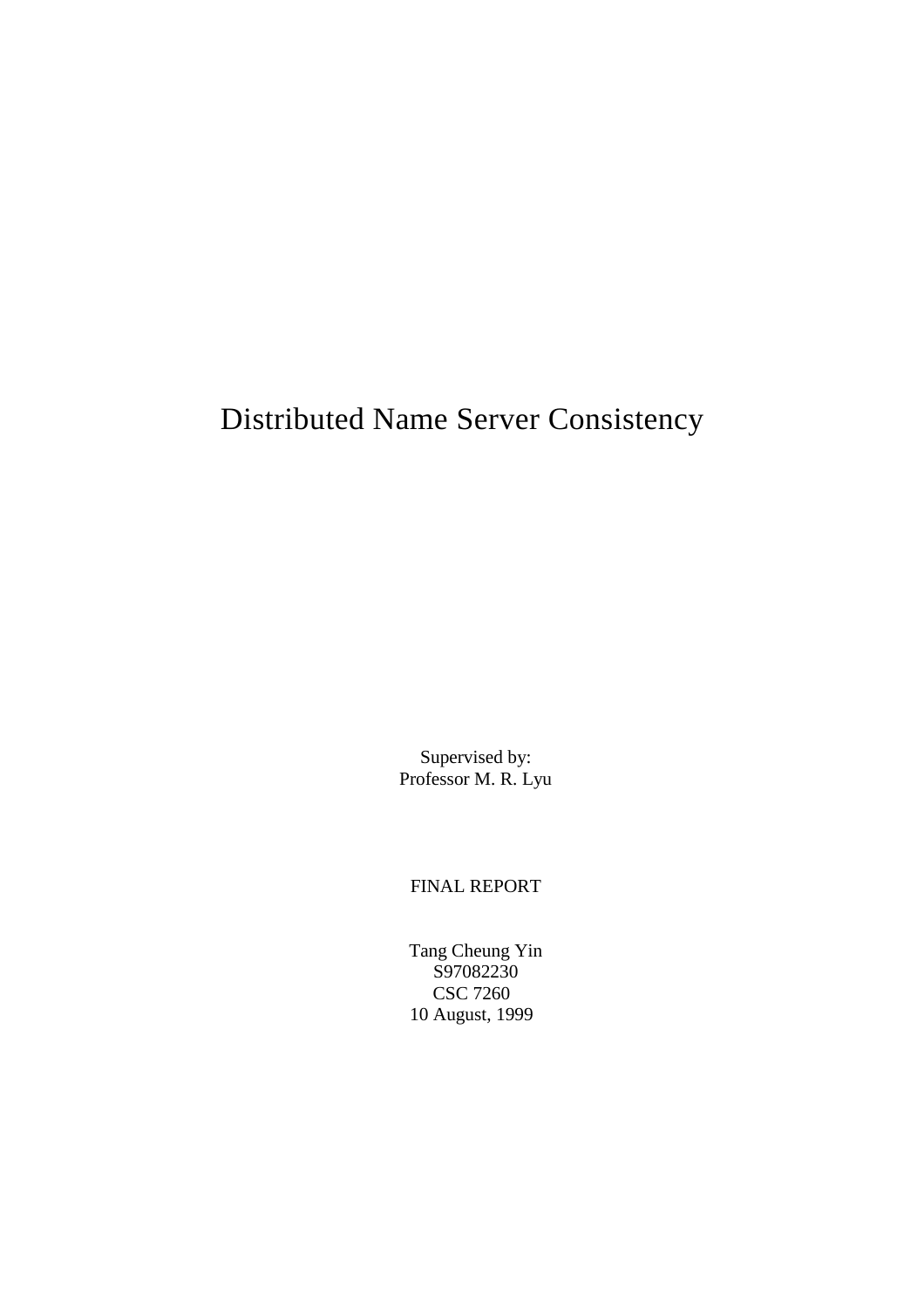# Distributed Name Server Consistency

Supervised by:
Professor M. R. Lyu

FINAL REPORT

Tang Cheung Yin
S97082230
CSC 7260
10 August, 1999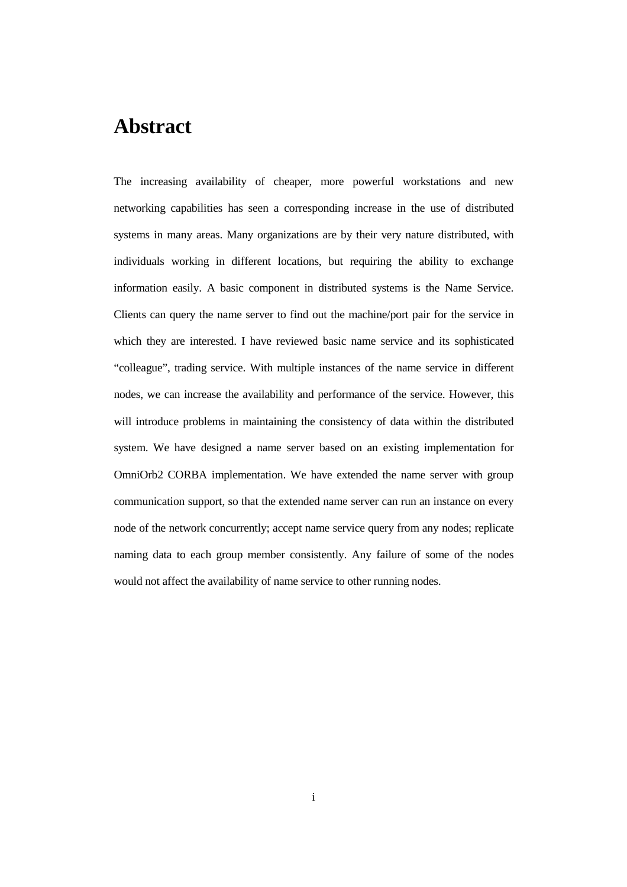# Abstract

The increasing availability of cheaper, more powerful workstations and new networking capabilities has seen a corresponding increase in the use of distributed systems in many areas. Many organizations are by their very nature distributed, with individuals working in different locations, but requiring the ability to exchange information easily. A basic component in distributed systems is the Name Service. Clients can query the name server to find out the machine/port pair for the service in which they are interested. I have reviewed basic name service and its sophisticated “colleague”, trading service. With multiple instances of the name service in different nodes, we can increase the availability and performance of the service. However, this will introduce problems in maintaining the consistency of data within the distributed system. We have designed a name server based on an existing implementation for OmniOrb2 CORBA implementation. We have extended the name server with group communication support, so that the extended name server can run an instance on every node of the network concurrently; accept name service query from any nodes; replicate naming data to each group member consistently. Any failure of some of the nodes would not affect the availability of name service to other running nodes.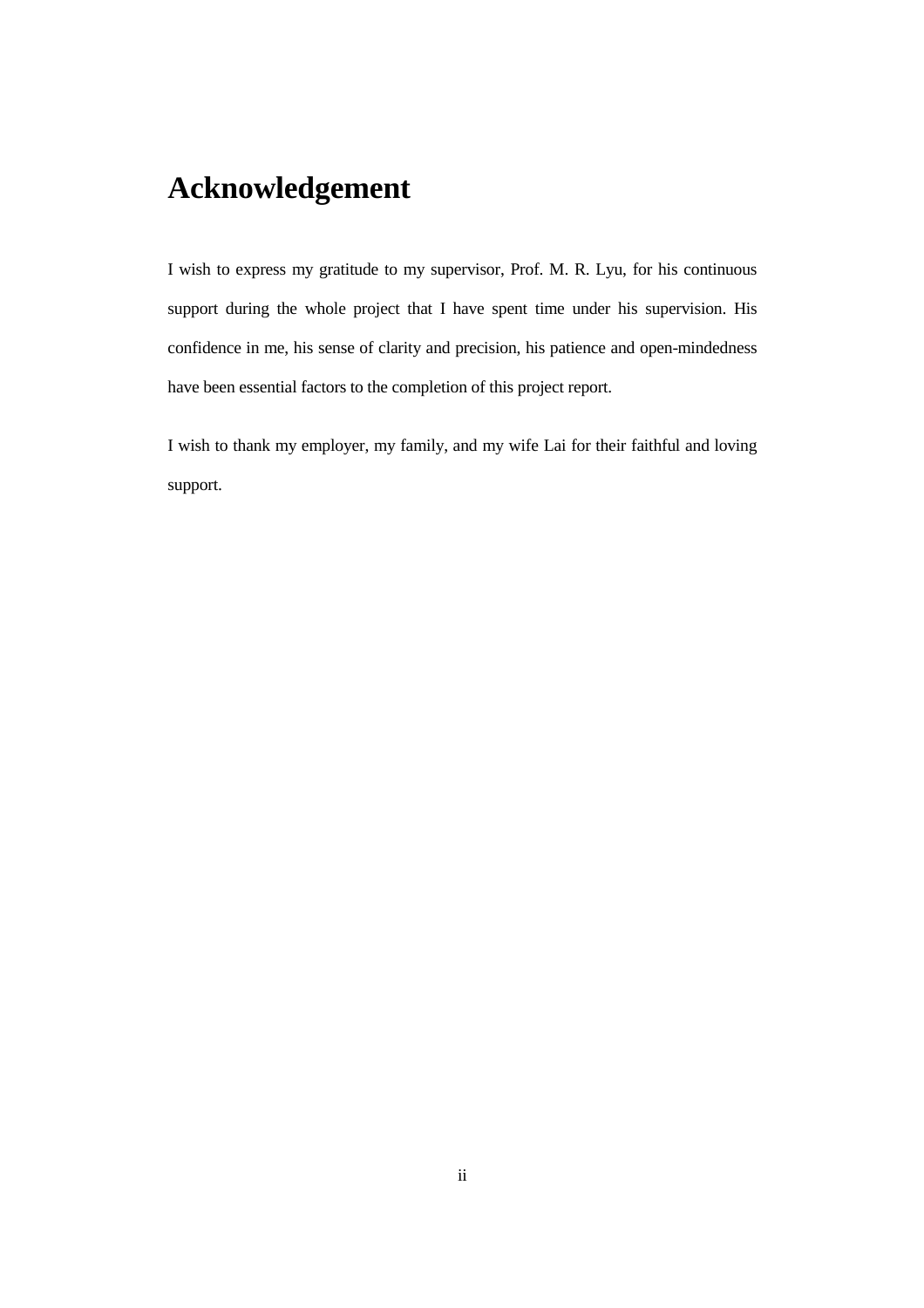# Acknowledgement

I wish to express my gratitude to my supervisor, Prof. M. R. Lyu, for his continuous support during the whole project that I have spent time under his supervision. His confidence in me, his sense of clarity and precision, his patience and open-mindedness have been essential factors to the completion of this project report.

I wish to thank my employer, my family, and my wife Lai for their faithful and loving support.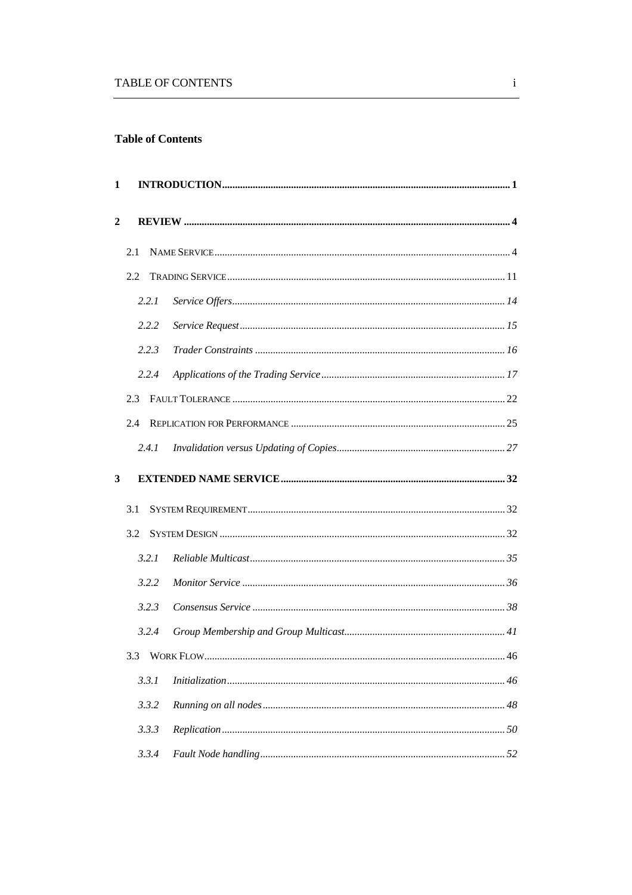**Table of Contents**

1 INTRODUCTION ........................................................................................................ 1

2 REVIEW ..................................................................................................................... 4

2.1 NAME SERVICE ........................................................................................................ 4

2.2 TRADING SERVICE .................................................................................................. 11

*2.2.1 Service Offers* ........................................................................................................ *14*

*2.2.2 Service Request* ...................................................................................................... *15*

*2.2.3 Trader Constraints* ................................................................................................. *16*

*2.2.4 Applications of the Trading Service* ...................................................................... *17*

2.3 FAULT TOLERANCE ................................................................................................ 22

2.4 REPLICATION FOR PERFORMANCE ........................................................................ 25

*2.4.1 Invalidation versus Updating of Copies* ................................................................. *27*

3 EXTENDED NAME SERVICE ................................................................................... 32

3.1 SYSTEM REQUIREMENT .......................................................................................... 32

3.2 SYSTEM DESIGN ..................................................................................................... 32

*3.2.1 Reliable Multicast* .................................................................................................. *35*

*3.2.2 Monitor Service* ...................................................................................................... *36*

*3.2.3 Consensus Service* .................................................................................................. *38*

*3.2.4 Group Membership and Group Multicast* .............................................................. *41*

3.3 WORK FLOW ........................................................................................................... 46

*3.3.1 Initialization* ........................................................................................................... *46*

*3.3.2 Running on all nodes* ............................................................................................. *48*

*3.3.3 Replication* ............................................................................................................. *50*

*3.3.4 Fault Node handling* ............................................................................................... *52*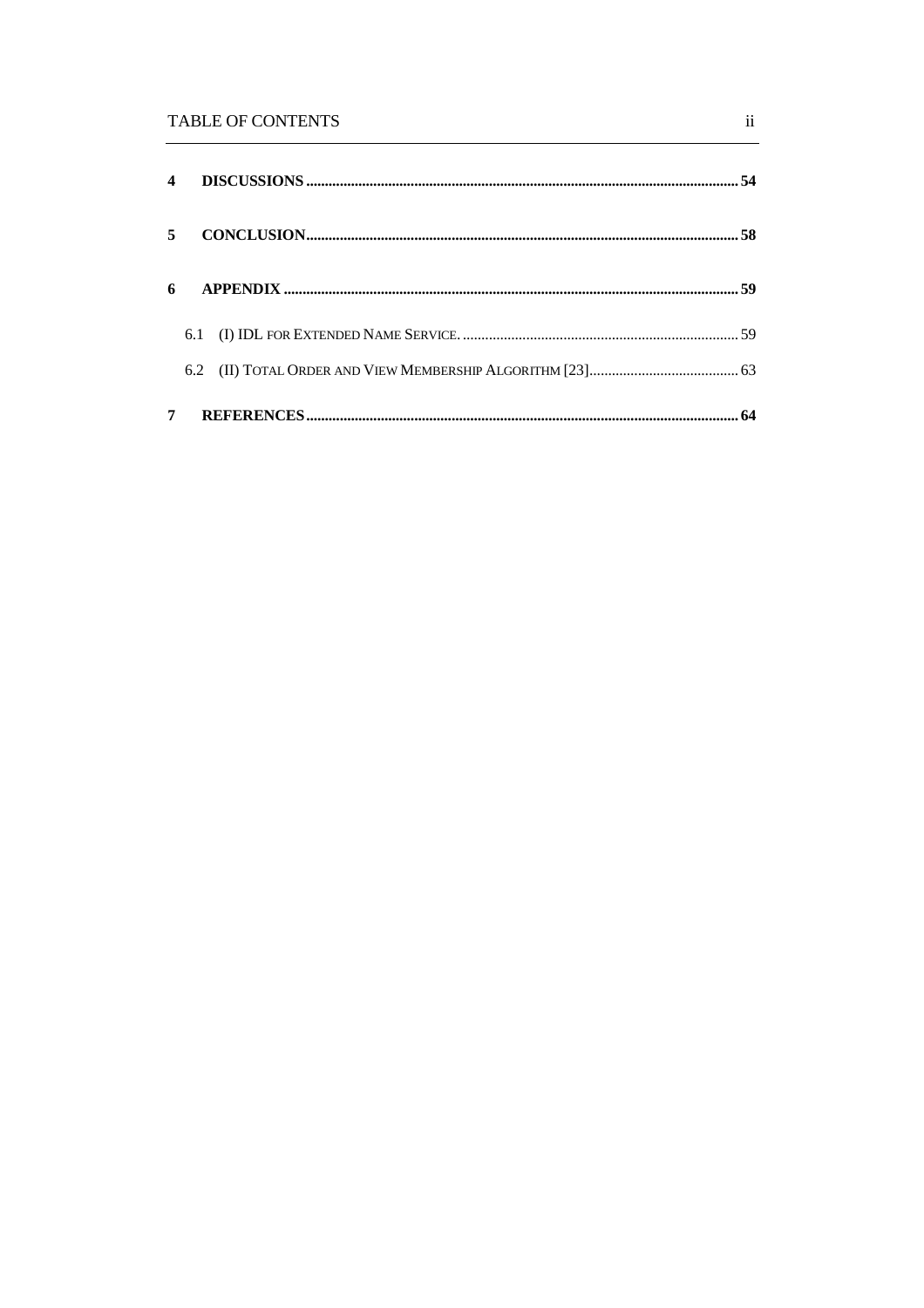**4 DISCUSSIONS ........................................................................................................ 54**

**5 CONCLUSION ........................................................................................................ 58**

**6 APPENDIX ........................................................................................................ 59**

6.1 (I) IDL FOR EXTENDED NAME SERVICE. ........................................................................ 59

6.2 (II) TOTAL ORDER AND VIEW MEMBERSHIP ALGORITHM [23] ........................................ 63

**7 REFERENCES ........................................................................................................ 64**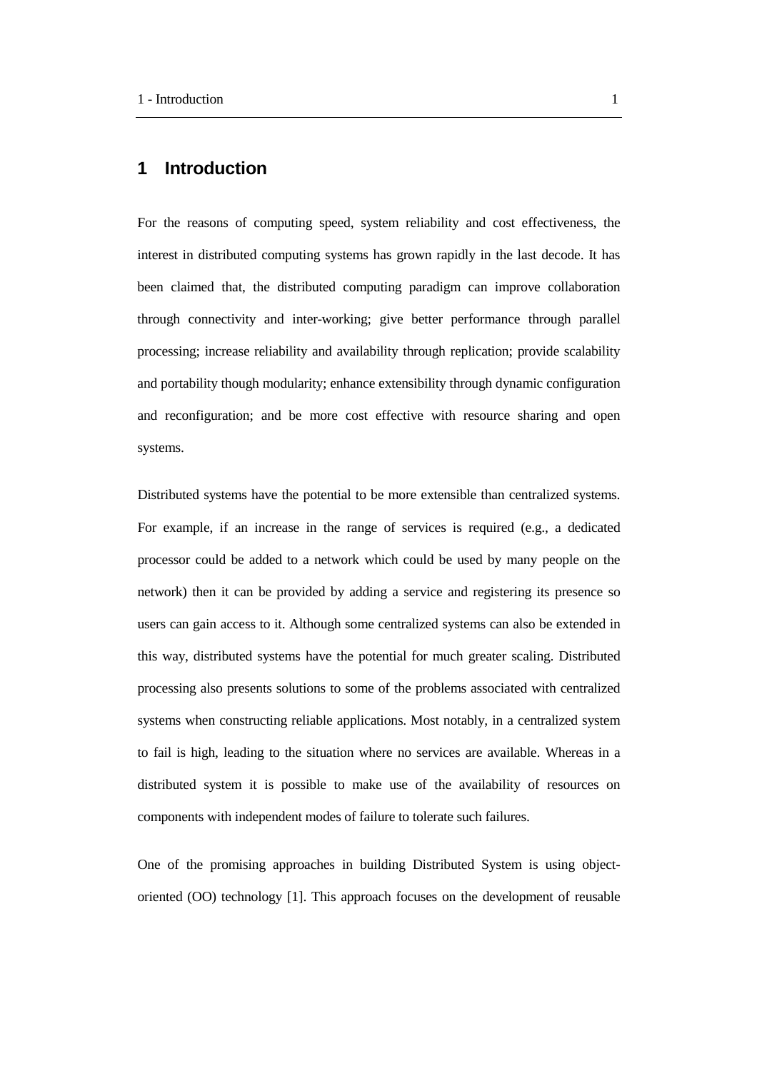# 1 Introduction

For the reasons of computing speed, system reliability and cost effectiveness, the interest in distributed computing systems has grown rapidly in the last decode. It has been claimed that, the distributed computing paradigm can improve collaboration through connectivity and inter-working; give better performance through parallel processing; increase reliability and availability through replication; provide scalability and portability though modularity; enhance extensibility through dynamic configuration and reconfiguration; and be more cost effective with resource sharing and open systems.

Distributed systems have the potential to be more extensible than centralized systems. For example, if an increase in the range of services is required (e.g., a dedicated processor could be added to a network which could be used by many people on the network) then it can be provided by adding a service and registering its presence so users can gain access to it. Although some centralized systems can also be extended in this way, distributed systems have the potential for much greater scaling. Distributed processing also presents solutions to some of the problems associated with centralized systems when constructing reliable applications. Most notably, in a centralized system to fail is high, leading to the situation where no services are available. Whereas in a distributed system it is possible to make use of the availability of resources on components with independent modes of failure to tolerate such failures.

One of the promising approaches in building Distributed System is using object-oriented (OO) technology [1]. This approach focuses on the development of reusable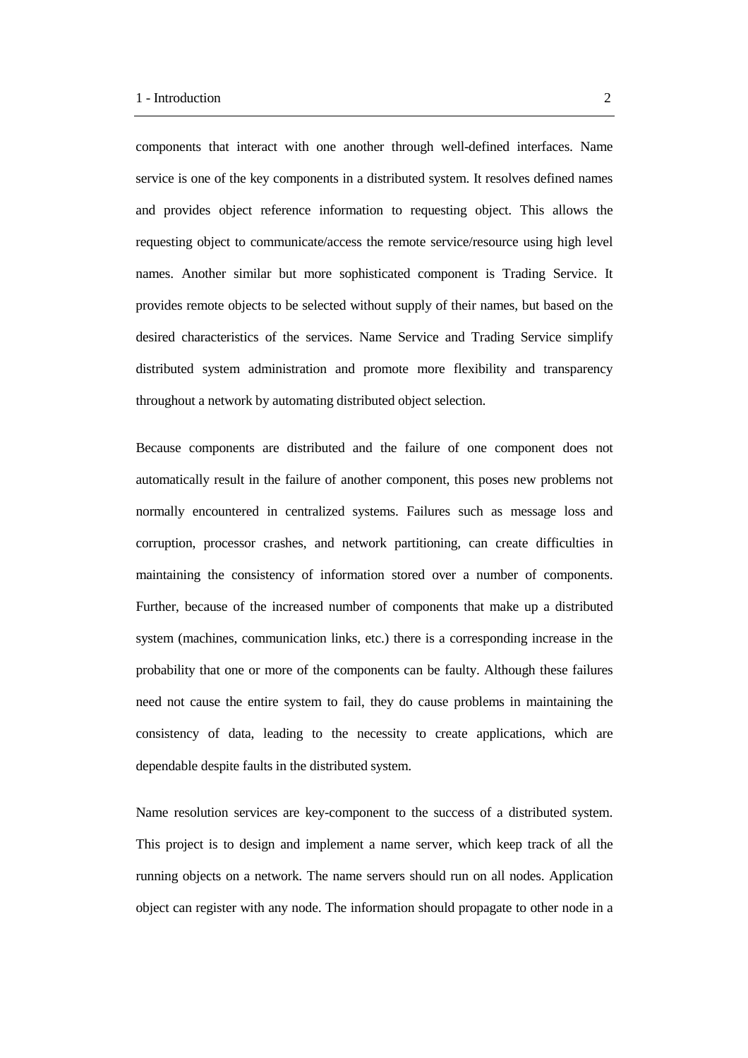components that interact with one another through well-defined interfaces. Name service is one of the key components in a distributed system. It resolves defined names and provides object reference information to requesting object. This allows the requesting object to communicate/access the remote service/resource using high level names. Another similar but more sophisticated component is Trading Service. It provides remote objects to be selected without supply of their names, but based on the desired characteristics of the services. Name Service and Trading Service simplify distributed system administration and promote more flexibility and transparency throughout a network by automating distributed object selection.

Because components are distributed and the failure of one component does not automatically result in the failure of another component, this poses new problems not normally encountered in centralized systems. Failures such as message loss and corruption, processor crashes, and network partitioning, can create difficulties in maintaining the consistency of information stored over a number of components. Further, because of the increased number of components that make up a distributed system (machines, communication links, etc.) there is a corresponding increase in the probability that one or more of the components can be faulty. Although these failures need not cause the entire system to fail, they do cause problems in maintaining the consistency of data, leading to the necessity to create applications, which are dependable despite faults in the distributed system.

Name resolution services are key-component to the success of a distributed system. This project is to design and implement a name server, which keep track of all the running objects on a network. The name servers should run on all nodes. Application object can register with any node. The information should propagate to other node in a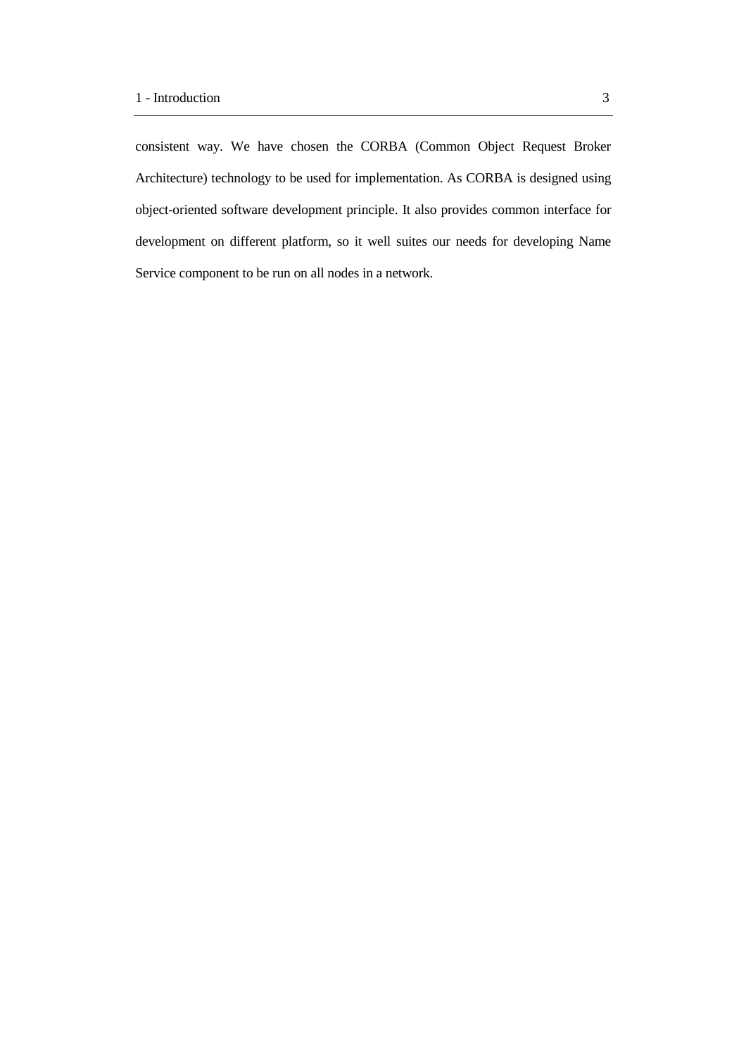consistent way. We have chosen the CORBA (Common Object Request Broker Architecture) technology to be used for implementation. As CORBA is designed using object-oriented software development principle. It also provides common interface for development on different platform, so it well suites our needs for developing Name Service component to be run on all nodes in a network.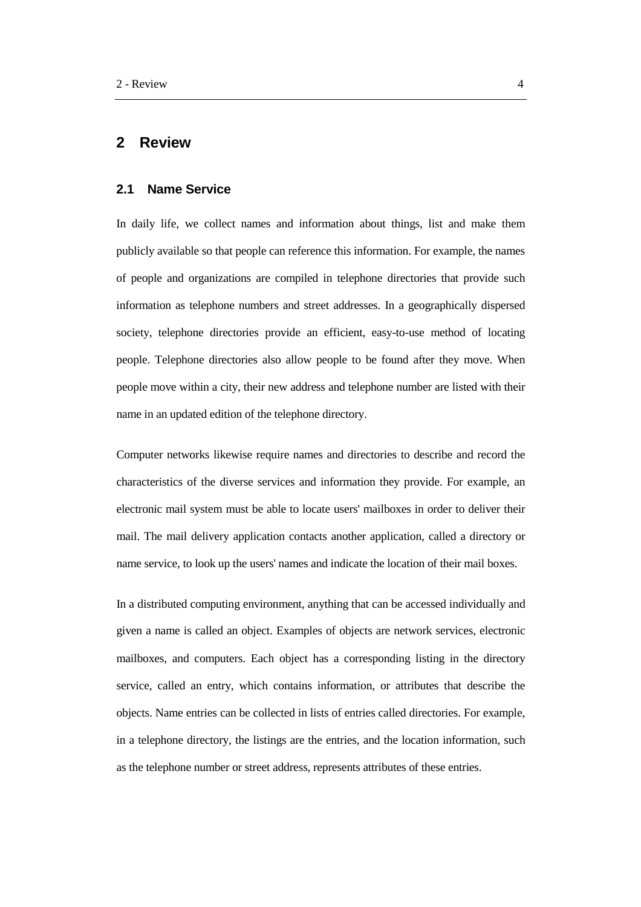# 2 Review

## 2.1 Name Service

In daily life, we collect names and information about things, list and make them publicly available so that people can reference this information. For example, the names of people and organizations are compiled in telephone directories that provide such information as telephone numbers and street addresses. In a geographically dispersed society, telephone directories provide an efficient, easy-to-use method of locating people. Telephone directories also allow people to be found after they move. When people move within a city, their new address and telephone number are listed with their name in an updated edition of the telephone directory.

Computer networks likewise require names and directories to describe and record the characteristics of the diverse services and information they provide. For example, an electronic mail system must be able to locate users' mailboxes in order to deliver their mail. The mail delivery application contacts another application, called a directory or name service, to look up the users' names and indicate the location of their mail boxes.

In a distributed computing environment, anything that can be accessed individually and given a name is called an object. Examples of objects are network services, electronic mailboxes, and computers. Each object has a corresponding listing in the directory service, called an entry, which contains information, or attributes that describe the objects. Name entries can be collected in lists of entries called directories. For example, in a telephone directory, the listings are the entries, and the location information, such as the telephone number or street address, represents attributes of these entries.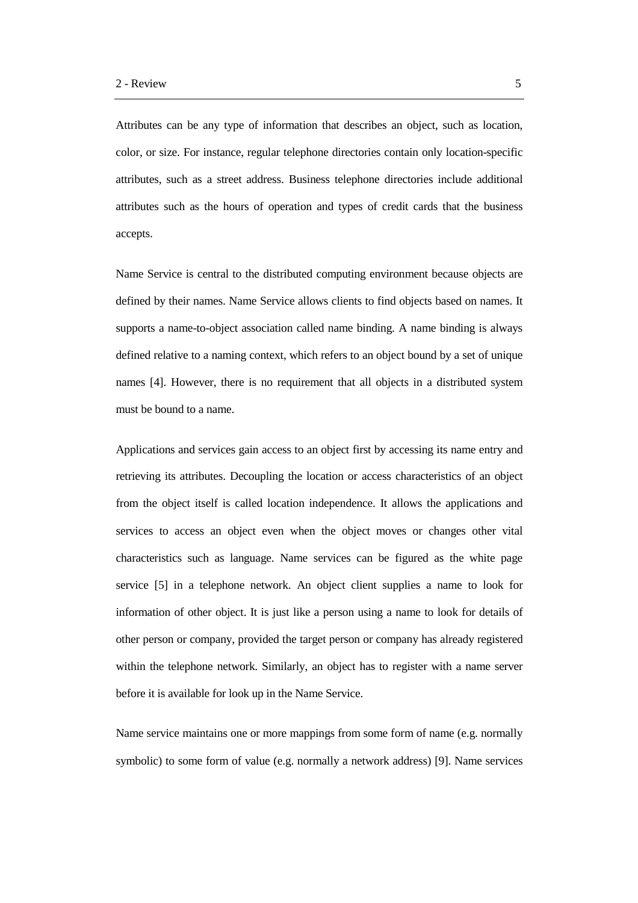Attributes can be any type of information that describes an object, such as location, color, or size. For instance, regular telephone directories contain only location-specific attributes, such as a street address. Business telephone directories include additional attributes such as the hours of operation and types of credit cards that the business accepts.

Name Service is central to the distributed computing environment because objects are defined by their names. Name Service allows clients to find objects based on names. It supports a name-to-object association called name binding. A name binding is always defined relative to a naming context, which refers to an object bound by a set of unique names [4]. However, there is no requirement that all objects in a distributed system must be bound to a name.

Applications and services gain access to an object first by accessing its name entry and retrieving its attributes. Decoupling the location or access characteristics of an object from the object itself is called location independence. It allows the applications and services to access an object even when the object moves or changes other vital characteristics such as language. Name services can be figured as the white page service [5] in a telephone network. An object client supplies a name to look for information of other object. It is just like a person using a name to look for details of other person or company, provided the target person or company has already registered within the telephone network. Similarly, an object has to register with a name server before it is available for look up in the Name Service.

Name service maintains one or more mappings from some form of name (e.g. normally symbolic) to some form of value (e.g. normally a network address) [9]. Name services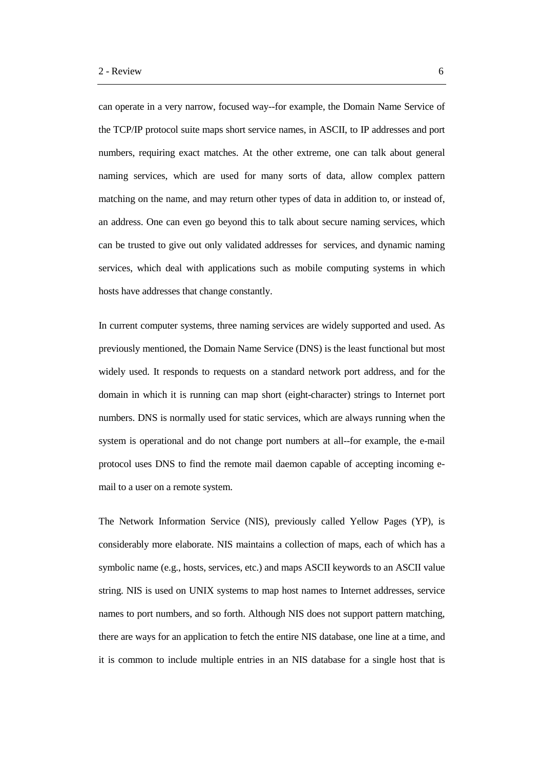can operate in a very narrow, focused way--for example, the Domain Name Service of the TCP/IP protocol suite maps short service names, in ASCII, to IP addresses and port numbers, requiring exact matches. At the other extreme, one can talk about general naming services, which are used for many sorts of data, allow complex pattern matching on the name, and may return other types of data in addition to, or instead of, an address. One can even go beyond this to talk about secure naming services, which can be trusted to give out only validated addresses for services, and dynamic naming services, which deal with applications such as mobile computing systems in which hosts have addresses that change constantly.

In current computer systems, three naming services are widely supported and used. As previously mentioned, the Domain Name Service (DNS) is the least functional but most widely used. It responds to requests on a standard network port address, and for the domain in which it is running can map short (eight-character) strings to Internet port numbers. DNS is normally used for static services, which are always running when the system is operational and do not change port numbers at all--for example, the e-mail protocol uses DNS to find the remote mail daemon capable of accepting incoming e-mail to a user on a remote system.

The Network Information Service (NIS), previously called Yellow Pages (YP), is considerably more elaborate. NIS maintains a collection of maps, each of which has a symbolic name (e.g., hosts, services, etc.) and maps ASCII keywords to an ASCII value string. NIS is used on UNIX systems to map host names to Internet addresses, service names to port numbers, and so forth. Although NIS does not support pattern matching, there are ways for an application to fetch the entire NIS database, one line at a time, and it is common to include multiple entries in an NIS database for a single host that is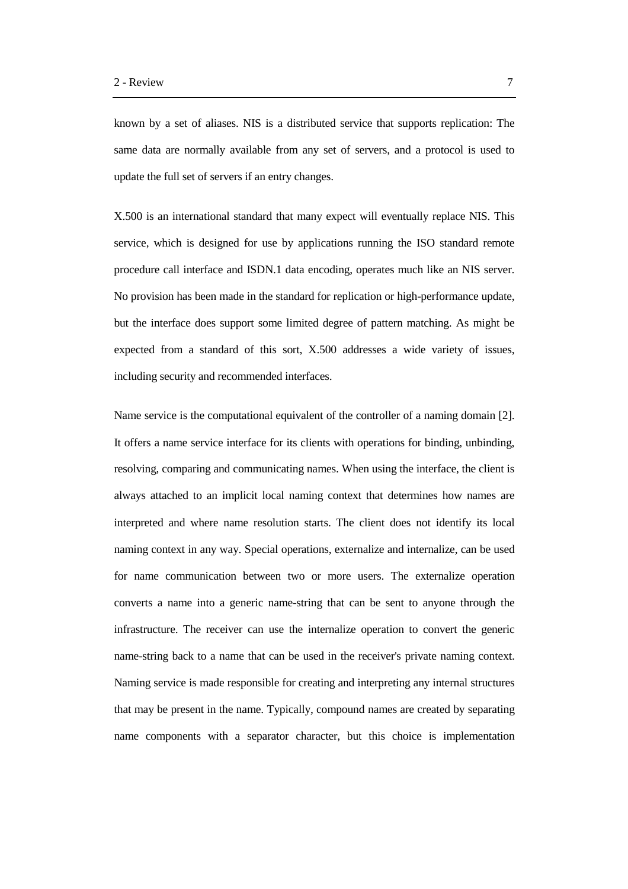known by a set of aliases. NIS is a distributed service that supports replication: The same data are normally available from any set of servers, and a protocol is used to update the full set of servers if an entry changes.

X.500 is an international standard that many expect will eventually replace NIS. This service, which is designed for use by applications running the ISO standard remote procedure call interface and ISDN.1 data encoding, operates much like an NIS server. No provision has been made in the standard for replication or high-performance update, but the interface does support some limited degree of pattern matching. As might be expected from a standard of this sort, X.500 addresses a wide variety of issues, including security and recommended interfaces.

Name service is the computational equivalent of the controller of a naming domain [2]. It offers a name service interface for its clients with operations for binding, unbinding, resolving, comparing and communicating names. When using the interface, the client is always attached to an implicit local naming context that determines how names are interpreted and where name resolution starts. The client does not identify its local naming context in any way. Special operations, externalize and internalize, can be used for name communication between two or more users. The externalize operation converts a name into a generic name-string that can be sent to anyone through the infrastructure. The receiver can use the internalize operation to convert the generic name-string back to a name that can be used in the receiver's private naming context. Naming service is made responsible for creating and interpreting any internal structures that may be present in the name. Typically, compound names are created by separating name components with a separator character, but this choice is implementation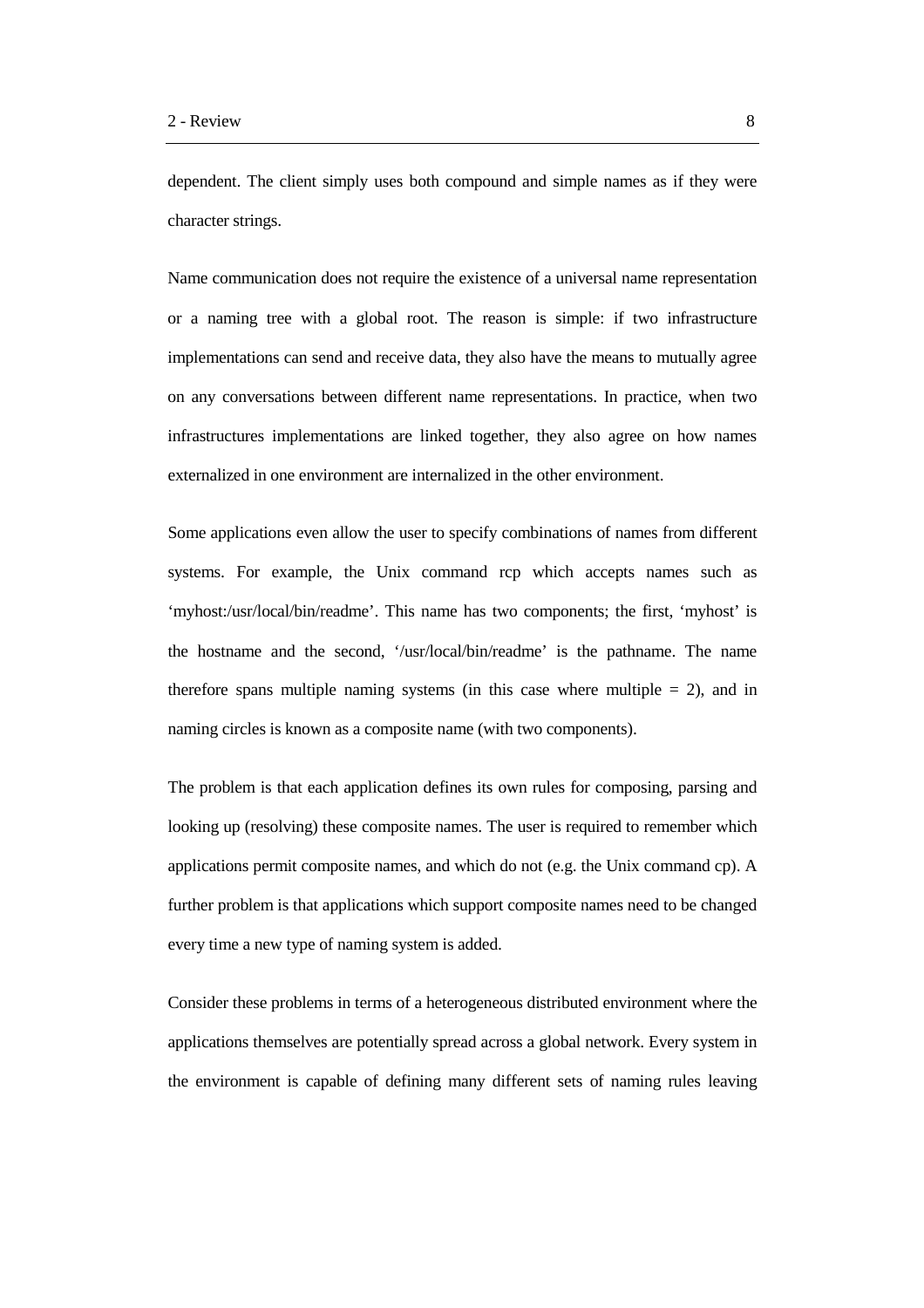dependent. The client simply uses both compound and simple names as if they were character strings.

Name communication does not require the existence of a universal name representation or a naming tree with a global root. The reason is simple: if two infrastructure implementations can send and receive data, they also have the means to mutually agree on any conversations between different name representations. In practice, when two infrastructures implementations are linked together, they also agree on how names externalized in one environment are internalized in the other environment.

Some applications even allow the user to specify combinations of names from different systems. For example, the Unix command rcp which accepts names such as 'myhost:/usr/local/bin/readme'. This name has two components; the first, 'myhost' is the hostname and the second, '/usr/local/bin/readme' is the pathname. The name therefore spans multiple naming systems (in this case where multiple = 2), and in naming circles is known as a composite name (with two components).

The problem is that each application defines its own rules for composing, parsing and looking up (resolving) these composite names. The user is required to remember which applications permit composite names, and which do not (e.g. the Unix command cp). A further problem is that applications which support composite names need to be changed every time a new type of naming system is added.

Consider these problems in terms of a heterogeneous distributed environment where the applications themselves are potentially spread across a global network. Every system in the environment is capable of defining many different sets of naming rules leaving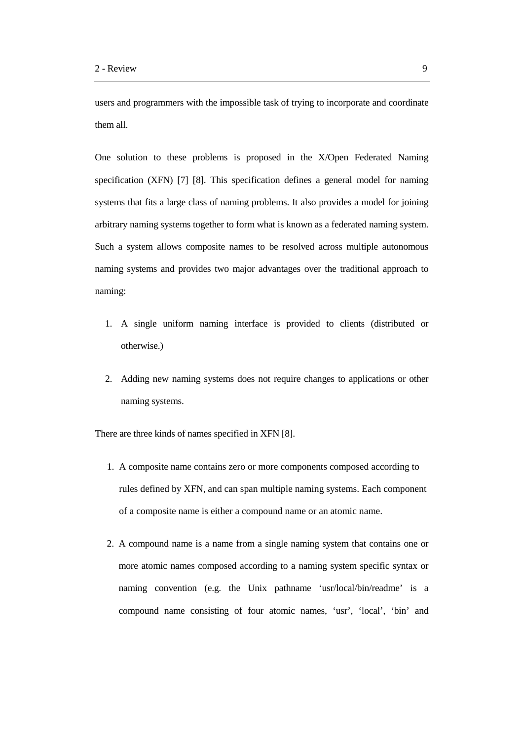users and programmers with the impossible task of trying to incorporate and coordinate them all.

One solution to these problems is proposed in the X/Open Federated Naming specification (XFN) [7] [8]. This specification defines a general model for naming systems that fits a large class of naming problems. It also provides a model for joining arbitrary naming systems together to form what is known as a federated naming system. Such a system allows composite names to be resolved across multiple autonomous naming systems and provides two major advantages over the traditional approach to naming:

1. A single uniform naming interface is provided to clients (distributed or otherwise.)

2. Adding new naming systems does not require changes to applications or other naming systems.

There are three kinds of names specified in XFN [8].

1. A composite name contains zero or more components composed according to rules defined by XFN, and can span multiple naming systems. Each component of a composite name is either a compound name or an atomic name.

2. A compound name is a name from a single naming system that contains one or more atomic names composed according to a naming system specific syntax or naming convention (e.g. the Unix pathname 'usr/local/bin/readme' is a compound name consisting of four atomic names, 'usr', 'local', 'bin' and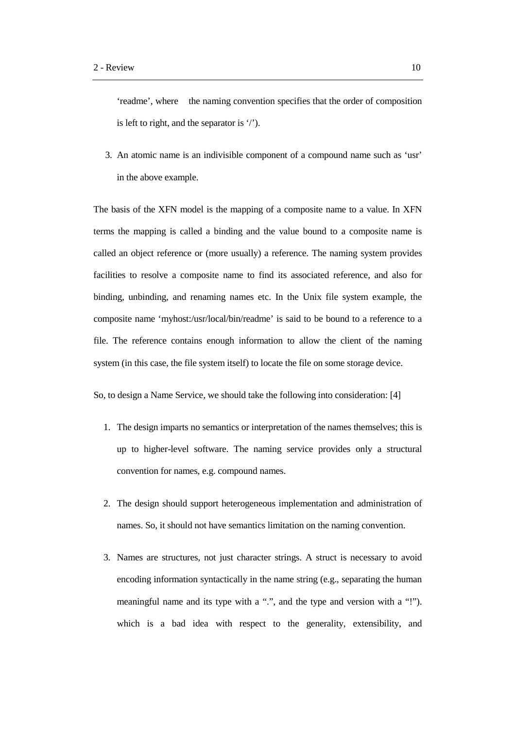'readme', where the naming convention specifies that the order of composition is left to right, and the separator is '/').

3. An atomic name is an indivisible component of a compound name such as 'usr' in the above example.

The basis of the XFN model is the mapping of a composite name to a value. In XFN terms the mapping is called a binding and the value bound to a composite name is called an object reference or (more usually) a reference. The naming system provides facilities to resolve a composite name to find its associated reference, and also for binding, unbinding, and renaming names etc. In the Unix file system example, the composite name 'myhost:/usr/local/bin/readme' is said to be bound to a reference to a file. The reference contains enough information to allow the client of the naming system (in this case, the file system itself) to locate the file on some storage device.

So, to design a Name Service, we should take the following into consideration: [4]

1. The design imparts no semantics or interpretation of the names themselves; this is up to higher-level software. The naming service provides only a structural convention for names, e.g. compound names.

2. The design should support heterogeneous implementation and administration of names. So, it should not have semantics limitation on the naming convention.

3. Names are structures, not just character strings. A struct is necessary to avoid encoding information syntactically in the name string (e.g., separating the human meaningful name and its type with a ".", and the type and version with a "!"). which is a bad idea with respect to the generality, extensibility, and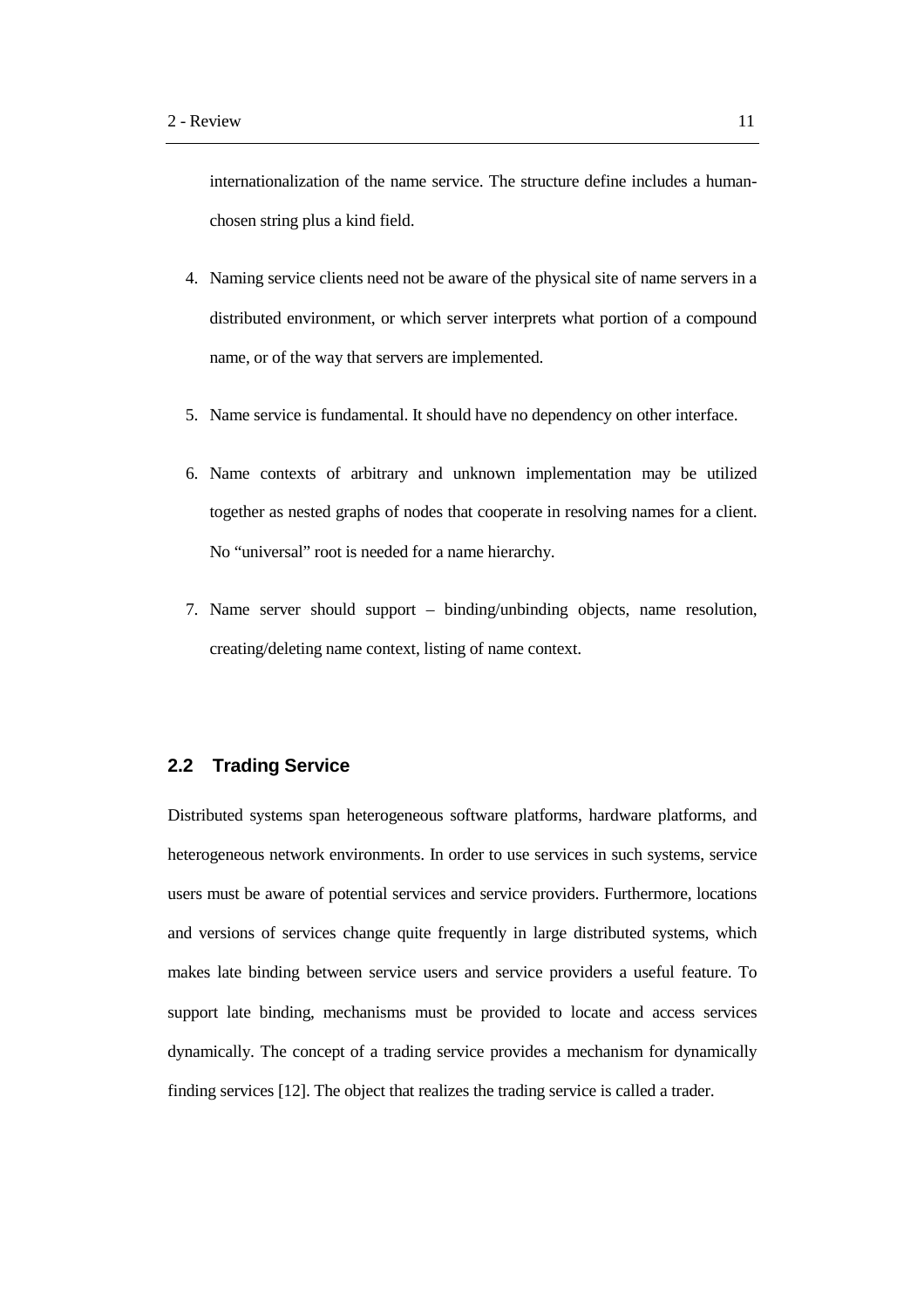internationalization of the name service. The structure define includes a human-chosen string plus a kind field.

4. Naming service clients need not be aware of the physical site of name servers in a distributed environment, or which server interprets what portion of a compound name, or of the way that servers are implemented.

5. Name service is fundamental. It should have no dependency on other interface.

6. Name contexts of arbitrary and unknown implementation may be utilized together as nested graphs of nodes that cooperate in resolving names for a client. No “universal” root is needed for a name hierarchy.

7. Name server should support – binding/unbinding objects, name resolution, creating/deleting name context, listing of name context.

## 2.2 Trading Service

Distributed systems span heterogeneous software platforms, hardware platforms, and heterogeneous network environments. In order to use services in such systems, service users must be aware of potential services and service providers. Furthermore, locations and versions of services change quite frequently in large distributed systems, which makes late binding between service users and service providers a useful feature. To support late binding, mechanisms must be provided to locate and access services dynamically. The concept of a trading service provides a mechanism for dynamically finding services [12]. The object that realizes the trading service is called a trader.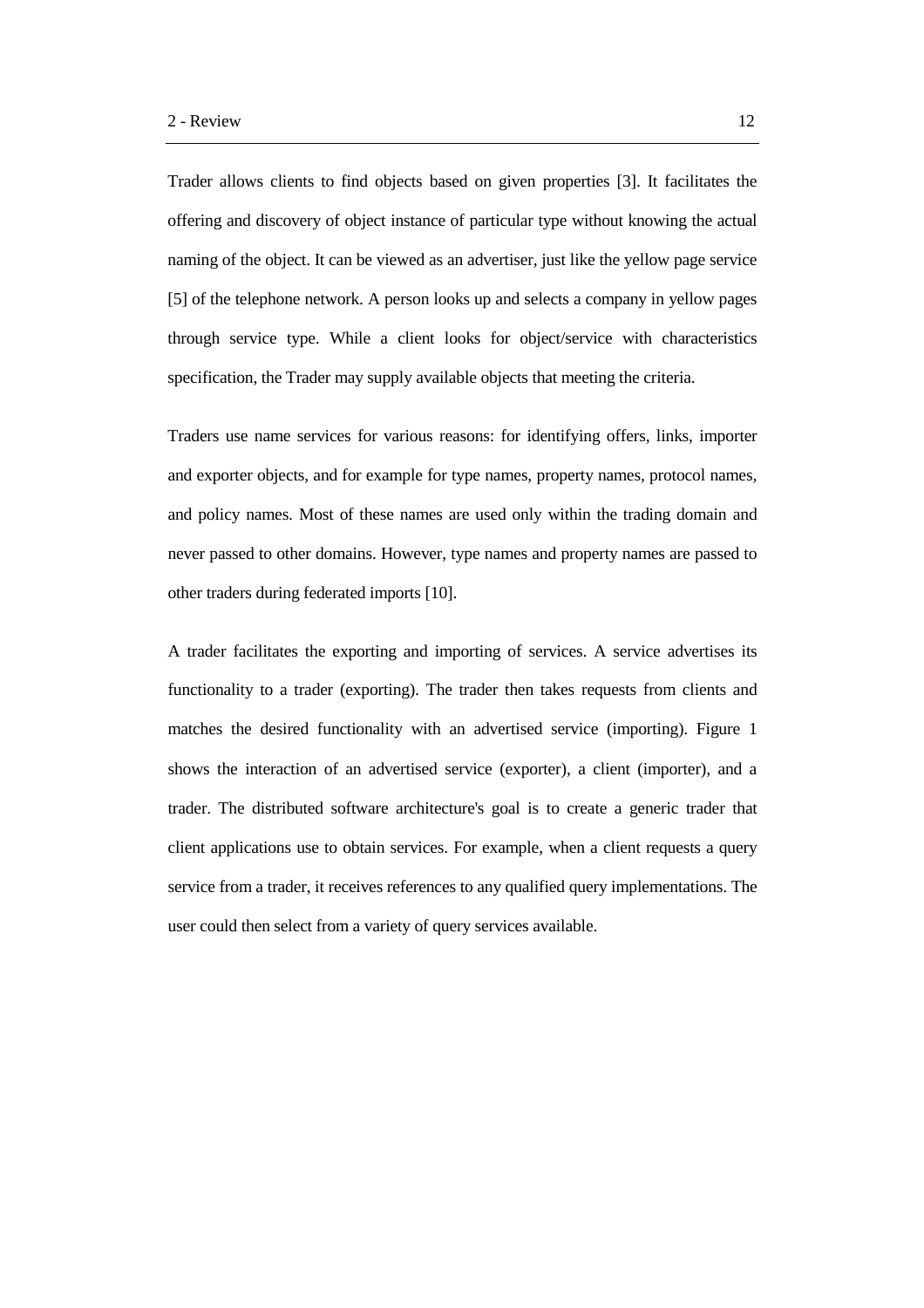Trader allows clients to find objects based on given properties [3]. It facilitates the offering and discovery of object instance of particular type without knowing the actual naming of the object. It can be viewed as an advertiser, just like the yellow page service [5] of the telephone network. A person looks up and selects a company in yellow pages through service type. While a client looks for object/service with characteristics specification, the Trader may supply available objects that meeting the criteria.

Traders use name services for various reasons: for identifying offers, links, importer and exporter objects, and for example for type names, property names, protocol names, and policy names. Most of these names are used only within the trading domain and never passed to other domains. However, type names and property names are passed to other traders during federated imports [10].

A trader facilitates the exporting and importing of services. A service advertises its functionality to a trader (exporting). The trader then takes requests from clients and matches the desired functionality with an advertised service (importing). Figure 1 shows the interaction of an advertised service (exporter), a client (importer), and a trader. The distributed software architecture's goal is to create a generic trader that client applications use to obtain services. For example, when a client requests a query service from a trader, it receives references to any qualified query implementations. The user could then select from a variety of query services available.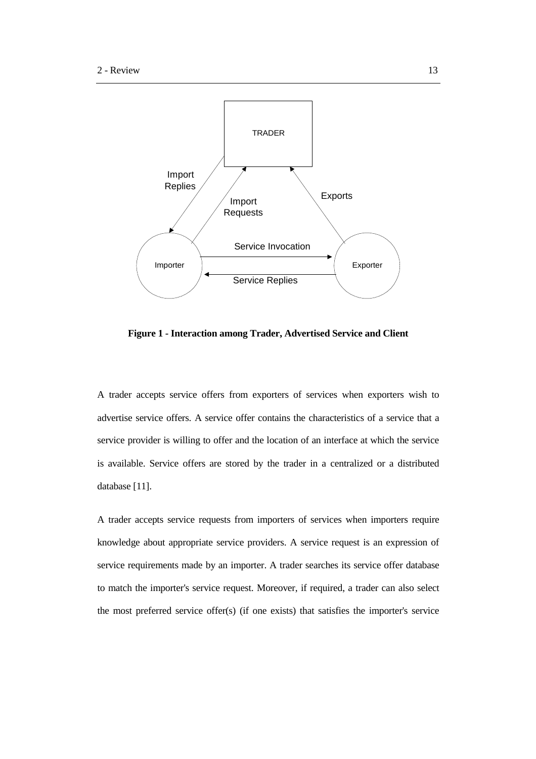**Figure 1 - Interaction among Trader, Advertised Service and Client**

A trader accepts service offers from exporters of services when exporters wish to advertise service offers. A service offer contains the characteristics of a service that a service provider is willing to offer and the location of an interface at which the service is available. Service offers are stored by the trader in a centralized or a distributed database [11].

A trader accepts service requests from importers of services when importers require knowledge about appropriate service providers. A service request is an expression of service requirements made by an importer. A trader searches its service offer database to match the importer's service request. Moreover, if required, a trader can also select the most preferred service offer(s) (if one exists) that satisfies the importer's service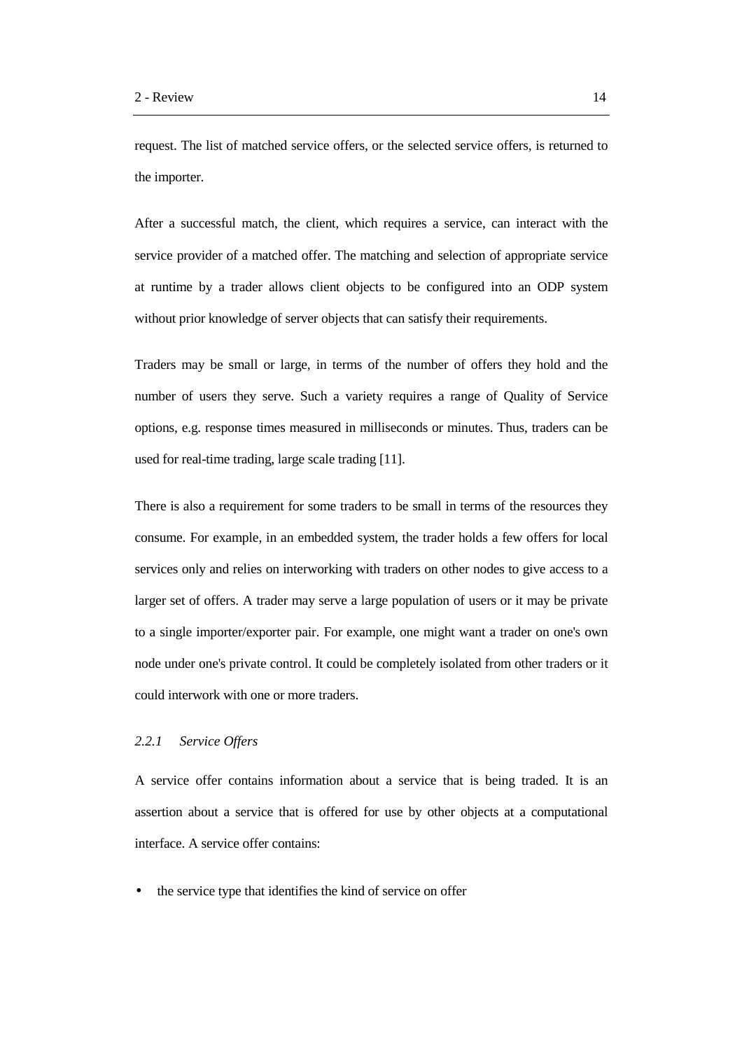request. The list of matched service offers, or the selected service offers, is returned to the importer.

After a successful match, the client, which requires a service, can interact with the service provider of a matched offer. The matching and selection of appropriate service at runtime by a trader allows client objects to be configured into an ODP system without prior knowledge of server objects that can satisfy their requirements.

Traders may be small or large, in terms of the number of offers they hold and the number of users they serve. Such a variety requires a range of Quality of Service options, e.g. response times measured in milliseconds or minutes. Thus, traders can be used for real-time trading, large scale trading [11].

There is also a requirement for some traders to be small in terms of the resources they consume. For example, in an embedded system, the trader holds a few offers for local services only and relies on interworking with traders on other nodes to give access to a larger set of offers. A trader may serve a large population of users or it may be private to a single importer/exporter pair. For example, one might want a trader on one's own node under one's private control. It could be completely isolated from other traders or it could interwork with one or more traders.

### *2.2.1 Service Offers*

A service offer contains information about a service that is being traded. It is an assertion about a service that is offered for use by other objects at a computational interface. A service offer contains:

- the service type that identifies the kind of service on offer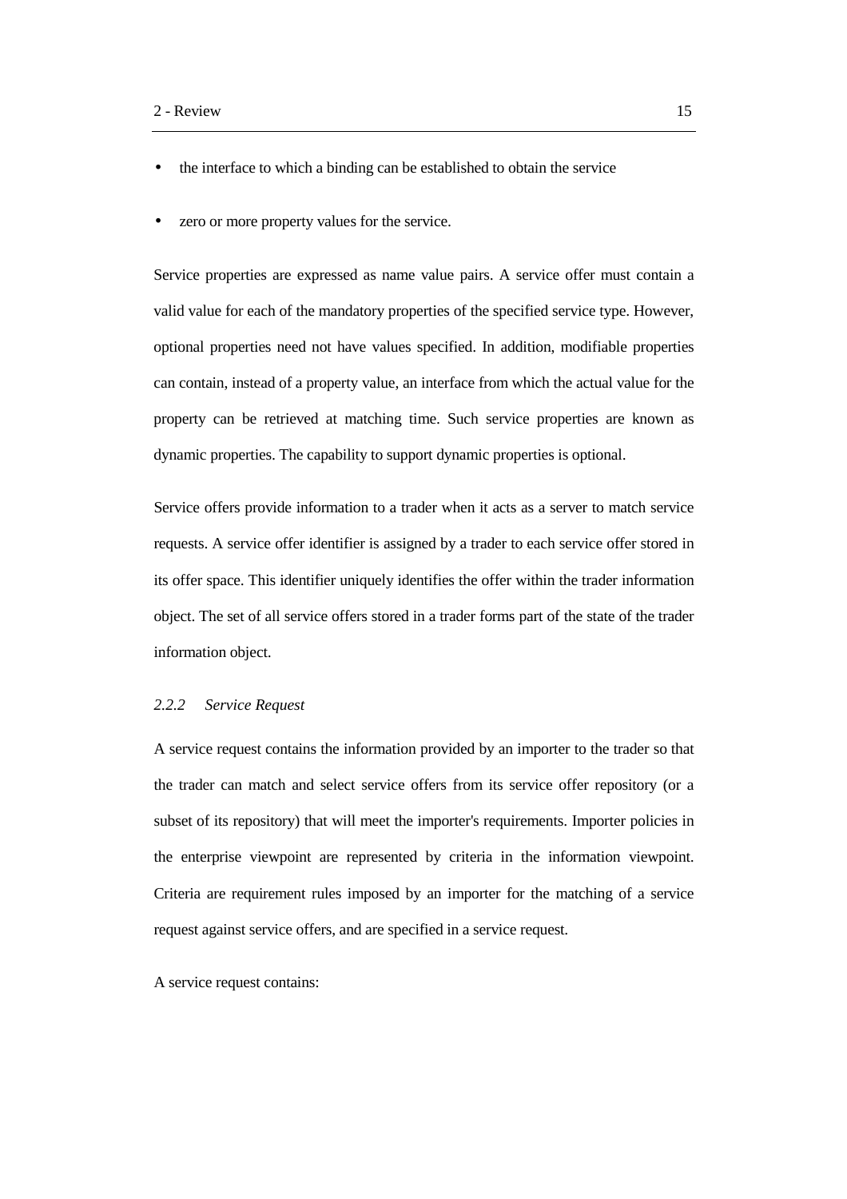- the interface to which a binding can be established to obtain the service
- zero or more property values for the service.

Service properties are expressed as name value pairs. A service offer must contain a valid value for each of the mandatory properties of the specified service type. However, optional properties need not have values specified. In addition, modifiable properties can contain, instead of a property value, an interface from which the actual value for the property can be retrieved at matching time. Such service properties are known as dynamic properties. The capability to support dynamic properties is optional.

Service offers provide information to a trader when it acts as a server to match service requests. A service offer identifier is assigned by a trader to each service offer stored in its offer space. This identifier uniquely identifies the offer within the trader information object. The set of all service offers stored in a trader forms part of the state of the trader information object.

### *2.2.2 Service Request*

A service request contains the information provided by an importer to the trader so that the trader can match and select service offers from its service offer repository (or a subset of its repository) that will meet the importer's requirements. Importer policies in the enterprise viewpoint are represented by criteria in the information viewpoint. Criteria are requirement rules imposed by an importer for the matching of a service request against service offers, and are specified in a service request.

A service request contains: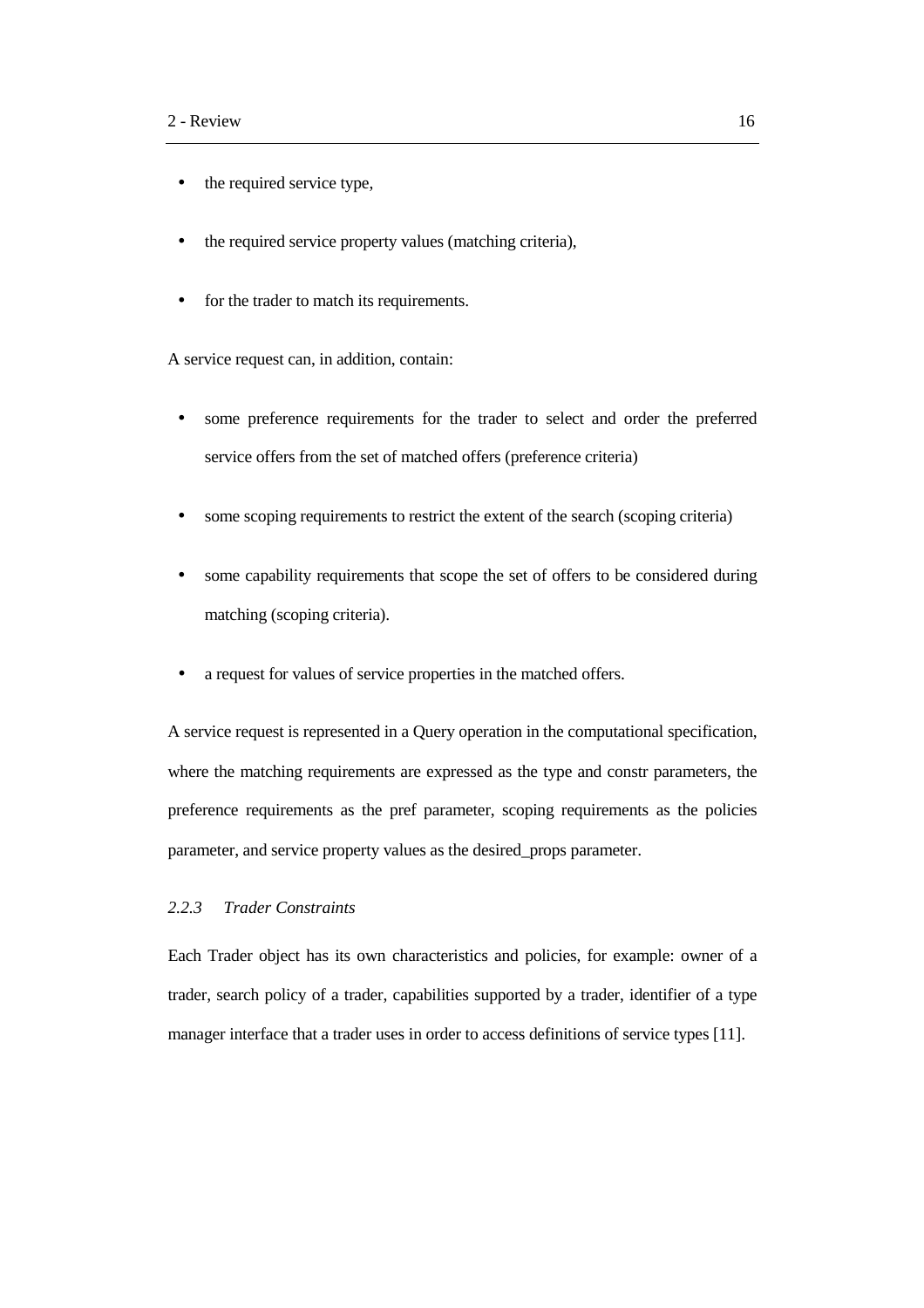- the required service type,
- the required service property values (matching criteria),
- for the trader to match its requirements.

A service request can, in addition, contain:

- some preference requirements for the trader to select and order the preferred service offers from the set of matched offers (preference criteria)
- some scoping requirements to restrict the extent of the search (scoping criteria)
- some capability requirements that scope the set of offers to be considered during matching (scoping criteria).
- a request for values of service properties in the matched offers.

A service request is represented in a Query operation in the computational specification, where the matching requirements are expressed as the type and constr parameters, the preference requirements as the pref parameter, scoping requirements as the policies parameter, and service property values as the desired_props parameter.

### *2.2.3 Trader Constraints*

Each Trader object has its own characteristics and policies, for example: owner of a trader, search policy of a trader, capabilities supported by a trader, identifier of a type manager interface that a trader uses in order to access definitions of service types [11].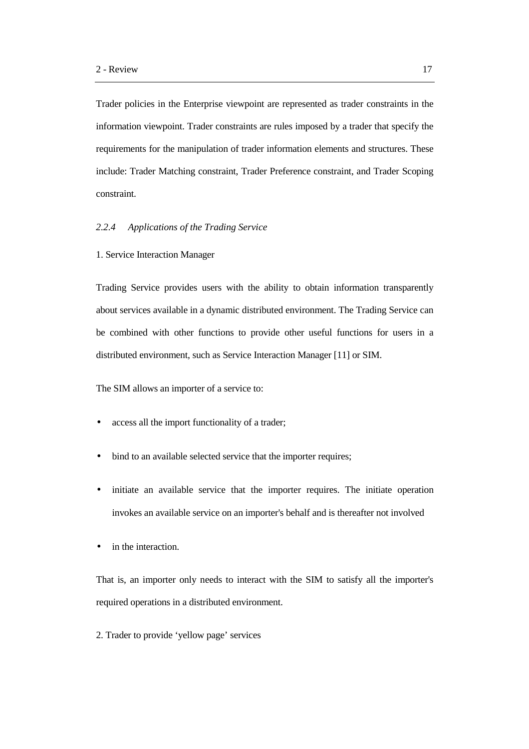Trader policies in the Enterprise viewpoint are represented as trader constraints in the information viewpoint. Trader constraints are rules imposed by a trader that specify the requirements for the manipulation of trader information elements and structures. These include: Trader Matching constraint, Trader Preference constraint, and Trader Scoping constraint.

### *2.2.4 Applications of the Trading Service*

1. Service Interaction Manager

Trading Service provides users with the ability to obtain information transparently about services available in a dynamic distributed environment. The Trading Service can be combined with other functions to provide other useful functions for users in a distributed environment, such as Service Interaction Manager [11] or SIM.

The SIM allows an importer of a service to:

- access all the import functionality of a trader;
- bind to an available selected service that the importer requires;
- initiate an available service that the importer requires. The initiate operation invokes an available service on an importer's behalf and is thereafter not involved
- in the interaction.

That is, an importer only needs to interact with the SIM to satisfy all the importer's required operations in a distributed environment.

2. Trader to provide 'yellow page' services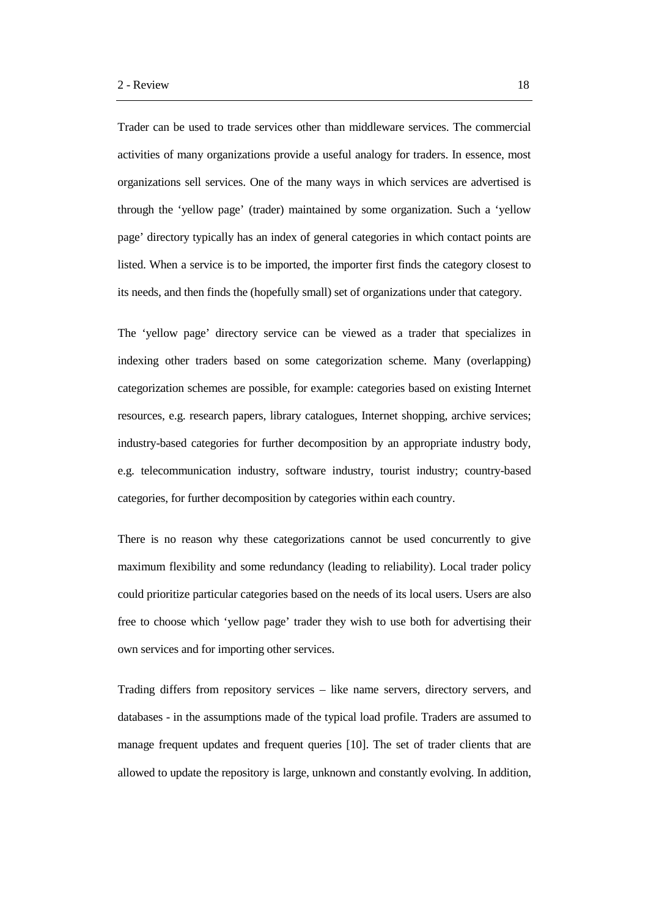Trader can be used to trade services other than middleware services. The commercial activities of many organizations provide a useful analogy for traders. In essence, most organizations sell services. One of the many ways in which services are advertised is through the 'yellow page' (trader) maintained by some organization. Such a 'yellow page' directory typically has an index of general categories in which contact points are listed. When a service is to be imported, the importer first finds the category closest to its needs, and then finds the (hopefully small) set of organizations under that category.

The 'yellow page' directory service can be viewed as a trader that specializes in indexing other traders based on some categorization scheme. Many (overlapping) categorization schemes are possible, for example: categories based on existing Internet resources, e.g. research papers, library catalogues, Internet shopping, archive services; industry-based categories for further decomposition by an appropriate industry body, e.g. telecommunication industry, software industry, tourist industry; country-based categories, for further decomposition by categories within each country.

There is no reason why these categorizations cannot be used concurrently to give maximum flexibility and some redundancy (leading to reliability). Local trader policy could prioritize particular categories based on the needs of its local users. Users are also free to choose which 'yellow page' trader they wish to use both for advertising their own services and for importing other services.

Trading differs from repository services – like name servers, directory servers, and databases - in the assumptions made of the typical load profile. Traders are assumed to manage frequent updates and frequent queries [10]. The set of trader clients that are allowed to update the repository is large, unknown and constantly evolving. In addition,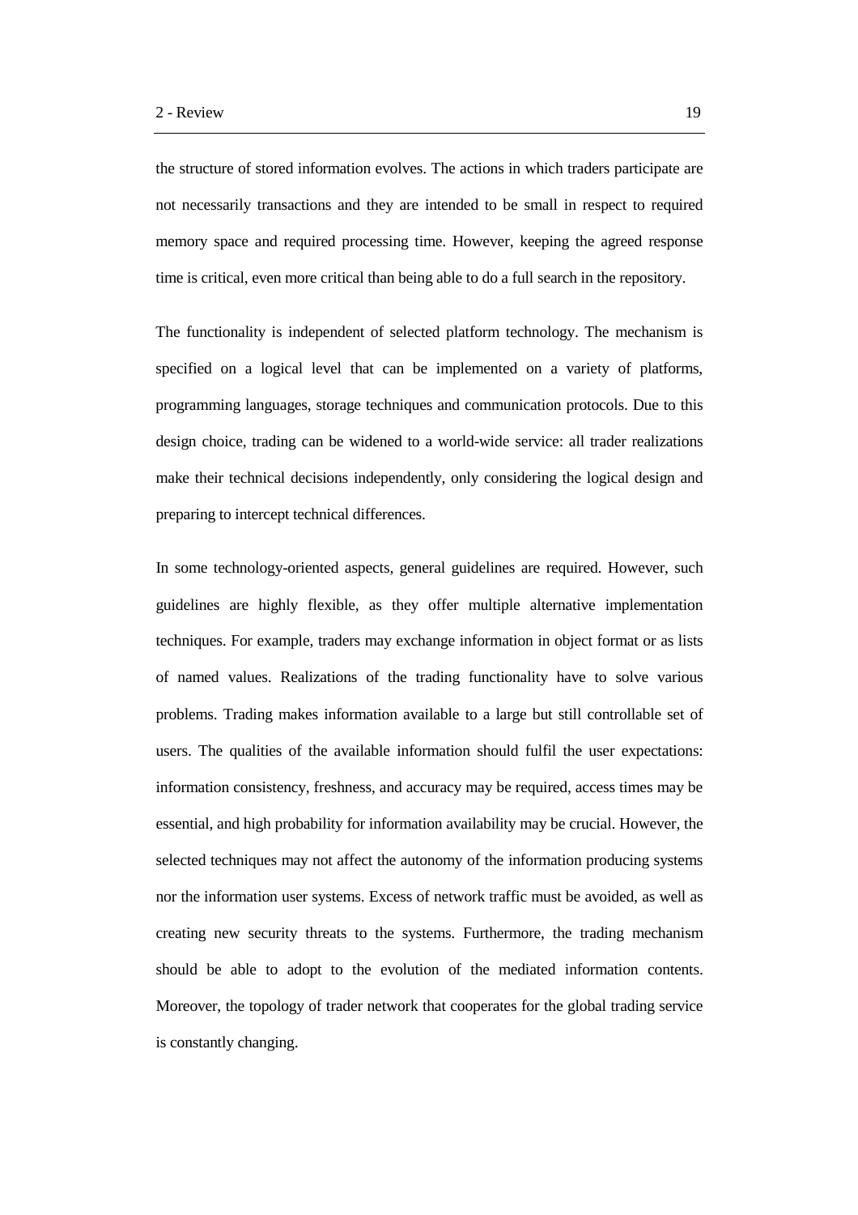the structure of stored information evolves. The actions in which traders participate are not necessarily transactions and they are intended to be small in respect to required memory space and required processing time. However, keeping the agreed response time is critical, even more critical than being able to do a full search in the repository.

The functionality is independent of selected platform technology. The mechanism is specified on a logical level that can be implemented on a variety of platforms, programming languages, storage techniques and communication protocols. Due to this design choice, trading can be widened to a world-wide service: all trader realizations make their technical decisions independently, only considering the logical design and preparing to intercept technical differences.

In some technology-oriented aspects, general guidelines are required. However, such guidelines are highly flexible, as they offer multiple alternative implementation techniques. For example, traders may exchange information in object format or as lists of named values. Realizations of the trading functionality have to solve various problems. Trading makes information available to a large but still controllable set of users. The qualities of the available information should fulfil the user expectations: information consistency, freshness, and accuracy may be required, access times may be essential, and high probability for information availability may be crucial. However, the selected techniques may not affect the autonomy of the information producing systems nor the information user systems. Excess of network traffic must be avoided, as well as creating new security threats to the systems. Furthermore, the trading mechanism should be able to adopt to the evolution of the mediated information contents. Moreover, the topology of trader network that cooperates for the global trading service is constantly changing.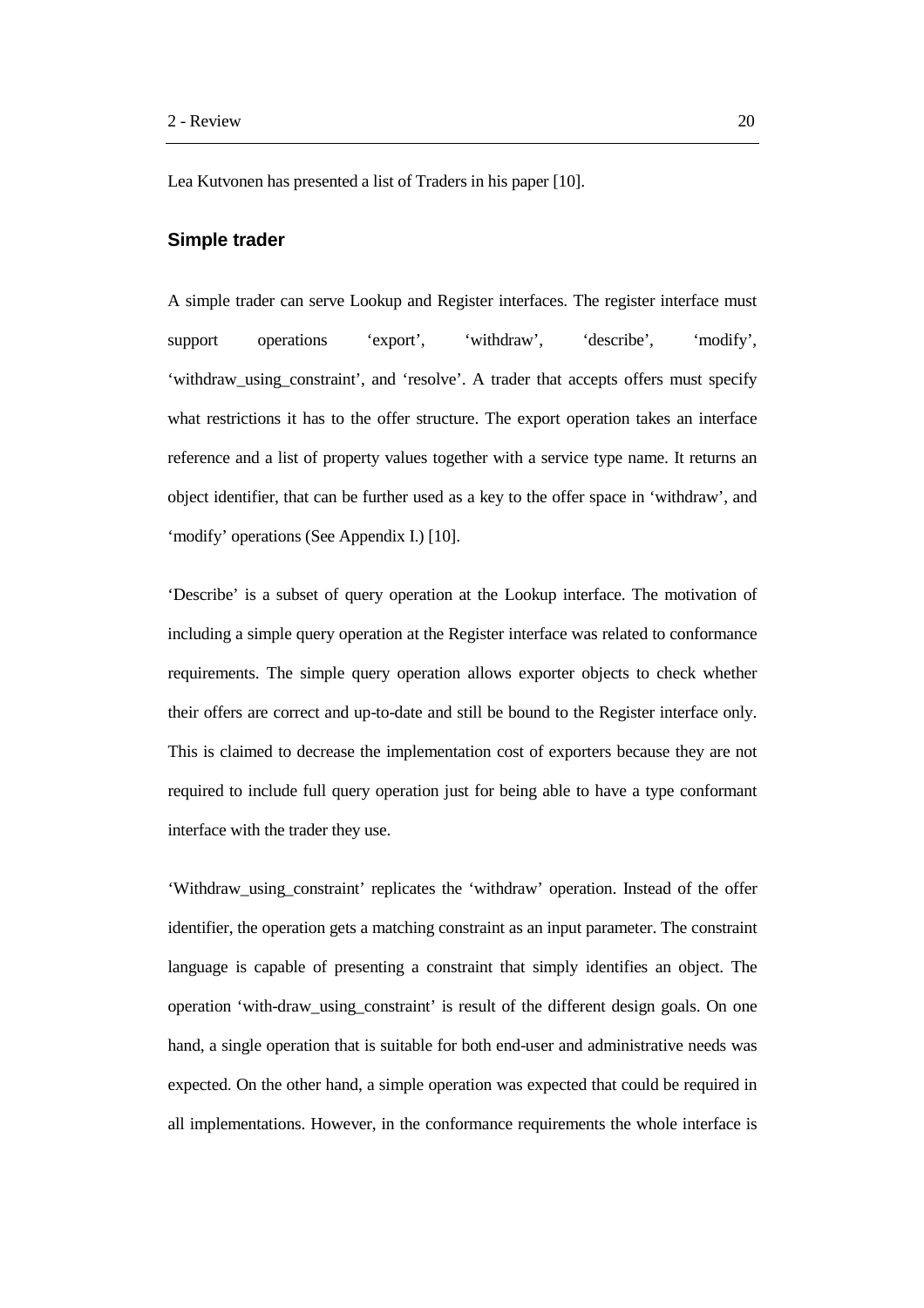Lea Kutvonen has presented a list of Traders in his paper [10].

### Simple trader

A simple trader can serve Lookup and Register interfaces. The register interface must support operations 'export', 'withdraw', 'describe', 'modify', 'withdraw_using_constraint', and 'resolve'. A trader that accepts offers must specify what restrictions it has to the offer structure. The export operation takes an interface reference and a list of property values together with a service type name. It returns an object identifier, that can be further used as a key to the offer space in 'withdraw', and 'modify' operations (See Appendix I.) [10].

'Describe' is a subset of query operation at the Lookup interface. The motivation of including a simple query operation at the Register interface was related to conformance requirements. The simple query operation allows exporter objects to check whether their offers are correct and up-to-date and still be bound to the Register interface only. This is claimed to decrease the implementation cost of exporters because they are not required to include full query operation just for being able to have a type conformant interface with the trader they use.

'Withdraw_using_constraint' replicates the 'withdraw' operation. Instead of the offer identifier, the operation gets a matching constraint as an input parameter. The constraint language is capable of presenting a constraint that simply identifies an object. The operation 'with-draw_using_constraint' is result of the different design goals. On one hand, a single operation that is suitable for both end-user and administrative needs was expected. On the other hand, a simple operation was expected that could be required in all implementations. However, in the conformance requirements the whole interface is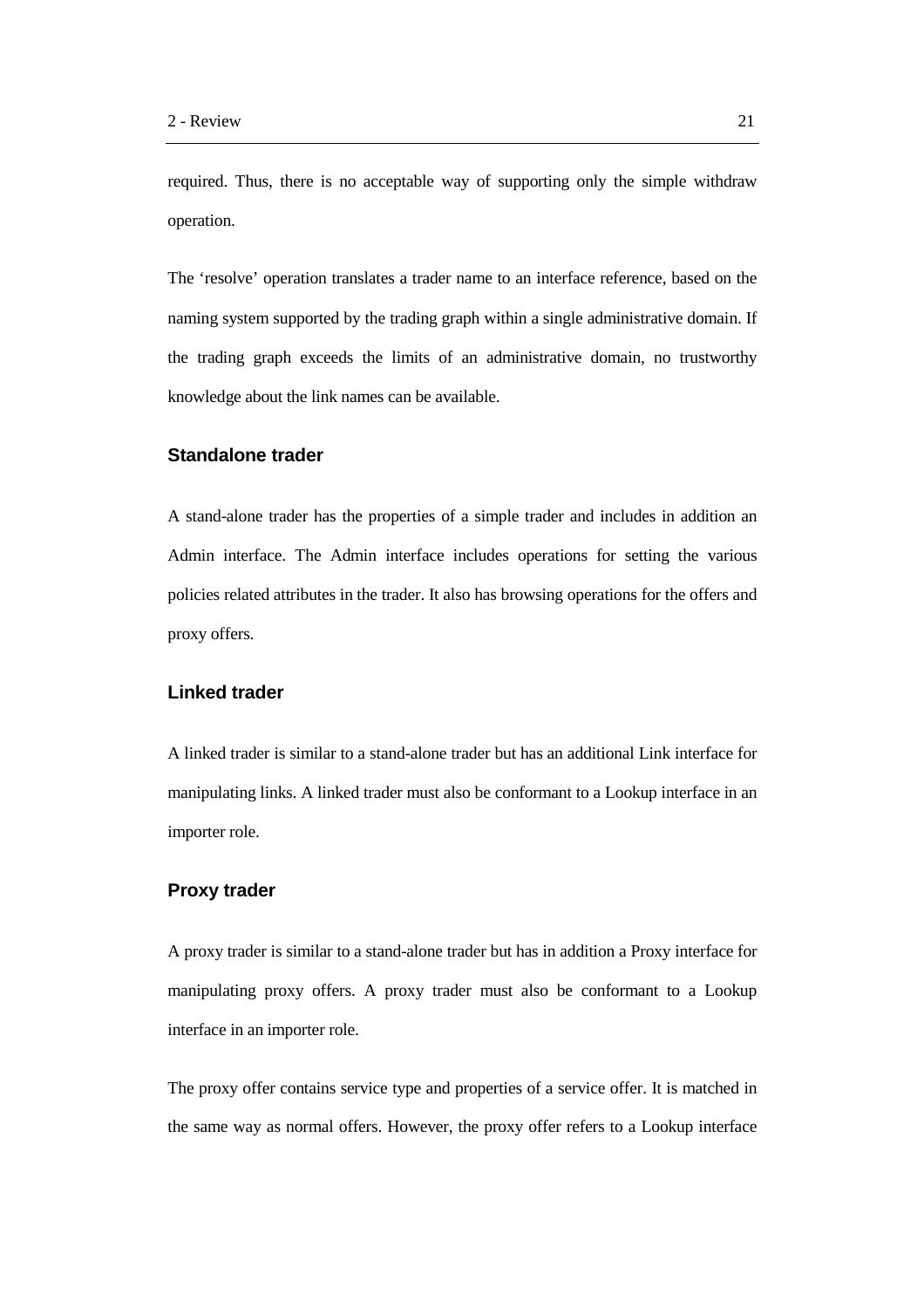required. Thus, there is no acceptable way of supporting only the simple withdraw operation.

The ‘resolve’ operation translates a trader name to an interface reference, based on the naming system supported by the trading graph within a single administrative domain. If the trading graph exceeds the limits of an administrative domain, no trustworthy knowledge about the link names can be available.

### Standalone trader

A stand-alone trader has the properties of a simple trader and includes in addition an Admin interface. The Admin interface includes operations for setting the various policies related attributes in the trader. It also has browsing operations for the offers and proxy offers.

### Linked trader

A linked trader is similar to a stand-alone trader but has an additional Link interface for manipulating links. A linked trader must also be conformant to a Lookup interface in an importer role.

### Proxy trader

A proxy trader is similar to a stand-alone trader but has in addition a Proxy interface for manipulating proxy offers. A proxy trader must also be conformant to a Lookup interface in an importer role.

The proxy offer contains service type and properties of a service offer. It is matched in the same way as normal offers. However, the proxy offer refers to a Lookup interface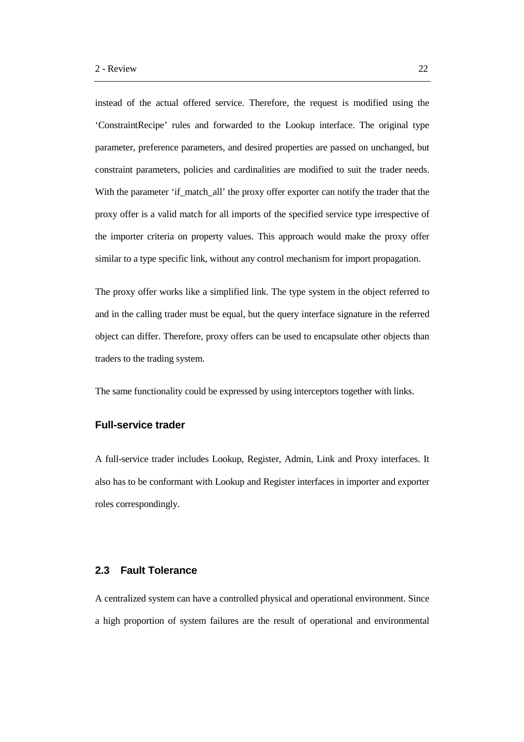instead of the actual offered service. Therefore, the request is modified using the 'ConstraintRecipe' rules and forwarded to the Lookup interface. The original type parameter, preference parameters, and desired properties are passed on unchanged, but constraint parameters, policies and cardinalities are modified to suit the trader needs. With the parameter 'if_match_all' the proxy offer exporter can notify the trader that the proxy offer is a valid match for all imports of the specified service type irrespective of the importer criteria on property values. This approach would make the proxy offer similar to a type specific link, without any control mechanism for import propagation.

The proxy offer works like a simplified link. The type system in the object referred to and in the calling trader must be equal, but the query interface signature in the referred object can differ. Therefore, proxy offers can be used to encapsulate other objects than traders to the trading system.

The same functionality could be expressed by using interceptors together with links.

### Full-service trader

A full-service trader includes Lookup, Register, Admin, Link and Proxy interfaces. It also has to be conformant with Lookup and Register interfaces in importer and exporter roles correspondingly.

## 2.3 Fault Tolerance

A centralized system can have a controlled physical and operational environment. Since a high proportion of system failures are the result of operational and environmental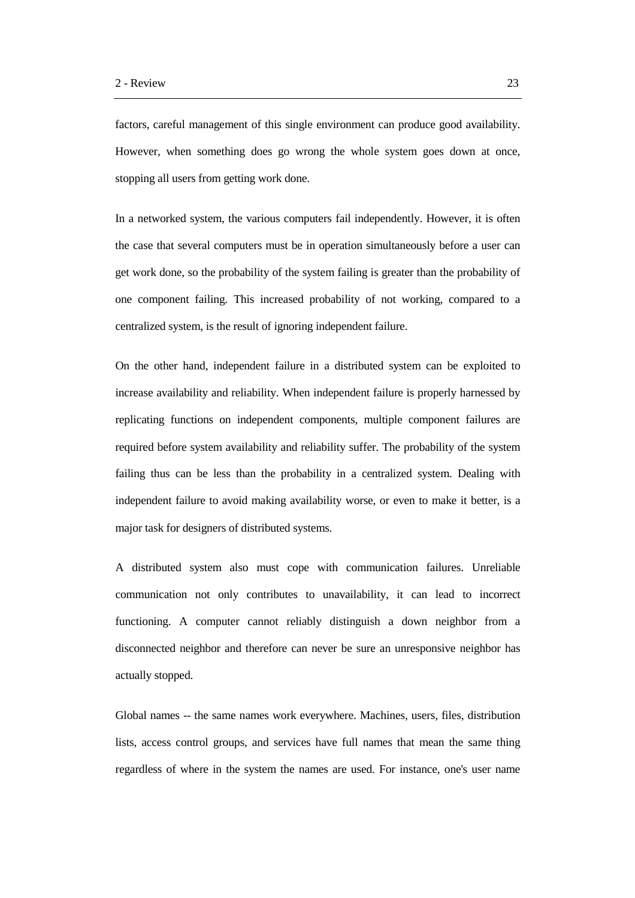factors, careful management of this single environment can produce good availability. However, when something does go wrong the whole system goes down at once, stopping all users from getting work done.

In a networked system, the various computers fail independently. However, it is often the case that several computers must be in operation simultaneously before a user can get work done, so the probability of the system failing is greater than the probability of one component failing. This increased probability of not working, compared to a centralized system, is the result of ignoring independent failure.

On the other hand, independent failure in a distributed system can be exploited to increase availability and reliability. When independent failure is properly harnessed by replicating functions on independent components, multiple component failures are required before system availability and reliability suffer. The probability of the system failing thus can be less than the probability in a centralized system. Dealing with independent failure to avoid making availability worse, or even to make it better, is a major task for designers of distributed systems.

A distributed system also must cope with communication failures. Unreliable communication not only contributes to unavailability, it can lead to incorrect functioning. A computer cannot reliably distinguish a down neighbor from a disconnected neighbor and therefore can never be sure an unresponsive neighbor has actually stopped.

Global names -- the same names work everywhere. Machines, users, files, distribution lists, access control groups, and services have full names that mean the same thing regardless of where in the system the names are used. For instance, one's user name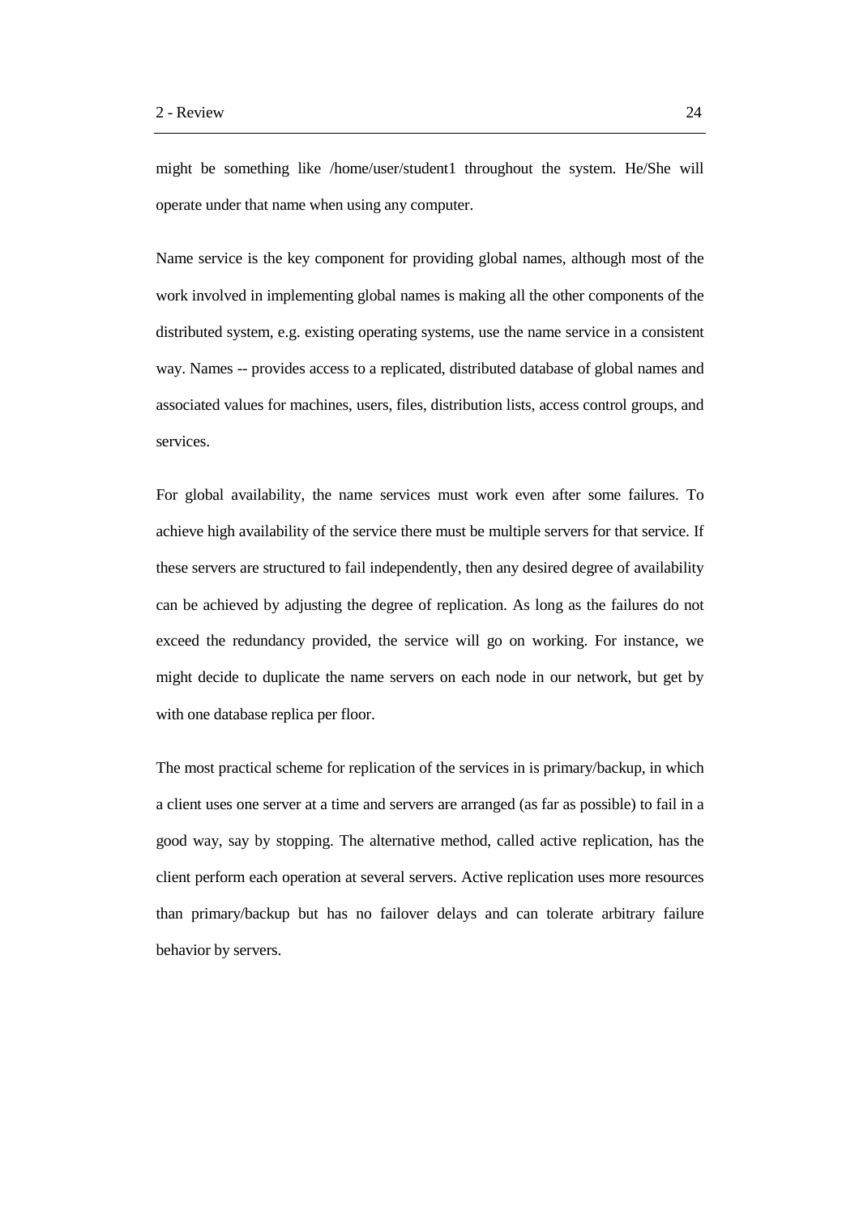might be something like /home/user/student1 throughout the system. He/She will operate under that name when using any computer.

Name service is the key component for providing global names, although most of the work involved in implementing global names is making all the other components of the distributed system, e.g. existing operating systems, use the name service in a consistent way. Names -- provides access to a replicated, distributed database of global names and associated values for machines, users, files, distribution lists, access control groups, and services.

For global availability, the name services must work even after some failures. To achieve high availability of the service there must be multiple servers for that service. If these servers are structured to fail independently, then any desired degree of availability can be achieved by adjusting the degree of replication. As long as the failures do not exceed the redundancy provided, the service will go on working. For instance, we might decide to duplicate the name servers on each node in our network, but get by with one database replica per floor.

The most practical scheme for replication of the services in is primary/backup, in which a client uses one server at a time and servers are arranged (as far as possible) to fail in a good way, say by stopping. The alternative method, called active replication, has the client perform each operation at several servers. Active replication uses more resources than primary/backup but has no failover delays and can tolerate arbitrary failure behavior by servers.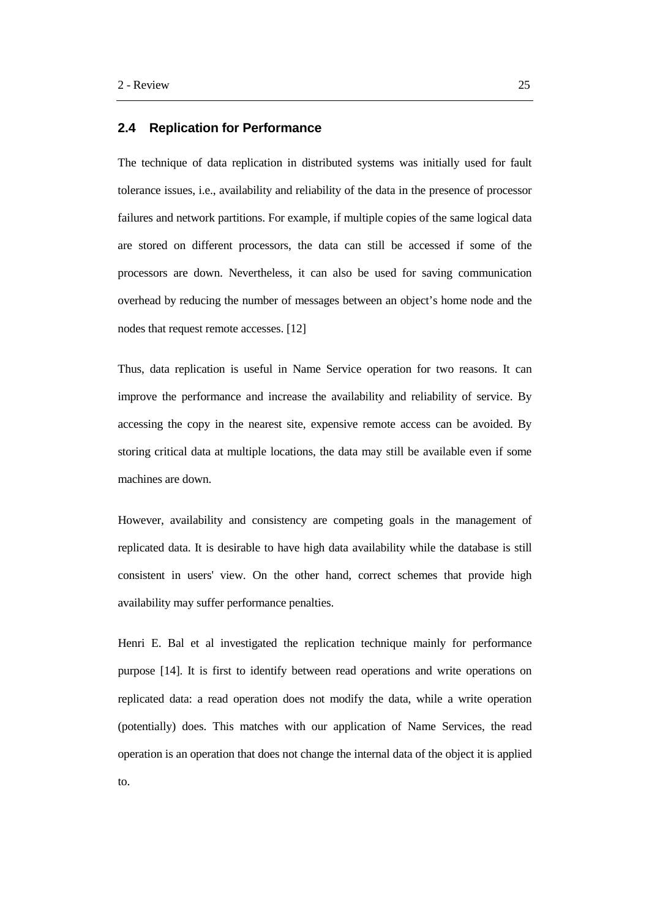## 2.4 Replication for Performance

The technique of data replication in distributed systems was initially used for fault tolerance issues, i.e., availability and reliability of the data in the presence of processor failures and network partitions. For example, if multiple copies of the same logical data are stored on different processors, the data can still be accessed if some of the processors are down. Nevertheless, it can also be used for saving communication overhead by reducing the number of messages between an object's home node and the nodes that request remote accesses. [12]

Thus, data replication is useful in Name Service operation for two reasons. It can improve the performance and increase the availability and reliability of service. By accessing the copy in the nearest site, expensive remote access can be avoided. By storing critical data at multiple locations, the data may still be available even if some machines are down.

However, availability and consistency are competing goals in the management of replicated data. It is desirable to have high data availability while the database is still consistent in users' view. On the other hand, correct schemes that provide high availability may suffer performance penalties.

Henri E. Bal et al investigated the replication technique mainly for performance purpose [14]. It is first to identify between read operations and write operations on replicated data: a read operation does not modify the data, while a write operation (potentially) does. This matches with our application of Name Services, the read operation is an operation that does not change the internal data of the object it is applied to.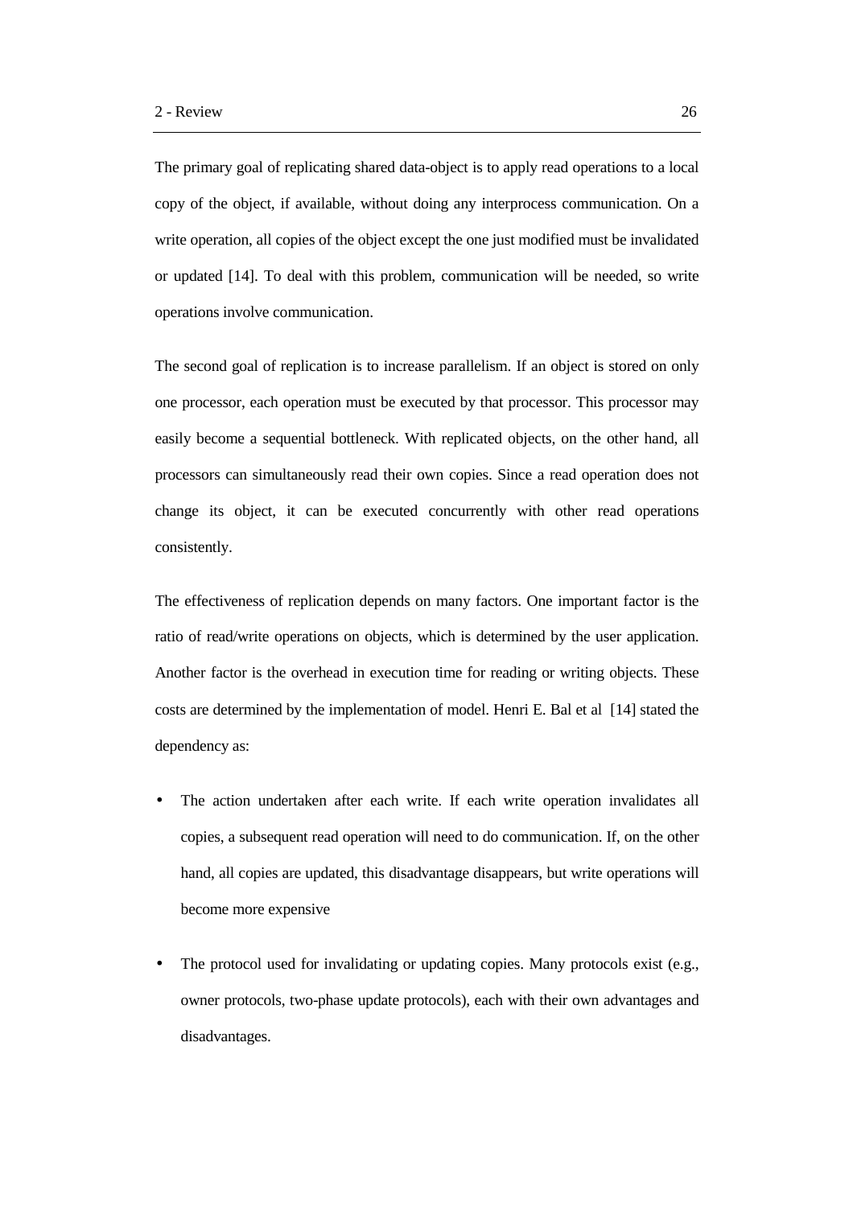The primary goal of replicating shared data-object is to apply read operations to a local copy of the object, if available, without doing any interprocess communication. On a write operation, all copies of the object except the one just modified must be invalidated or updated [14]. To deal with this problem, communication will be needed, so write operations involve communication.

The second goal of replication is to increase parallelism. If an object is stored on only one processor, each operation must be executed by that processor. This processor may easily become a sequential bottleneck. With replicated objects, on the other hand, all processors can simultaneously read their own copies. Since a read operation does not change its object, it can be executed concurrently with other read operations consistently.

The effectiveness of replication depends on many factors. One important factor is the ratio of read/write operations on objects, which is determined by the user application. Another factor is the overhead in execution time for reading or writing objects. These costs are determined by the implementation of model. Henri E. Bal et al [14] stated the dependency as:

- The action undertaken after each write. If each write operation invalidates all copies, a subsequent read operation will need to do communication. If, on the other hand, all copies are updated, this disadvantage disappears, but write operations will become more expensive
- The protocol used for invalidating or updating copies. Many protocols exist (e.g., owner protocols, two-phase update protocols), each with their own advantages and disadvantages.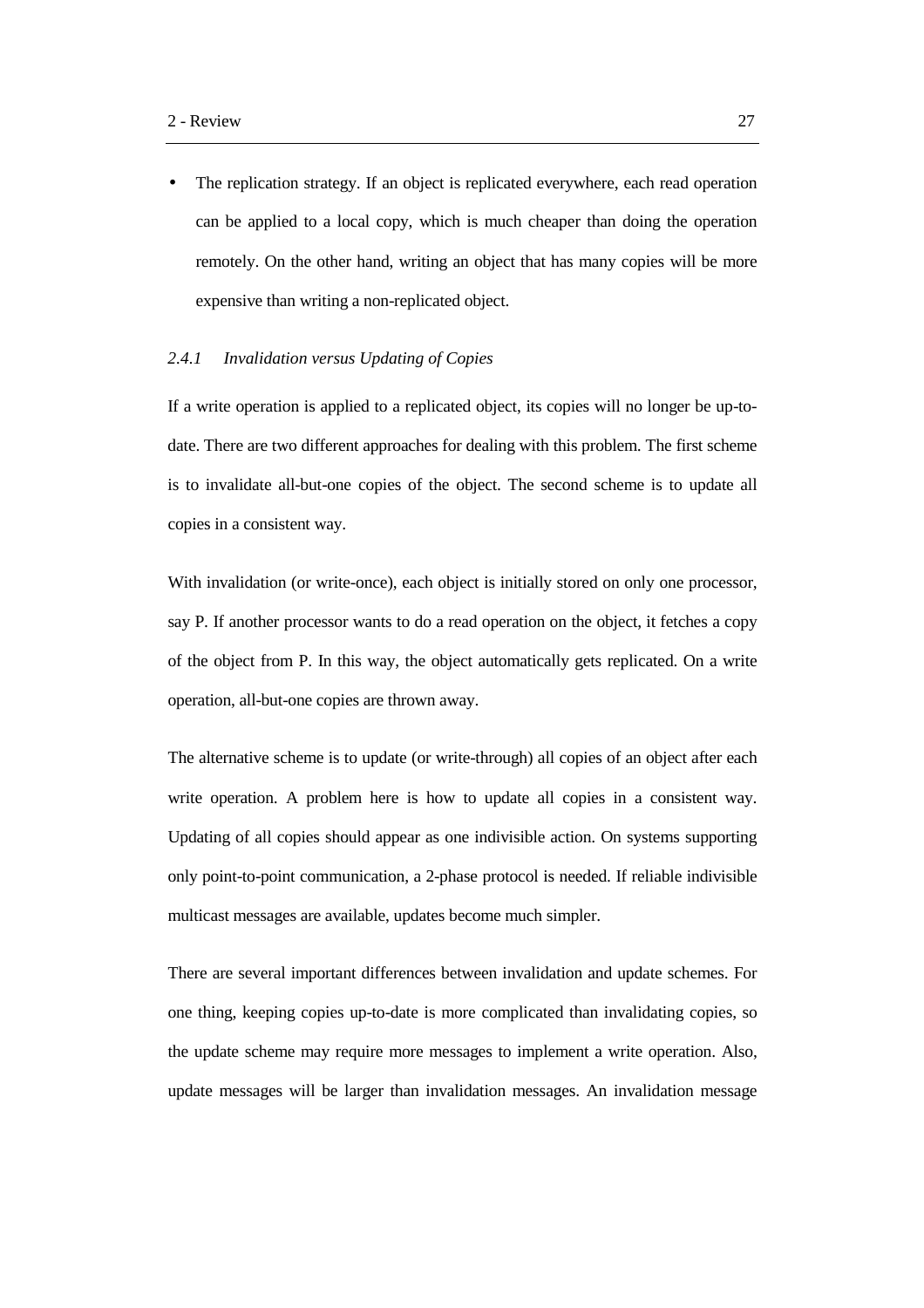- The replication strategy. If an object is replicated everywhere, each read operation can be applied to a local copy, which is much cheaper than doing the operation remotely. On the other hand, writing an object that has many copies will be more expensive than writing a non-replicated object.

### *2.4.1 Invalidation versus Updating of Copies*

If a write operation is applied to a replicated object, its copies will no longer be up-to-date. There are two different approaches for dealing with this problem. The first scheme is to invalidate all-but-one copies of the object. The second scheme is to update all copies in a consistent way.

With invalidation (or write-once), each object is initially stored on only one processor, say P. If another processor wants to do a read operation on the object, it fetches a copy of the object from P. In this way, the object automatically gets replicated. On a write operation, all-but-one copies are thrown away.

The alternative scheme is to update (or write-through) all copies of an object after each write operation. A problem here is how to update all copies in a consistent way. Updating of all copies should appear as one indivisible action. On systems supporting only point-to-point communication, a 2-phase protocol is needed. If reliable indivisible multicast messages are available, updates become much simpler.

There are several important differences between invalidation and update schemes. For one thing, keeping copies up-to-date is more complicated than invalidating copies, so the update scheme may require more messages to implement a write operation. Also, update messages will be larger than invalidation messages. An invalidation message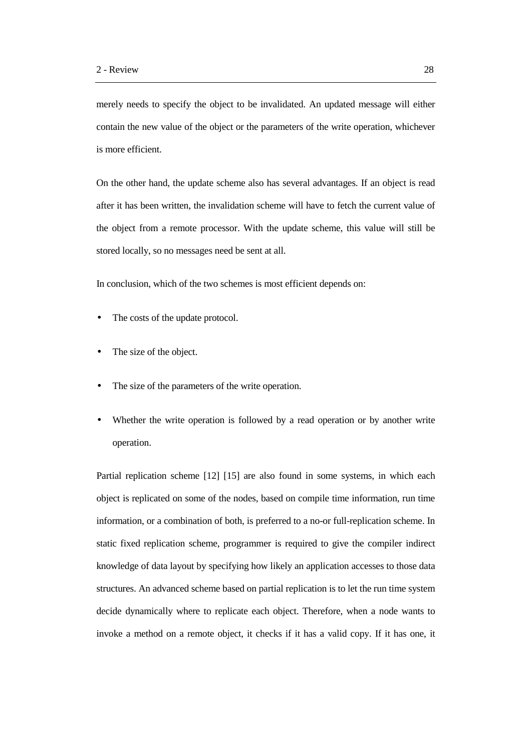merely needs to specify the object to be invalidated. An updated message will either contain the new value of the object or the parameters of the write operation, whichever is more efficient.

On the other hand, the update scheme also has several advantages. If an object is read after it has been written, the invalidation scheme will have to fetch the current value of the object from a remote processor. With the update scheme, this value will still be stored locally, so no messages need be sent at all.

In conclusion, which of the two schemes is most efficient depends on:

- The costs of the update protocol.
- The size of the object.
- The size of the parameters of the write operation.
- Whether the write operation is followed by a read operation or by another write operation.

Partial replication scheme [12] [15] are also found in some systems, in which each object is replicated on some of the nodes, based on compile time information, run time information, or a combination of both, is preferred to a no-or full-replication scheme. In static fixed replication scheme, programmer is required to give the compiler indirect knowledge of data layout by specifying how likely an application accesses to those data structures. An advanced scheme based on partial replication is to let the run time system decide dynamically where to replicate each object. Therefore, when a node wants to invoke a method on a remote object, it checks if it has a valid copy. If it has one, it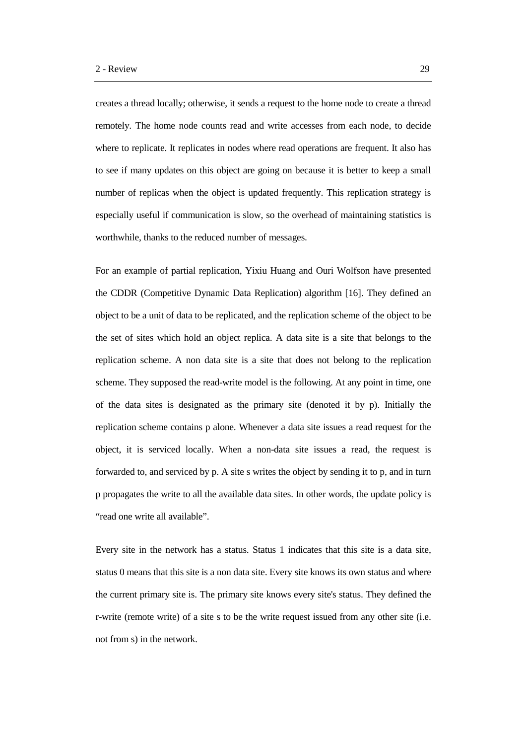creates a thread locally; otherwise, it sends a request to the home node to create a thread remotely. The home node counts read and write accesses from each node, to decide where to replicate. It replicates in nodes where read operations are frequent. It also has to see if many updates on this object are going on because it is better to keep a small number of replicas when the object is updated frequently. This replication strategy is especially useful if communication is slow, so the overhead of maintaining statistics is worthwhile, thanks to the reduced number of messages.

For an example of partial replication, Yixiu Huang and Ouri Wolfson have presented the CDDR (Competitive Dynamic Data Replication) algorithm [16]. They defined an object to be a unit of data to be replicated, and the replication scheme of the object to be the set of sites which hold an object replica. A data site is a site that belongs to the replication scheme. A non data site is a site that does not belong to the replication scheme. They supposed the read-write model is the following. At any point in time, one of the data sites is designated as the primary site (denoted it by p). Initially the replication scheme contains p alone. Whenever a data site issues a read request for the object, it is serviced locally. When a non-data site issues a read, the request is forwarded to, and serviced by p. A site s writes the object by sending it to p, and in turn p propagates the write to all the available data sites. In other words, the update policy is "read one write all available".

Every site in the network has a status. Status 1 indicates that this site is a data site, status 0 means that this site is a non data site. Every site knows its own status and where the current primary site is. The primary site knows every site's status. They defined the r-write (remote write) of a site s to be the write request issued from any other site (i.e. not from s) in the network.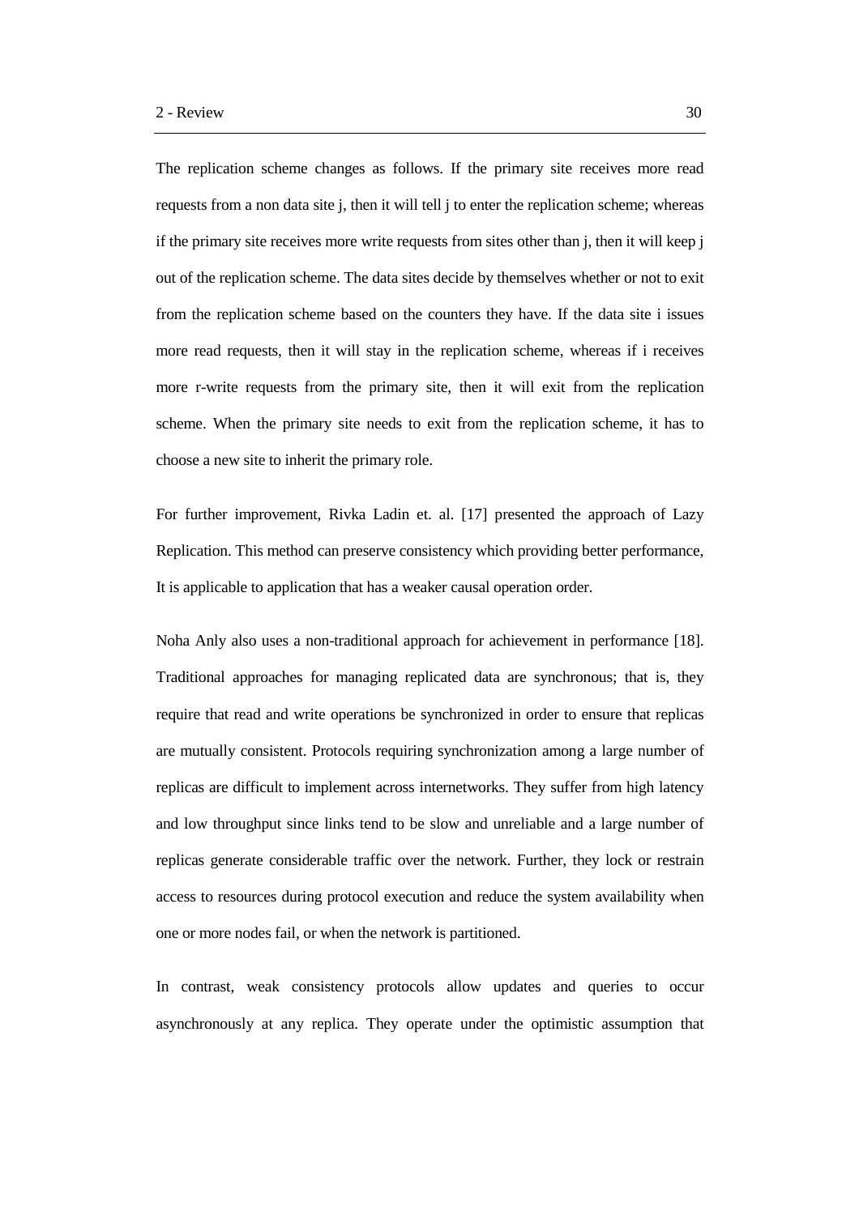The replication scheme changes as follows. If the primary site receives more read requests from a non data site j, then it will tell j to enter the replication scheme; whereas if the primary site receives more write requests from sites other than j, then it will keep j out of the replication scheme. The data sites decide by themselves whether or not to exit from the replication scheme based on the counters they have. If the data site i issues more read requests, then it will stay in the replication scheme, whereas if i receives more r-write requests from the primary site, then it will exit from the replication scheme. When the primary site needs to exit from the replication scheme, it has to choose a new site to inherit the primary role.

For further improvement, Rivka Ladin et. al. [17] presented the approach of Lazy Replication. This method can preserve consistency which providing better performance, It is applicable to application that has a weaker causal operation order.

Noha Anly also uses a non-traditional approach for achievement in performance [18]. Traditional approaches for managing replicated data are synchronous; that is, they require that read and write operations be synchronized in order to ensure that replicas are mutually consistent. Protocols requiring synchronization among a large number of replicas are difficult to implement across internetworks. They suffer from high latency and low throughput since links tend to be slow and unreliable and a large number of replicas generate considerable traffic over the network. Further, they lock or restrain access to resources during protocol execution and reduce the system availability when one or more nodes fail, or when the network is partitioned.

In contrast, weak consistency protocols allow updates and queries to occur asynchronously at any replica. They operate under the optimistic assumption that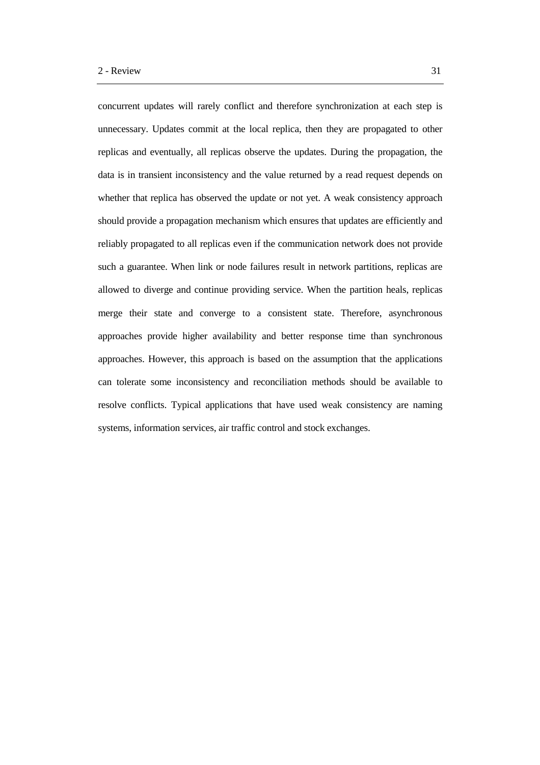concurrent updates will rarely conflict and therefore synchronization at each step is unnecessary. Updates commit at the local replica, then they are propagated to other replicas and eventually, all replicas observe the updates. During the propagation, the data is in transient inconsistency and the value returned by a read request depends on whether that replica has observed the update or not yet. A weak consistency approach should provide a propagation mechanism which ensures that updates are efficiently and reliably propagated to all replicas even if the communication network does not provide such a guarantee. When link or node failures result in network partitions, replicas are allowed to diverge and continue providing service. When the partition heals, replicas merge their state and converge to a consistent state. Therefore, asynchronous approaches provide higher availability and better response time than synchronous approaches. However, this approach is based on the assumption that the applications can tolerate some inconsistency and reconciliation methods should be available to resolve conflicts. Typical applications that have used weak consistency are naming systems, information services, air traffic control and stock exchanges.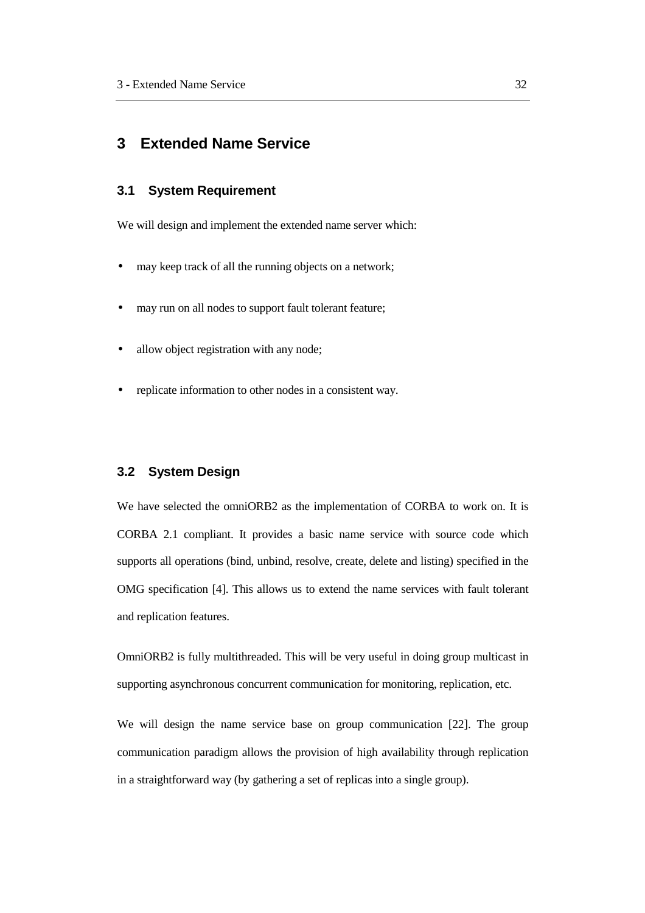# 3 Extended Name Service

## 3.1 System Requirement

We will design and implement the extended name server which:

- may keep track of all the running objects on a network;
- may run on all nodes to support fault tolerant feature;
- allow object registration with any node;
- replicate information to other nodes in a consistent way.

## 3.2 System Design

We have selected the omniORB2 as the implementation of CORBA to work on. It is CORBA 2.1 compliant. It provides a basic name service with source code which supports all operations (bind, unbind, resolve, create, delete and listing) specified in the OMG specification [4]. This allows us to extend the name services with fault tolerant and replication features.

OmniORB2 is fully multithreaded. This will be very useful in doing group multicast in supporting asynchronous concurrent communication for monitoring, replication, etc.

We will design the name service base on group communication [22]. The group communication paradigm allows the provision of high availability through replication in a straightforward way (by gathering a set of replicas into a single group).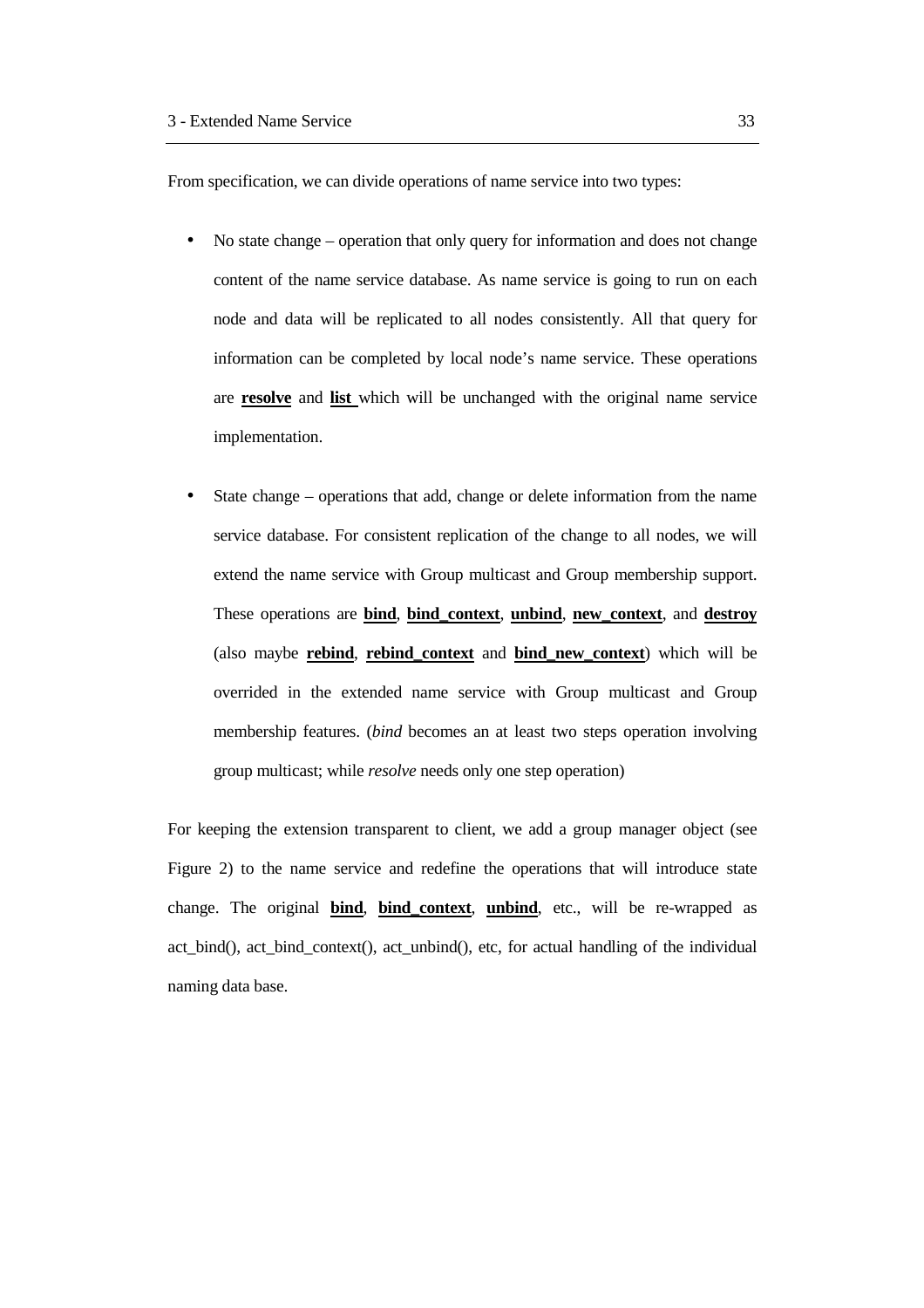From specification, we can divide operations of name service into two types:

- No state change – operation that only query for information and does not change content of the name service database. As name service is going to run on each node and data will be replicated to all nodes consistently. All that query for information can be completed by local node's name service. These operations are **resolve** and **list** which will be unchanged with the original name service implementation.

- State change – operations that add, change or delete information from the name service database. For consistent replication of the change to all nodes, we will extend the name service with Group multicast and Group membership support. These operations are **bind**, **bind_context**, **unbind**, **new_context**, and **destroy** (also maybe **rebind**, **rebind_context** and **bind_new_context**) which will be overrided in the extended name service with Group multicast and Group membership features. (*bind* becomes an at least two steps operation involving group multicast; while *resolve* needs only one step operation)

For keeping the extension transparent to client, we add a group manager object (see Figure 2) to the name service and redefine the operations that will introduce state change. The original **bind**, **bind_context**, **unbind**, etc., will be re-wrapped as act_bind(), act_bind_context(), act_unbind(), etc, for actual handling of the individual naming data base.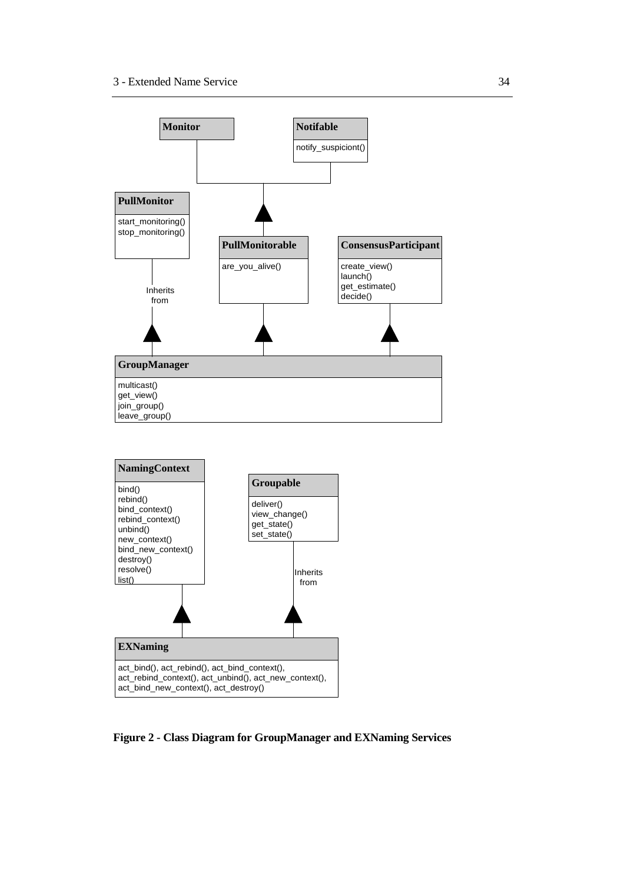**Monitor**

**Notifable**

notify_suspiciont()

**PullMonitor**

start_monitoring()
stop_monitoring()

**PullMonitorable**

are_you_alive()

**ConsensusParticipant**

create_view()
launch()
get_estimate()
decide()

Inherits from

**GroupManager**

multicast()
get_view()
join_group()
leave_group()

**NamingContext**

bind()
rebind()
bind_context()
rebind_context()
unbind()
new_context()
bind_new_context()
destroy()
resolve()
list()

**Groupable**

deliver()
view_change()
get_state()
set_state()

Inherits from

**EXNaming**

act_bind(), act_rebind(), act_bind_context(),
act_rebind_context(), act_unbind(), act_new_context(),
act_bind_new_context(), act_destroy()

**Figure 2 - Class Diagram for GroupManager and EXNaming Services**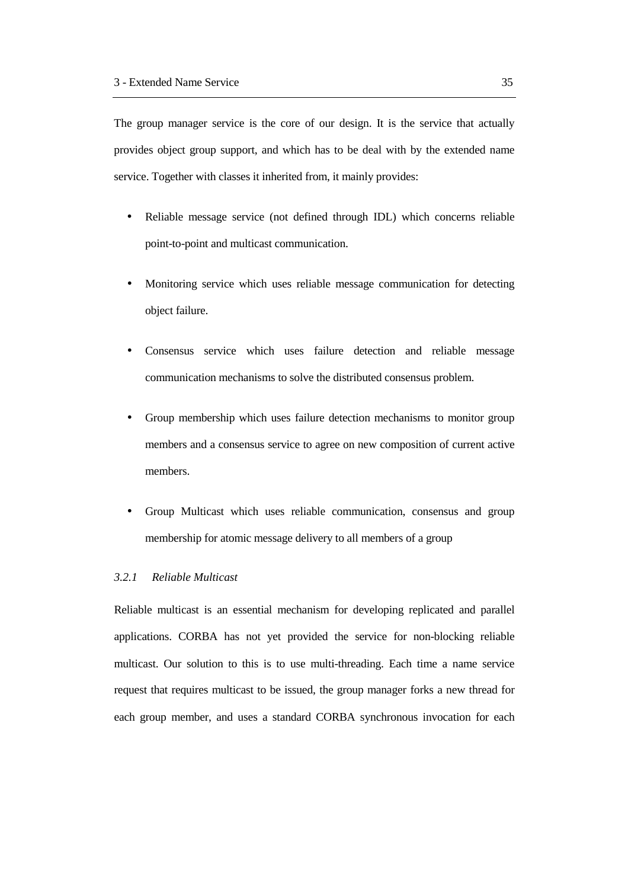The group manager service is the core of our design. It is the service that actually provides object group support, and which has to be deal with by the extended name service. Together with classes it inherited from, it mainly provides:

- Reliable message service (not defined through IDL) which concerns reliable point-to-point and multicast communication.
- Monitoring service which uses reliable message communication for detecting object failure.
- Consensus service which uses failure detection and reliable message communication mechanisms to solve the distributed consensus problem.
- Group membership which uses failure detection mechanisms to monitor group members and a consensus service to agree on new composition of current active members.
- Group Multicast which uses reliable communication, consensus and group membership for atomic message delivery to all members of a group

### *3.2.1 Reliable Multicast*

Reliable multicast is an essential mechanism for developing replicated and parallel applications. CORBA has not yet provided the service for non-blocking reliable multicast. Our solution to this is to use multi-threading. Each time a name service request that requires multicast to be issued, the group manager forks a new thread for each group member, and uses a standard CORBA synchronous invocation for each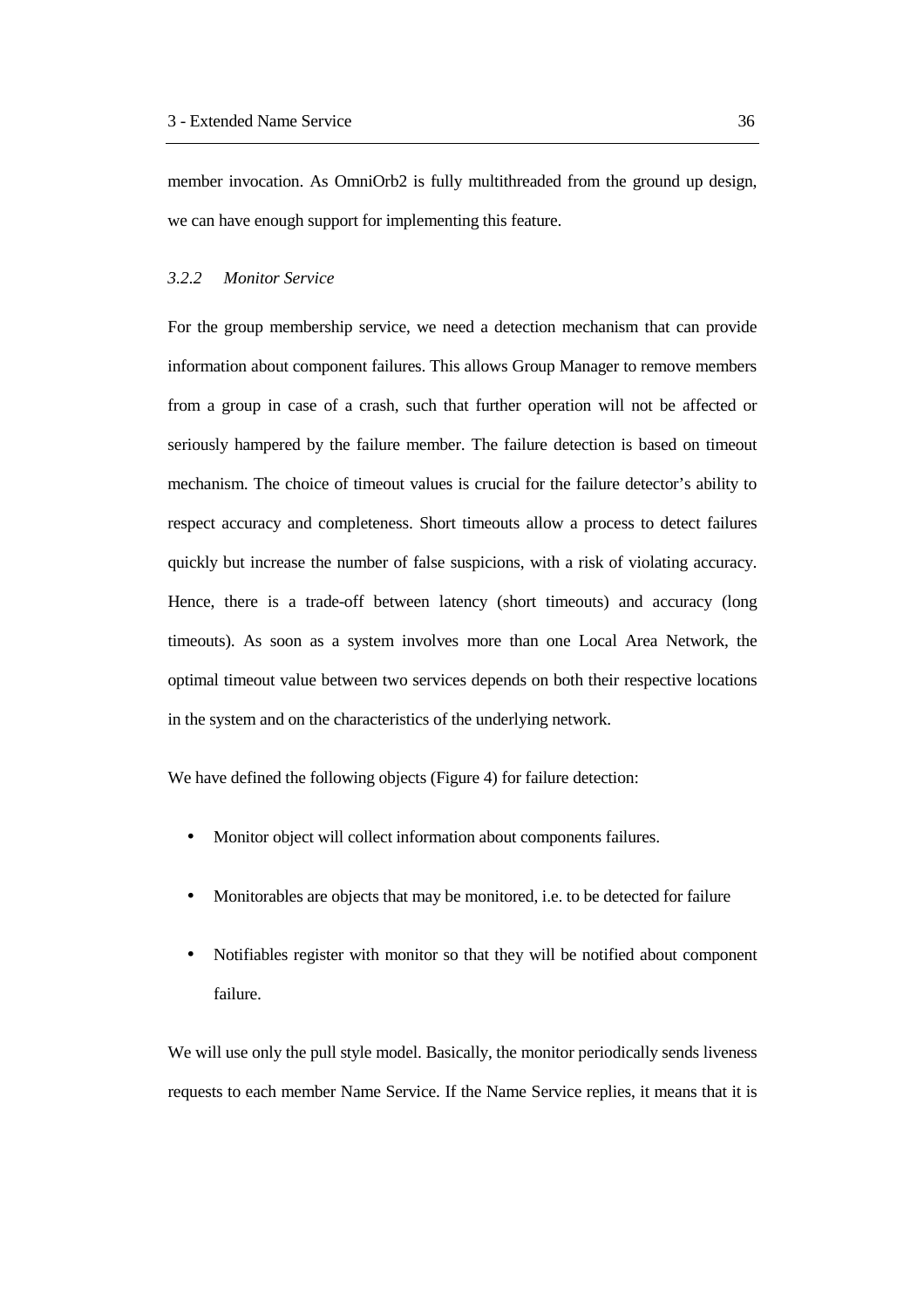member invocation. As OmniOrb2 is fully multithreaded from the ground up design, we can have enough support for implementing this feature.

### *3.2.2 Monitor Service*

For the group membership service, we need a detection mechanism that can provide information about component failures. This allows Group Manager to remove members from a group in case of a crash, such that further operation will not be affected or seriously hampered by the failure member. The failure detection is based on timeout mechanism. The choice of timeout values is crucial for the failure detector's ability to respect accuracy and completeness. Short timeouts allow a process to detect failures quickly but increase the number of false suspicions, with a risk of violating accuracy. Hence, there is a trade-off between latency (short timeouts) and accuracy (long timeouts). As soon as a system involves more than one Local Area Network, the optimal timeout value between two services depends on both their respective locations in the system and on the characteristics of the underlying network.

We have defined the following objects (Figure 4) for failure detection:

- Monitor object will collect information about components failures.
- Monitorables are objects that may be monitored, i.e. to be detected for failure
- Notifiables register with monitor so that they will be notified about component failure.

We will use only the pull style model. Basically, the monitor periodically sends liveness requests to each member Name Service. If the Name Service replies, it means that it is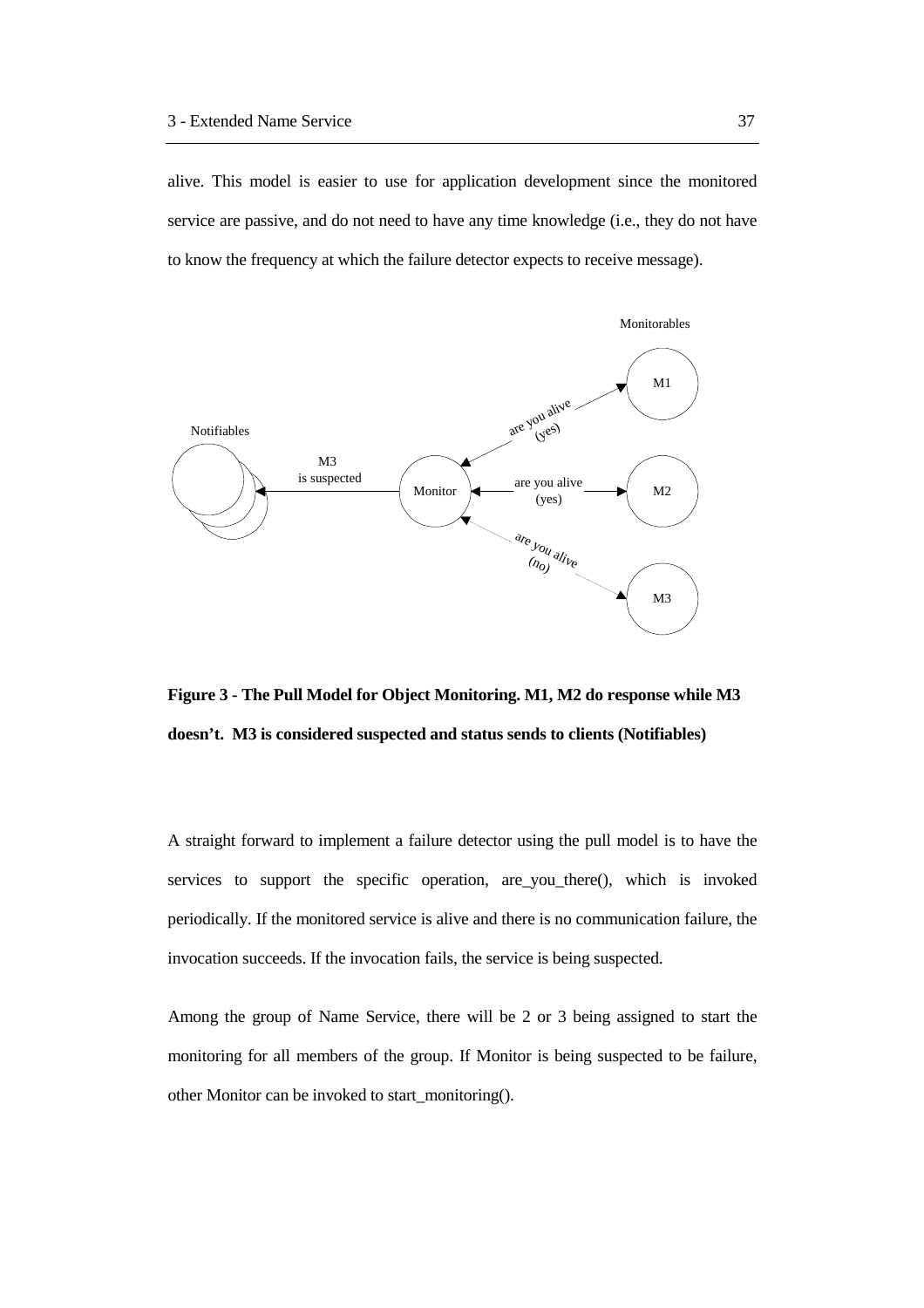alive. This model is easier to use for application development since the monitored service are passive, and do not need to have any time knowledge (i.e., they do not have to know the frequency at which the failure detector expects to receive message).

**Figure 3 - The Pull Model for Object Monitoring. M1, M2 do response while M3 doesn't. M3 is considered suspected and status sends to clients (Notifiables)**

A straight forward to implement a failure detector using the pull model is to have the services to support the specific operation, are_you_there(), which is invoked periodically. If the monitored service is alive and there is no communication failure, the invocation succeeds. If the invocation fails, the service is being suspected.

Among the group of Name Service, there will be 2 or 3 being assigned to start the monitoring for all members of the group. If Monitor is being suspected to be failure, other Monitor can be invoked to start_monitoring().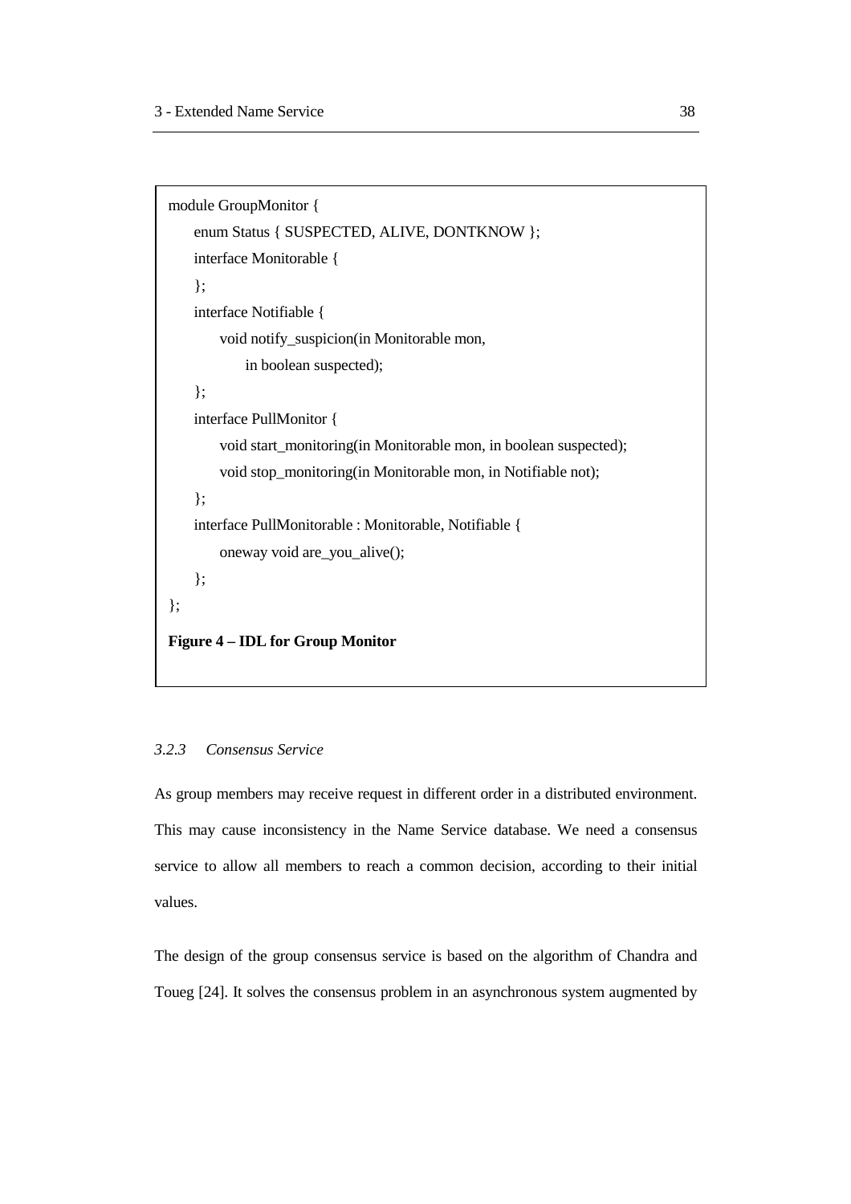```
module GroupMonitor {
    enum Status { SUSPECTED, ALIVE, DONTKNOW };
    interface Monitorable {
    };
    interface Notifiable {
        void notify_suspicion(in Monitorable mon,
            in boolean suspected);
    };
    interface PullMonitor {
        void start_monitoring(in Monitorable mon, in boolean suspected);
        void stop_monitoring(in Monitorable mon, in Notifiable not);
    };
    interface PullMonitorable : Monitorable, Notifiable {
        oneway void are_you_alive();
    };
};
```

**Figure 4 – IDL for Group Monitor**

### *3.2.3 Consensus Service*

As group members may receive request in different order in a distributed environment. This may cause inconsistency in the Name Service database. We need a consensus service to allow all members to reach a common decision, according to their initial values.

The design of the group consensus service is based on the algorithm of Chandra and Toueg [24]. It solves the consensus problem in an asynchronous system augmented by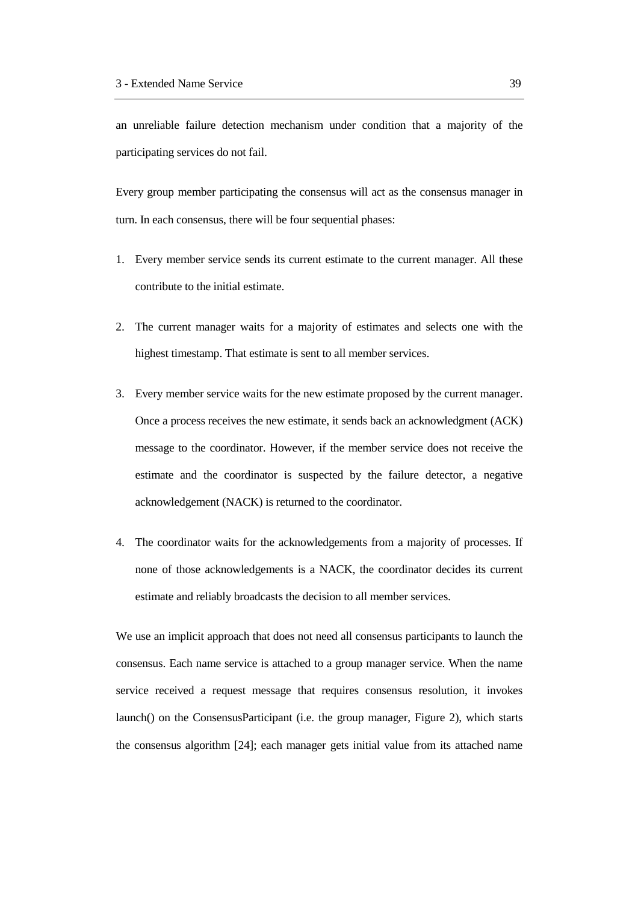an unreliable failure detection mechanism under condition that a majority of the participating services do not fail.

Every group member participating the consensus will act as the consensus manager in turn. In each consensus, there will be four sequential phases:

1. Every member service sends its current estimate to the current manager. All these contribute to the initial estimate.

2. The current manager waits for a majority of estimates and selects one with the highest timestamp. That estimate is sent to all member services.

3. Every member service waits for the new estimate proposed by the current manager. Once a process receives the new estimate, it sends back an acknowledgment (ACK) message to the coordinator. However, if the member service does not receive the estimate and the coordinator is suspected by the failure detector, a negative acknowledgement (NACK) is returned to the coordinator.

4. The coordinator waits for the acknowledgements from a majority of processes. If none of those acknowledgements is a NACK, the coordinator decides its current estimate and reliably broadcasts the decision to all member services.

We use an implicit approach that does not need all consensus participants to launch the consensus. Each name service is attached to a group manager service. When the name service received a request message that requires consensus resolution, it invokes launch() on the ConsensusParticipant (i.e. the group manager, Figure 2), which starts the consensus algorithm [24]; each manager gets initial value from its attached name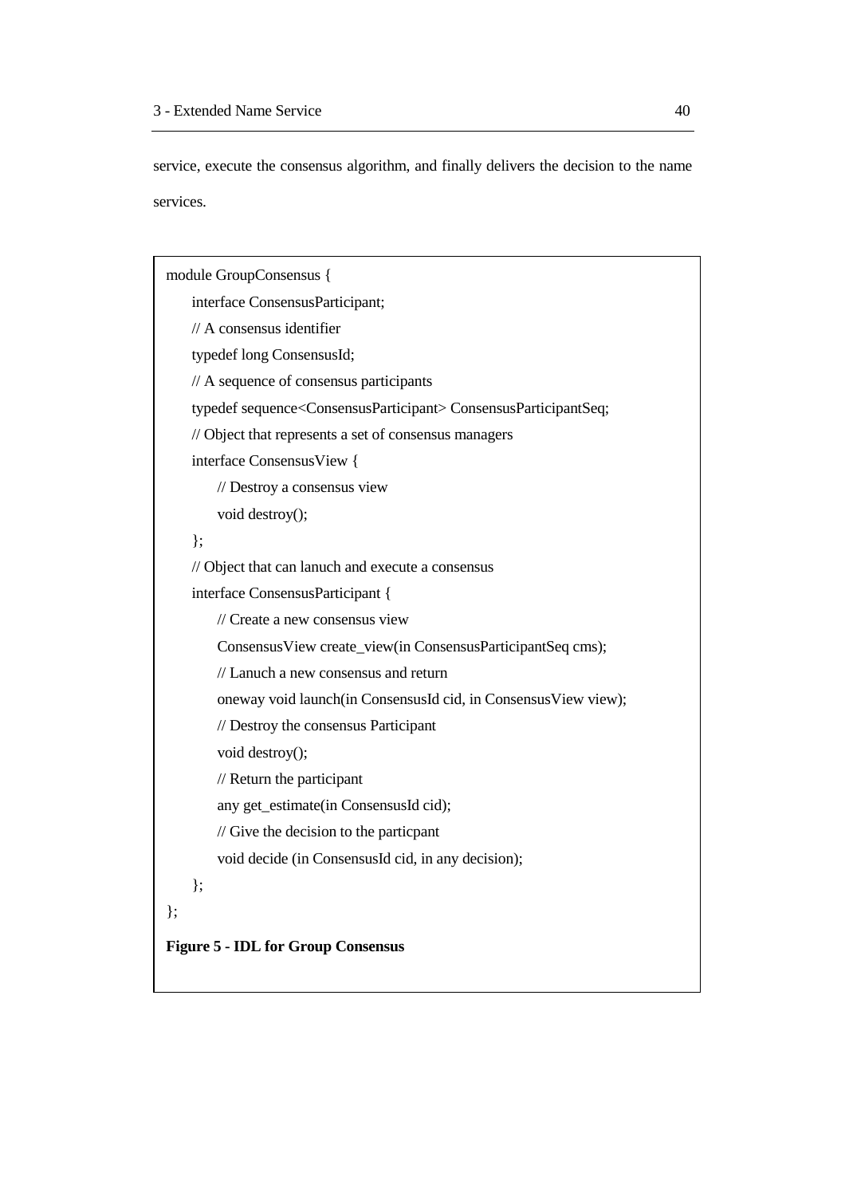service, execute the consensus algorithm, and finally delivers the decision to the name services.

```
module GroupConsensus {
    interface ConsensusParticipant;
    // A consensus identifier
    typedef long ConsensusId;
    // A sequence of consensus participants
    typedef sequence<ConsensusParticipant> ConsensusParticipantSeq;
    // Object that represents a set of consensus managers
    interface ConsensusView {
        // Destroy a consensus view
        void destroy();
    };
    // Object that can lanuch and execute a consensus
    interface ConsensusParticipant {
        // Create a new consensus view
        ConsensusView create_view(in ConsensusParticipantSeq cms);
        // Lanuch a new consensus and return
        oneway void launch(in ConsensusId cid, in ConsensusView view);
        // Destroy the consensus Participant
        void destroy();
        // Return the participant
        any get_estimate(in ConsensusId cid);
        // Give the decision to the particpant
        void decide (in ConsensusId cid, in any decision);
    };
};
```

**Figure 5 - IDL for Group Consensus**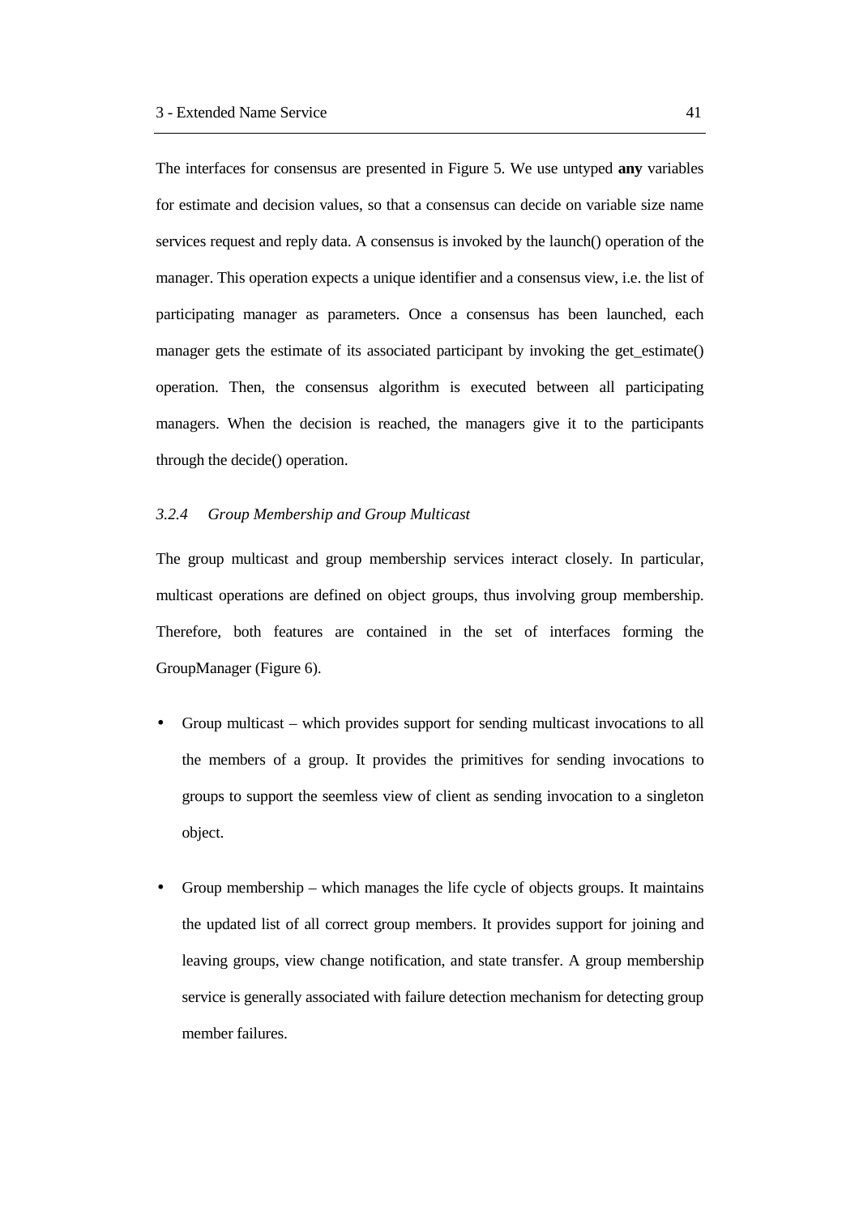The interfaces for consensus are presented in Figure 5. We use untyped **any** variables for estimate and decision values, so that a consensus can decide on variable size name services request and reply data. A consensus is invoked by the launch() operation of the manager. This operation expects a unique identifier and a consensus view, i.e. the list of participating manager as parameters. Once a consensus has been launched, each manager gets the estimate of its associated participant by invoking the get_estimate() operation. Then, the consensus algorithm is executed between all participating managers. When the decision is reached, the managers give it to the participants through the decide() operation.

### *3.2.4 Group Membership and Group Multicast*

The group multicast and group membership services interact closely. In particular, multicast operations are defined on object groups, thus involving group membership. Therefore, both features are contained in the set of interfaces forming the GroupManager (Figure 6).

- Group multicast – which provides support for sending multicast invocations to all the members of a group. It provides the primitives for sending invocations to groups to support the seemless view of client as sending invocation to a singleton object.

- Group membership – which manages the life cycle of objects groups. It maintains the updated list of all correct group members. It provides support for joining and leaving groups, view change notification, and state transfer. A group membership service is generally associated with failure detection mechanism for detecting group member failures.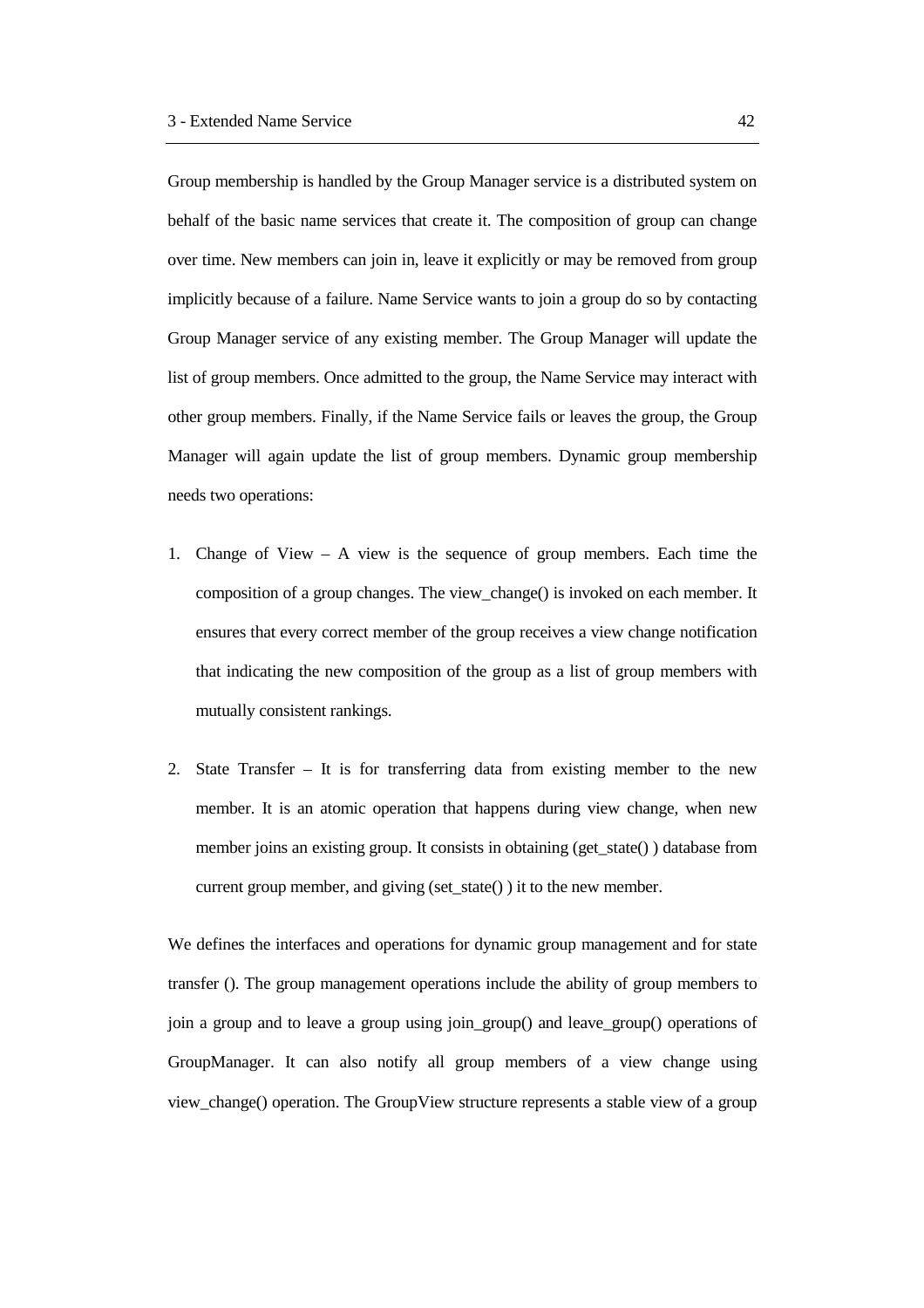Group membership is handled by the Group Manager service is a distributed system on behalf of the basic name services that create it. The composition of group can change over time. New members can join in, leave it explicitly or may be removed from group implicitly because of a failure. Name Service wants to join a group do so by contacting Group Manager service of any existing member. The Group Manager will update the list of group members. Once admitted to the group, the Name Service may interact with other group members. Finally, if the Name Service fails or leaves the group, the Group Manager will again update the list of group members. Dynamic group membership needs two operations:

1. Change of View – A view is the sequence of group members. Each time the composition of a group changes. The view_change() is invoked on each member. It ensures that every correct member of the group receives a view change notification that indicating the new composition of the group as a list of group members with mutually consistent rankings.

2. State Transfer – It is for transferring data from existing member to the new member. It is an atomic operation that happens during view change, when new member joins an existing group. It consists in obtaining (get_state() ) database from current group member, and giving (set_state() ) it to the new member.

We defines the interfaces and operations for dynamic group management and for state transfer (). The group management operations include the ability of group members to join a group and to leave a group using join_group() and leave_group() operations of GroupManager. It can also notify all group members of a view change using view_change() operation. The GroupView structure represents a stable view of a group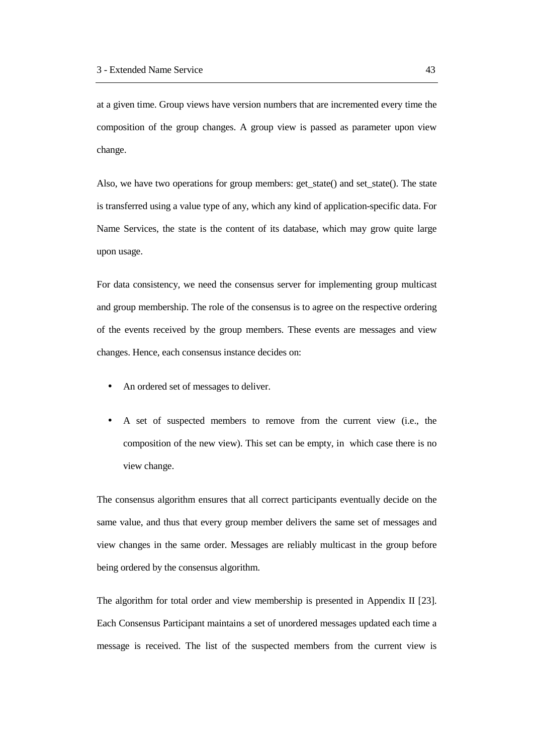at a given time. Group views have version numbers that are incremented every time the composition of the group changes. A group view is passed as parameter upon view change.

Also, we have two operations for group members: get_state() and set_state(). The state is transferred using a value type of any, which any kind of application-specific data. For Name Services, the state is the content of its database, which may grow quite large upon usage.

For data consistency, we need the consensus server for implementing group multicast and group membership. The role of the consensus is to agree on the respective ordering of the events received by the group members. These events are messages and view changes. Hence, each consensus instance decides on:

- An ordered set of messages to deliver.
- A set of suspected members to remove from the current view (i.e., the composition of the new view). This set can be empty, in which case there is no view change.

The consensus algorithm ensures that all correct participants eventually decide on the same value, and thus that every group member delivers the same set of messages and view changes in the same order. Messages are reliably multicast in the group before being ordered by the consensus algorithm.

The algorithm for total order and view membership is presented in Appendix II [23]. Each Consensus Participant maintains a set of unordered messages updated each time a message is received. The list of the suspected members from the current view is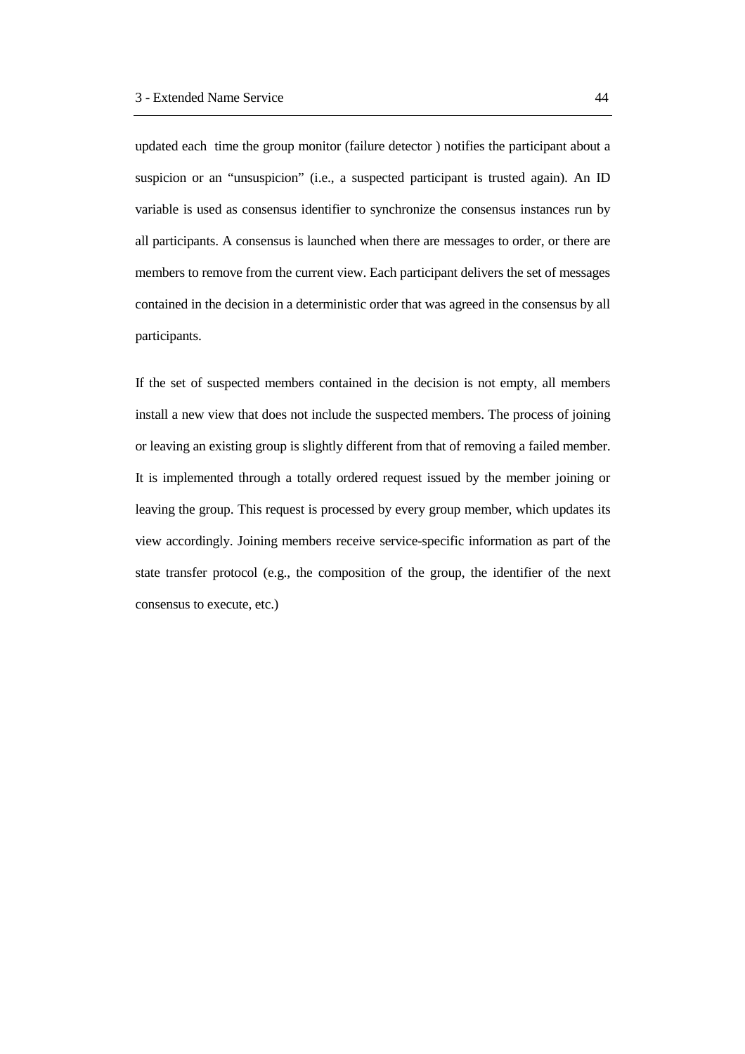updated each time the group monitor (failure detector ) notifies the participant about a suspicion or an "unsuspicion" (i.e., a suspected participant is trusted again). An ID variable is used as consensus identifier to synchronize the consensus instances run by all participants. A consensus is launched when there are messages to order, or there are members to remove from the current view. Each participant delivers the set of messages contained in the decision in a deterministic order that was agreed in the consensus by all participants.

If the set of suspected members contained in the decision is not empty, all members install a new view that does not include the suspected members. The process of joining or leaving an existing group is slightly different from that of removing a failed member. It is implemented through a totally ordered request issued by the member joining or leaving the group. This request is processed by every group member, which updates its view accordingly. Joining members receive service-specific information as part of the state transfer protocol (e.g., the composition of the group, the identifier of the next consensus to execute, etc.)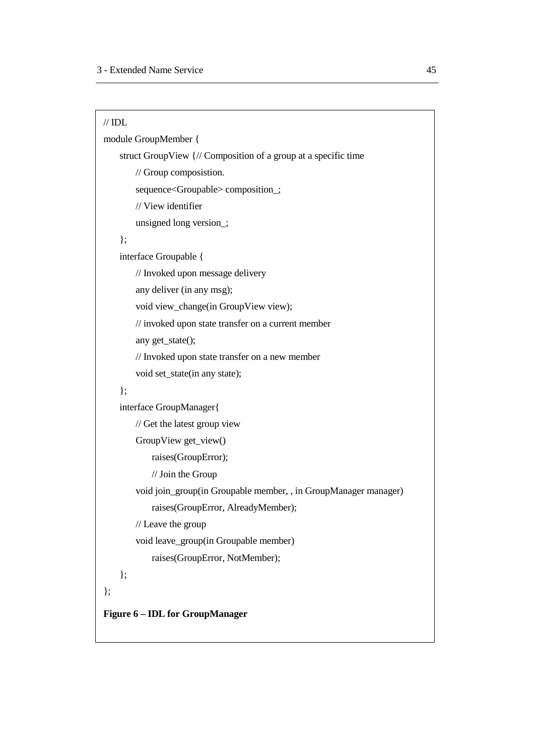```
// IDL
module GroupMember {
    struct GroupView {// Composition of a group at a specific time
        // Group composistion.
        sequence<Groupable> composition_;
        // View identifier
        unsigned long version_;
    };
    interface Groupable {
        // Invoked upon message delivery
        any deliver (in any msg);
        void view_change(in GroupView view);
        // invoked upon state transfer on a current member
        any get_state();
        // Invoked upon state transfer on a new member
        void set_state(in any state);
    };
    interface GroupManager{
        // Get the latest group view
        GroupView get_view()
            raises(GroupError);
            // Join the Group
        void join_group(in Groupable member, , in GroupManager manager)
            raises(GroupError, AlreadyMember);
        // Leave the group
        void leave_group(in Groupable member)
            raises(GroupError, NotMember);
    };
};
```

**Figure 6 – IDL for GroupManager**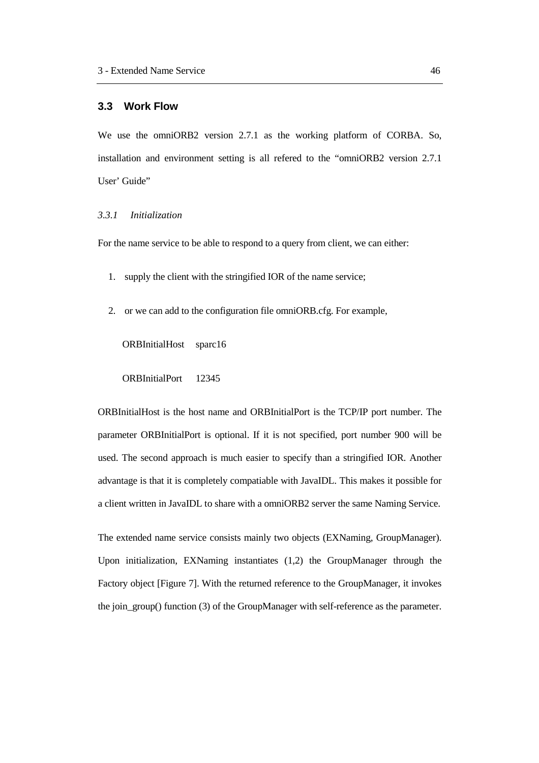## 3.3 Work Flow

We use the omniORB2 version 2.7.1 as the working platform of CORBA. So, installation and environment setting is all refered to the "omniORB2 version 2.7.1 User' Guide"

### *3.3.1 Initialization*

For the name service to be able to respond to a query from client, we can either:

1. supply the client with the stringified IOR of the name service;
2. or we can add to the configuration file omniORB.cfg. For example,

   ORBInitialHost sparc16

   ORBInitialPort 12345

ORBInitialHost is the host name and ORBInitialPort is the TCP/IP port number. The parameter ORBInitialPort is optional. If it is not specified, port number 900 will be used. The second approach is much easier to specify than a stringified IOR. Another advantage is that it is completely compatiable with JavaIDL. This makes it possible for a client written in JavaIDL to share with a omniORB2 server the same Naming Service.

The extended name service consists mainly two objects (EXNaming, GroupManager). Upon initialization, EXNaming instantiates (1,2) the GroupManager through the Factory object [Figure 7]. With the returned reference to the GroupManager, it invokes the join_group() function (3) of the GroupManager with self-reference as the parameter.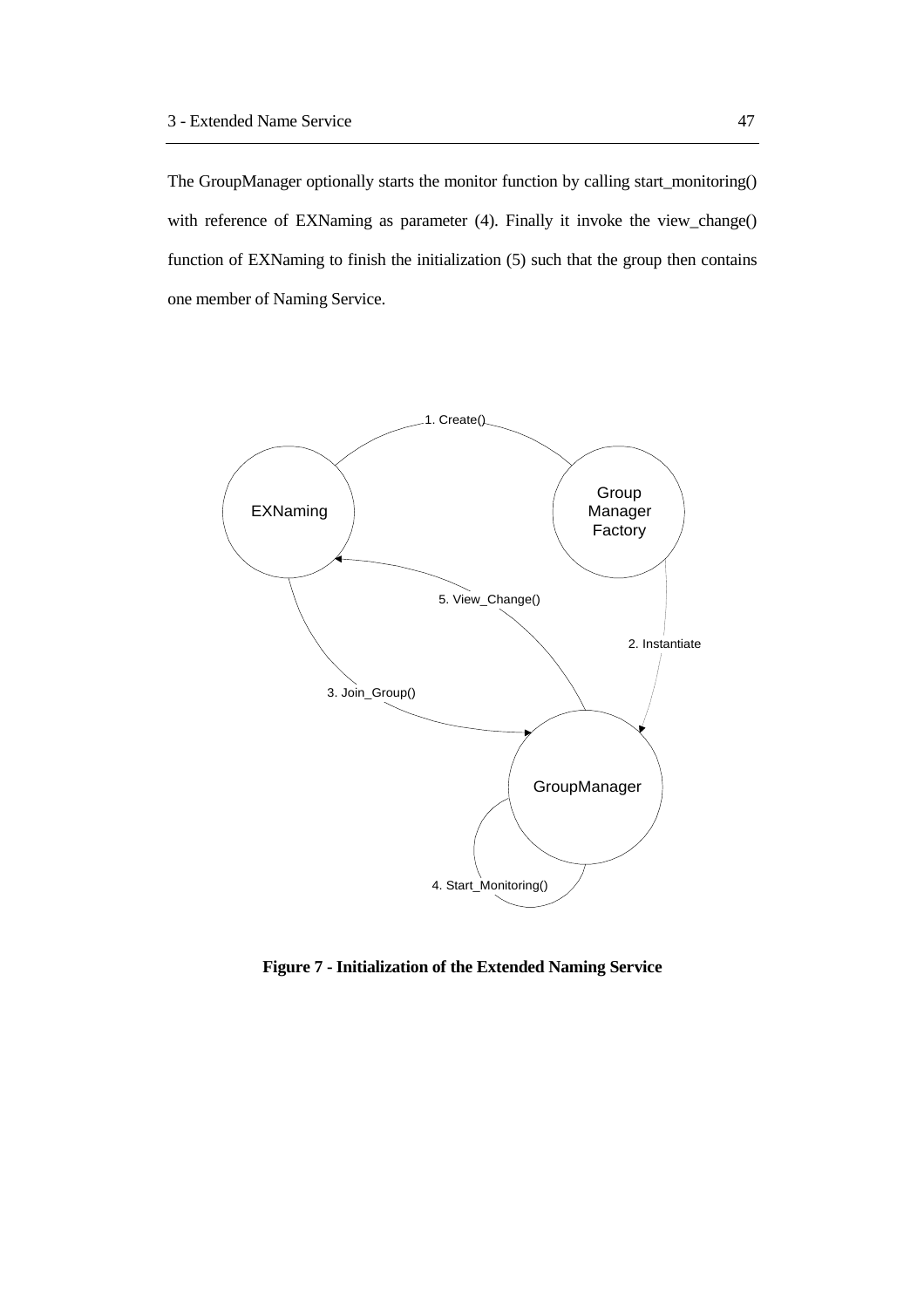The GroupManager optionally starts the monitor function by calling start_monitoring() with reference of EXNaming as parameter (4). Finally it invoke the view_change() function of EXNaming to finish the initialization (5) such that the group then contains one member of Naming Service.

**Figure 7 - Initialization of the Extended Naming Service**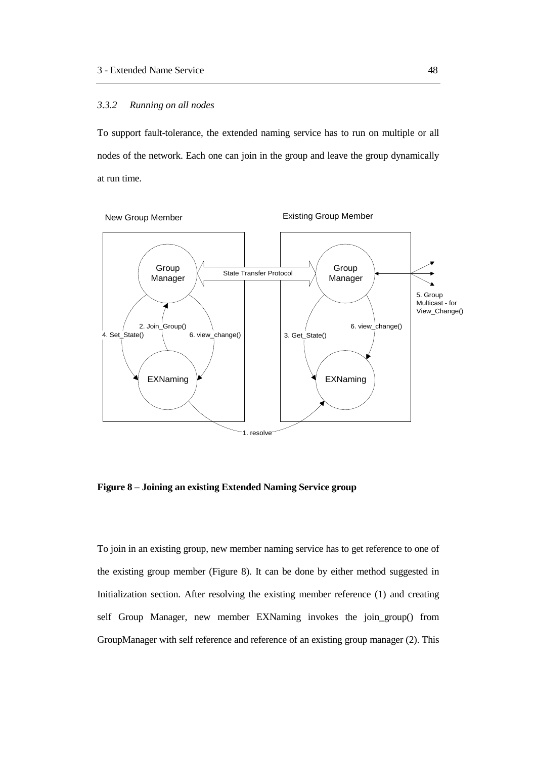### 3.3.2 Running on all nodes

To support fault-tolerance, the extended naming service has to run on multiple or all nodes of the network. Each one can join in the group and leave the group dynamically at run time.

**Figure 8 – Joining an existing Extended Naming Service group**

To join in an existing group, new member naming service has to get reference to one of the existing group member (Figure 8). It can be done by either method suggested in Initialization section. After resolving the existing member reference (1) and creating self Group Manager, new member EXNaming invokes the join_group() from GroupManager with self reference and reference of an existing group manager (2). This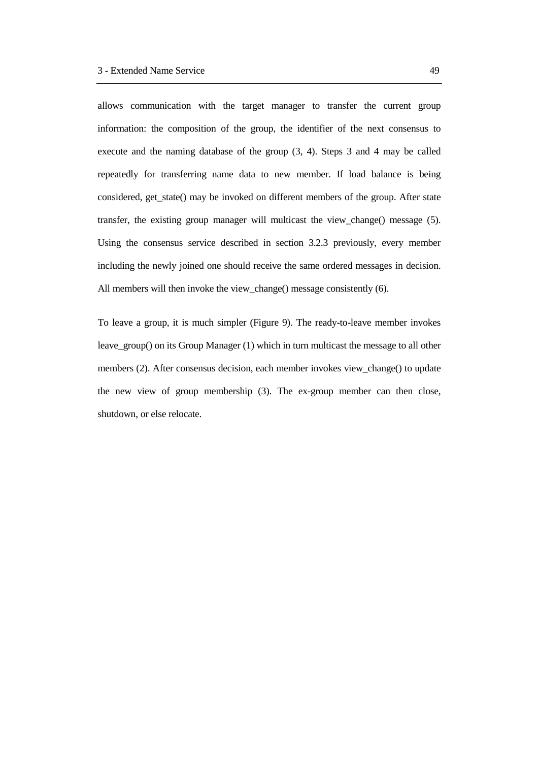allows communication with the target manager to transfer the current group information: the composition of the group, the identifier of the next consensus to execute and the naming database of the group (3, 4). Steps 3 and 4 may be called repeatedly for transferring name data to new member. If load balance is being considered, get_state() may be invoked on different members of the group. After state transfer, the existing group manager will multicast the view_change() message (5). Using the consensus service described in section 3.2.3 previously, every member including the newly joined one should receive the same ordered messages in decision. All members will then invoke the view_change() message consistently (6).

To leave a group, it is much simpler (Figure 9). The ready-to-leave member invokes leave_group() on its Group Manager (1) which in turn multicast the message to all other members (2). After consensus decision, each member invokes view_change() to update the new view of group membership (3). The ex-group member can then close, shutdown, or else relocate.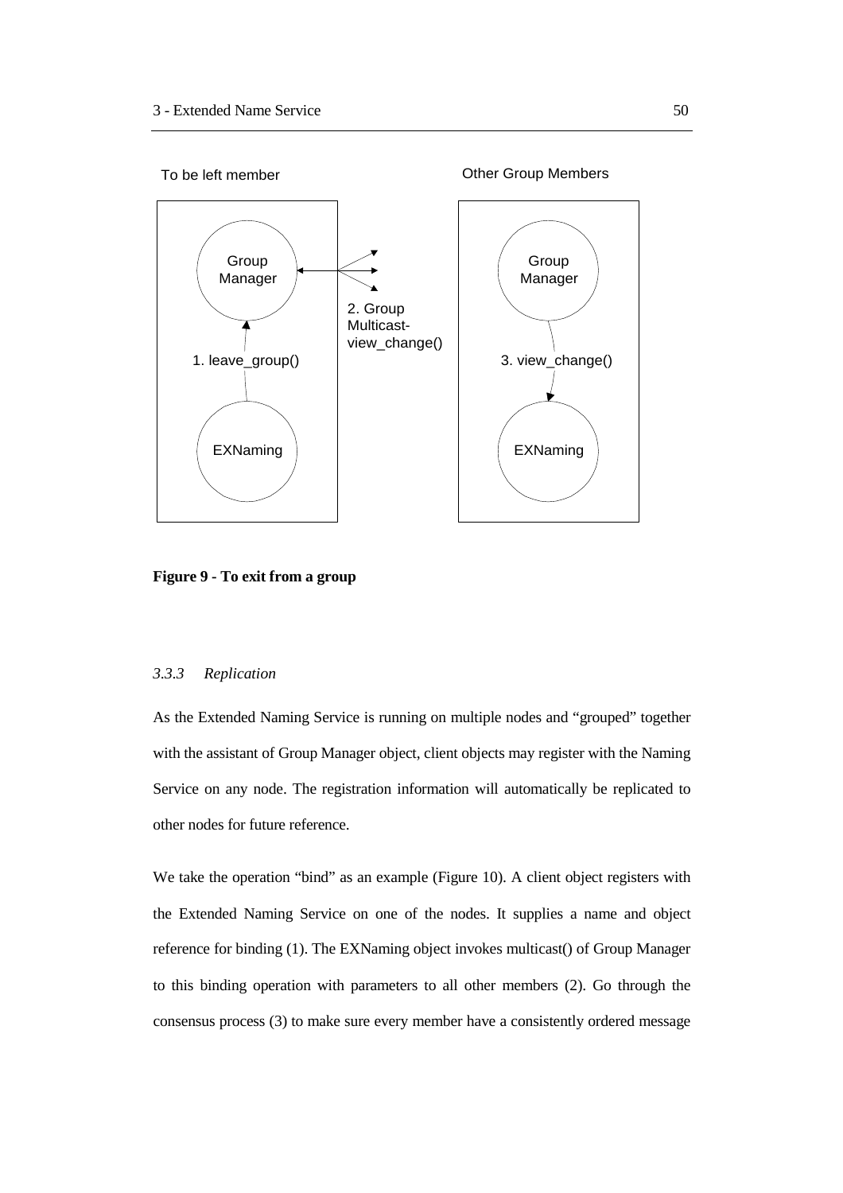**Figure 9 - To exit from a group**

### *3.3.3 Replication*

As the Extended Naming Service is running on multiple nodes and "grouped" together with the assistant of Group Manager object, client objects may register with the Naming Service on any node. The registration information will automatically be replicated to other nodes for future reference.

We take the operation "bind" as an example (Figure 10). A client object registers with the Extended Naming Service on one of the nodes. It supplies a name and object reference for binding (1). The EXNaming object invokes multicast() of Group Manager to this binding operation with parameters to all other members (2). Go through the consensus process (3) to make sure every member have a consistently ordered message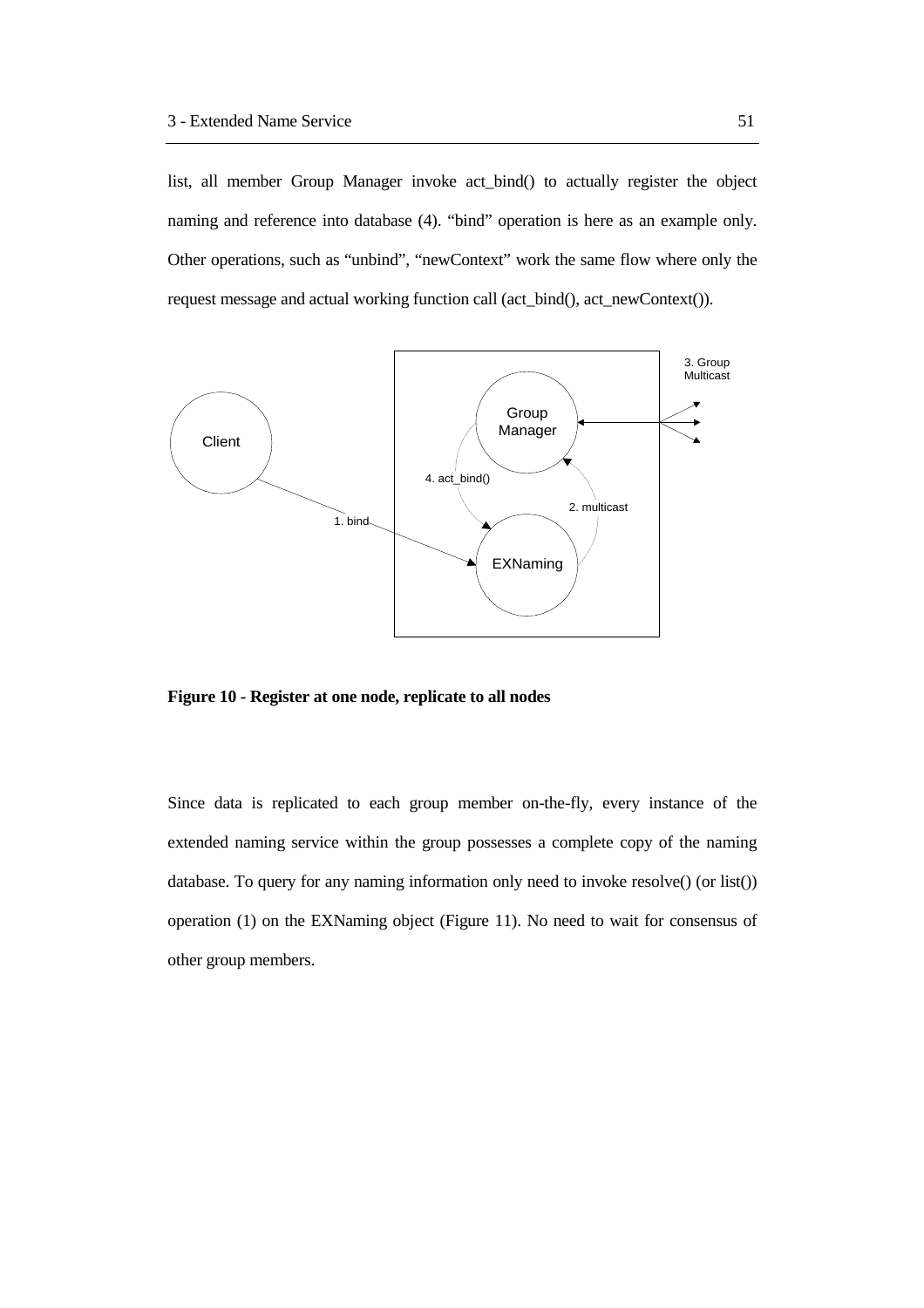list, all member Group Manager invoke act_bind() to actually register the object naming and reference into database (4). "bind" operation is here as an example only. Other operations, such as "unbind", "newContext" work the same flow where only the request message and actual working function call (act_bind(), act_newContext()).

**Figure 10 - Register at one node, replicate to all nodes**

Since data is replicated to each group member on-the-fly, every instance of the extended naming service within the group possesses a complete copy of the naming database. To query for any naming information only need to invoke resolve() (or list()) operation (1) on the EXNaming object (Figure 11). No need to wait for consensus of other group members.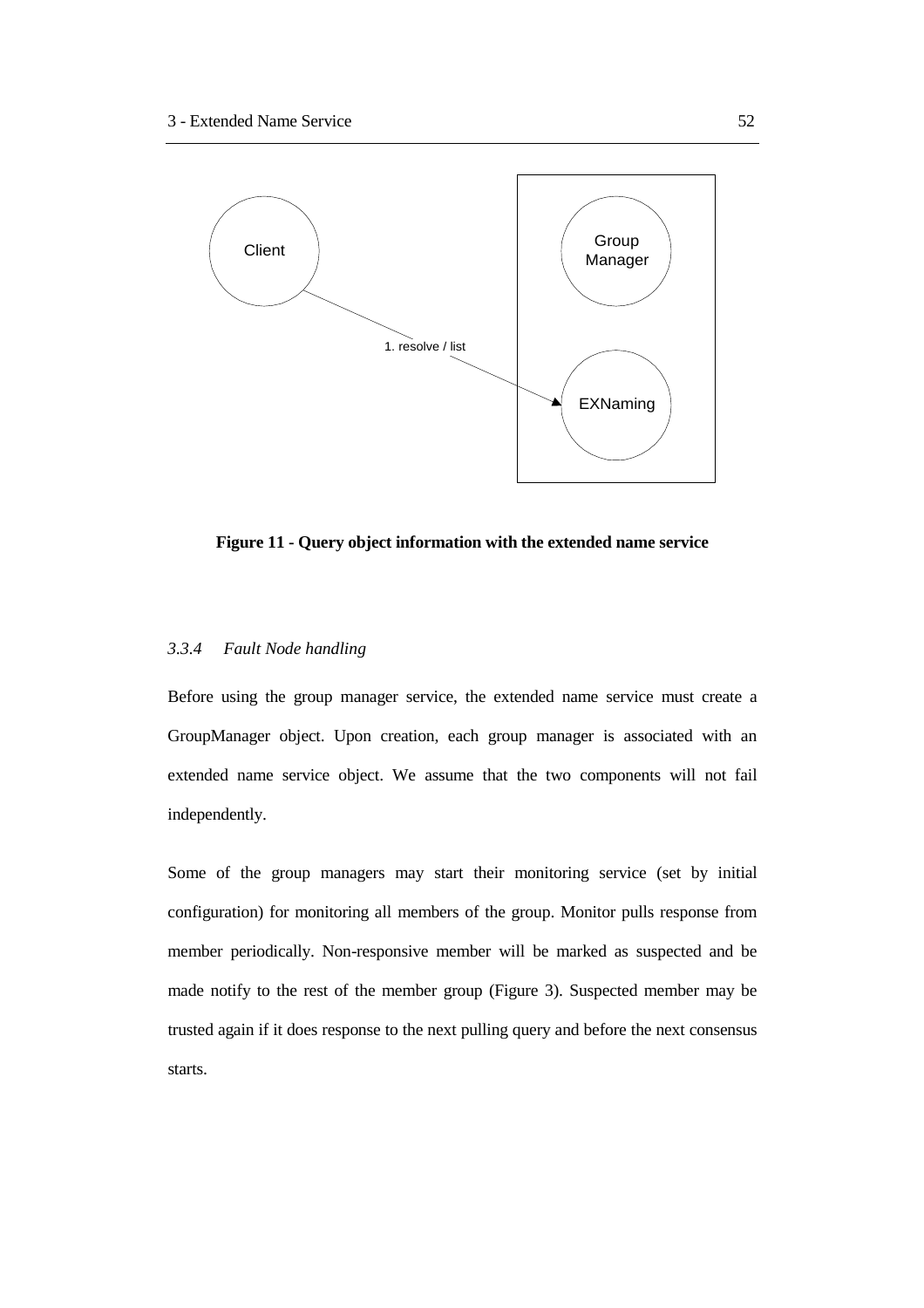**Figure 11 - Query object information with the extended name service**

### *3.3.4 Fault Node handling*

Before using the group manager service, the extended name service must create a GroupManager object. Upon creation, each group manager is associated with an extended name service object. We assume that the two components will not fail independently.

Some of the group managers may start their monitoring service (set by initial configuration) for monitoring all members of the group. Monitor pulls response from member periodically. Non-responsive member will be marked as suspected and be made notify to the rest of the member group (Figure 3). Suspected member may be trusted again if it does response to the next pulling query and before the next consensus starts.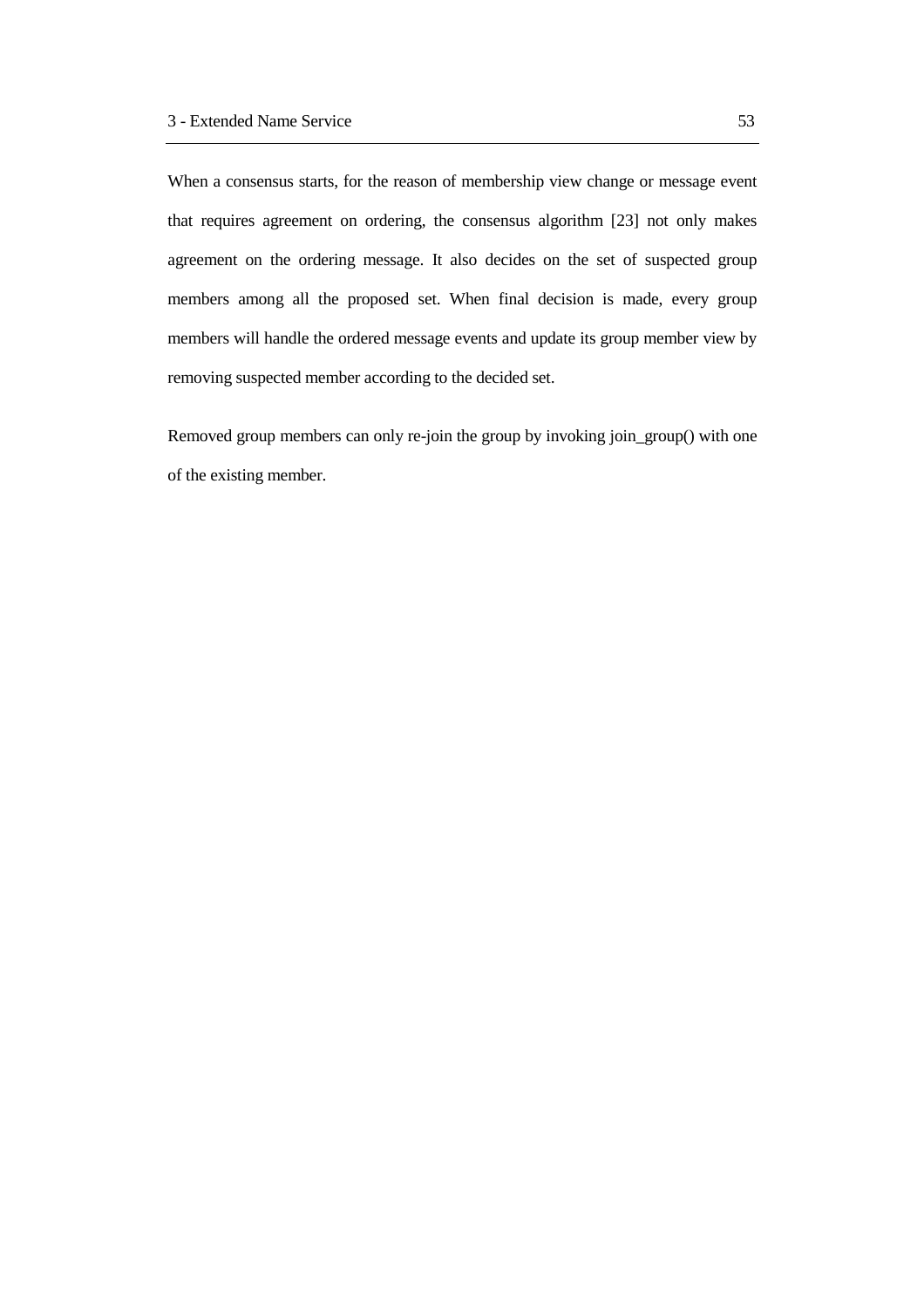When a consensus starts, for the reason of membership view change or message event that requires agreement on ordering, the consensus algorithm [23] not only makes agreement on the ordering message. It also decides on the set of suspected group members among all the proposed set. When final decision is made, every group members will handle the ordered message events and update its group member view by removing suspected member according to the decided set.

Removed group members can only re-join the group by invoking join_group() with one of the existing member.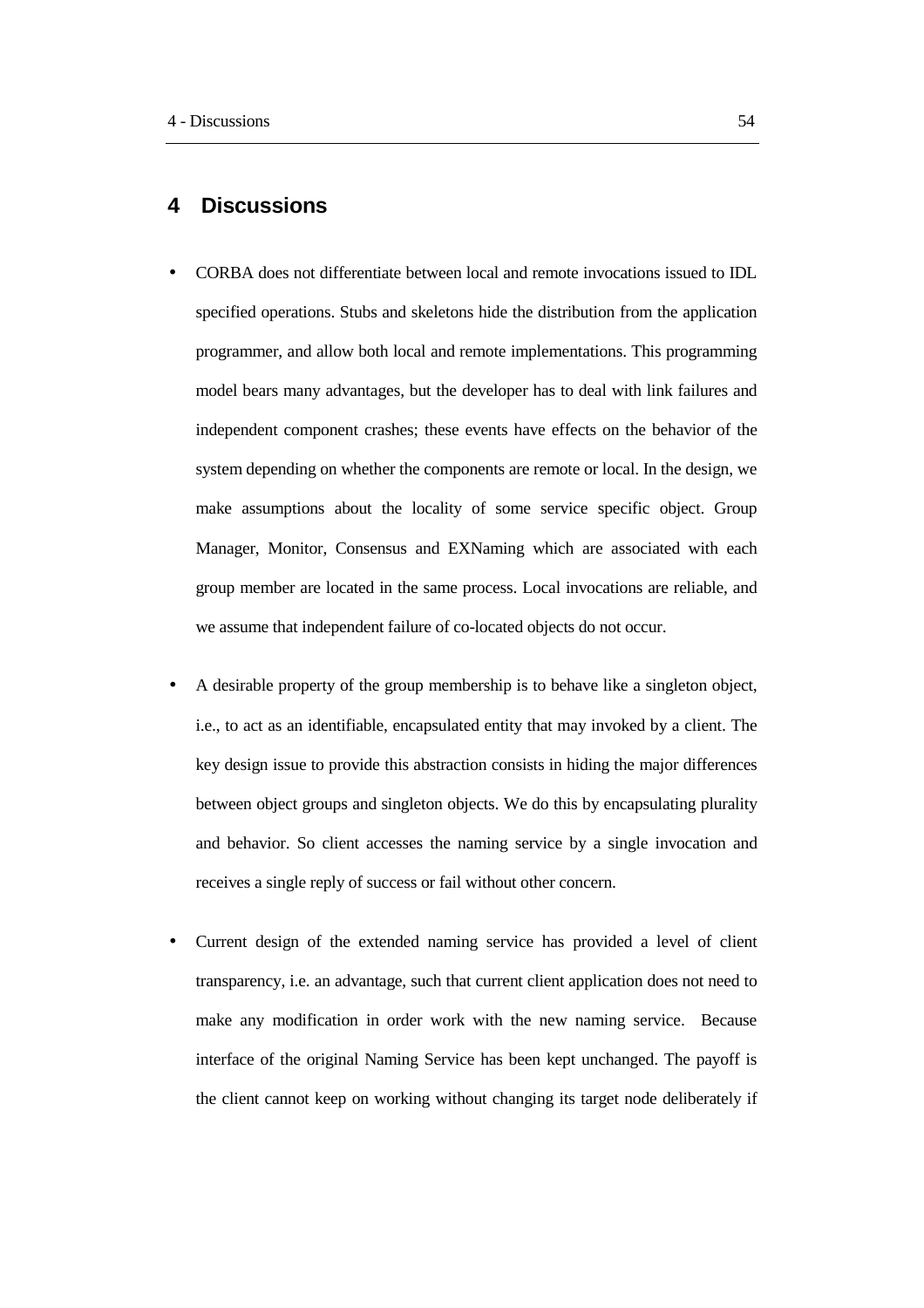# 4 Discussions

- CORBA does not differentiate between local and remote invocations issued to IDL specified operations. Stubs and skeletons hide the distribution from the application programmer, and allow both local and remote implementations. This programming model bears many advantages, but the developer has to deal with link failures and independent component crashes; these events have effects on the behavior of the system depending on whether the components are remote or local. In the design, we make assumptions about the locality of some service specific object. Group Manager, Monitor, Consensus and EXNaming which are associated with each group member are located in the same process. Local invocations are reliable, and we assume that independent failure of co-located objects do not occur.

- A desirable property of the group membership is to behave like a singleton object, i.e., to act as an identifiable, encapsulated entity that may invoked by a client. The key design issue to provide this abstraction consists in hiding the major differences between object groups and singleton objects. We do this by encapsulating plurality and behavior. So client accesses the naming service by a single invocation and receives a single reply of success or fail without other concern.

- Current design of the extended naming service has provided a level of client transparency, i.e. an advantage, such that current client application does not need to make any modification in order work with the new naming service. Because interface of the original Naming Service has been kept unchanged. The payoff is the client cannot keep on working without changing its target node deliberately if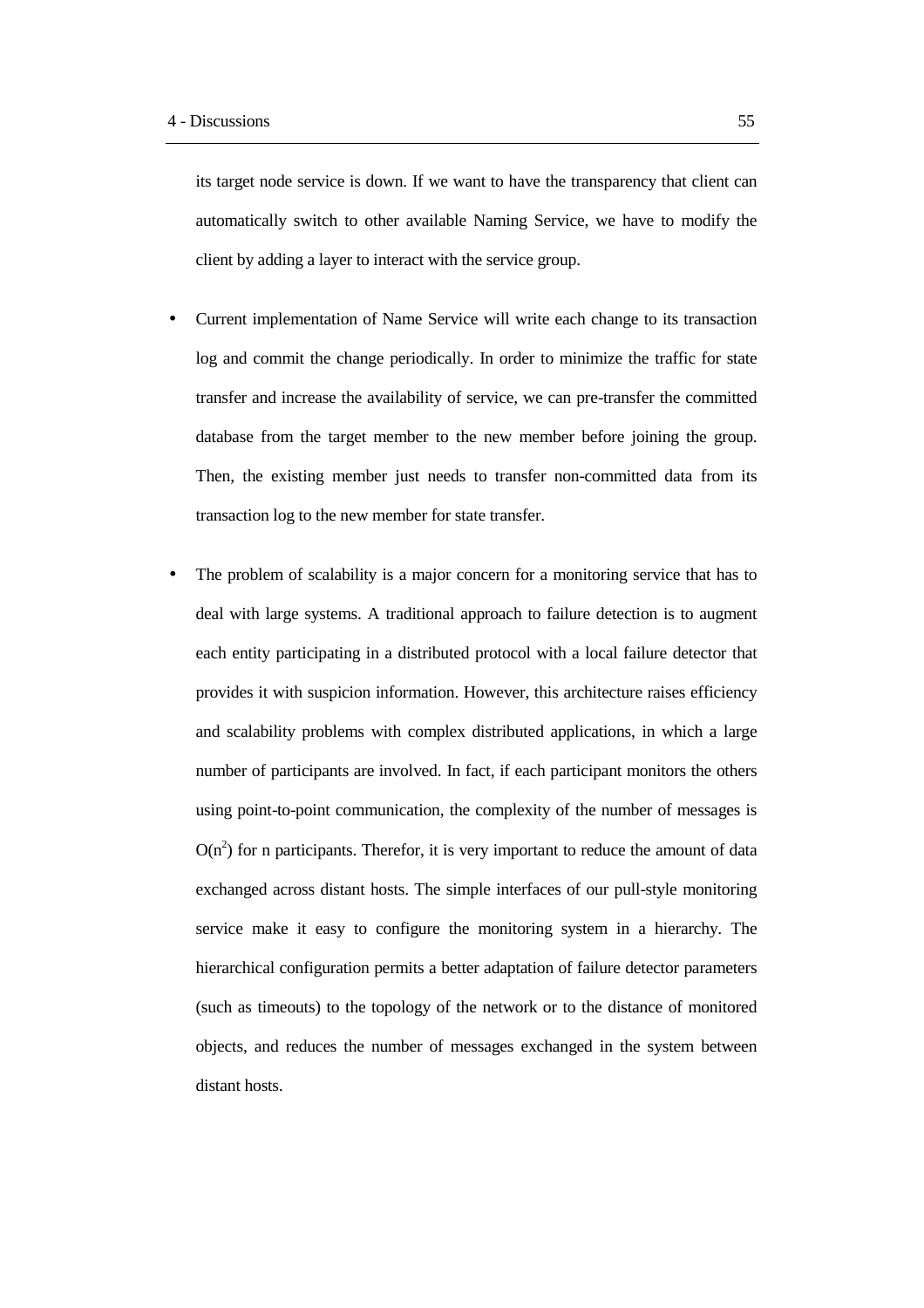its target node service is down. If we want to have the transparency that client can automatically switch to other available Naming Service, we have to modify the client by adding a layer to interact with the service group.

- Current implementation of Name Service will write each change to its transaction log and commit the change periodically. In order to minimize the traffic for state transfer and increase the availability of service, we can pre-transfer the committed database from the target member to the new member before joining the group. Then, the existing member just needs to transfer non-committed data from its transaction log to the new member for state transfer.

- The problem of scalability is a major concern for a monitoring service that has to deal with large systems. A traditional approach to failure detection is to augment each entity participating in a distributed protocol with a local failure detector that provides it with suspicion information. However, this architecture raises efficiency and scalability problems with complex distributed applications, in which a large number of participants are involved. In fact, if each participant monitors the others using point-to-point communication, the complexity of the number of messages is $O(n^2)$ for n participants. Therefor, it is very important to reduce the amount of data exchanged across distant hosts. The simple interfaces of our pull-style monitoring service make it easy to configure the monitoring system in a hierarchy. The hierarchical configuration permits a better adaptation of failure detector parameters (such as timeouts) to the topology of the network or to the distance of monitored objects, and reduces the number of messages exchanged in the system between distant hosts.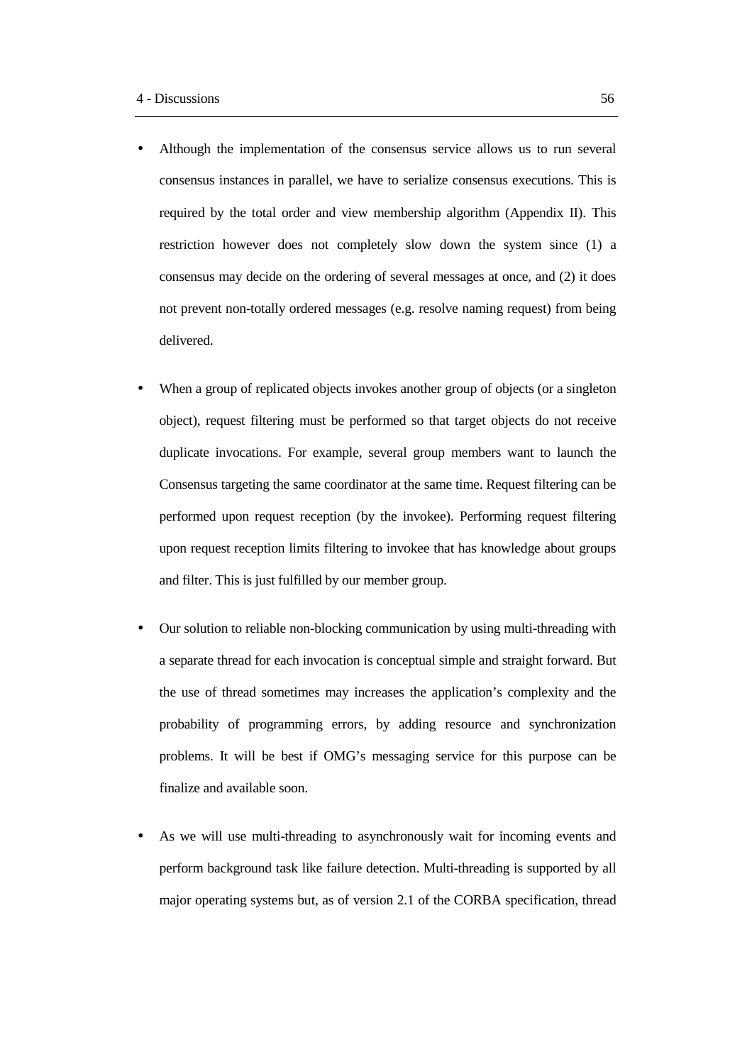- Although the implementation of the consensus service allows us to run several consensus instances in parallel, we have to serialize consensus executions. This is required by the total order and view membership algorithm (Appendix II). This restriction however does not completely slow down the system since (1) a consensus may decide on the ordering of several messages at once, and (2) it does not prevent non-totally ordered messages (e.g. resolve naming request) from being delivered.

- When a group of replicated objects invokes another group of objects (or a singleton object), request filtering must be performed so that target objects do not receive duplicate invocations. For example, several group members want to launch the Consensus targeting the same coordinator at the same time. Request filtering can be performed upon request reception (by the invokee). Performing request filtering upon request reception limits filtering to invokee that has knowledge about groups and filter. This is just fulfilled by our member group.

- Our solution to reliable non-blocking communication by using multi-threading with a separate thread for each invocation is conceptual simple and straight forward. But the use of thread sometimes may increases the application's complexity and the probability of programming errors, by adding resource and synchronization problems. It will be best if OMG's messaging service for this purpose can be finalize and available soon.

- As we will use multi-threading to asynchronously wait for incoming events and perform background task like failure detection. Multi-threading is supported by all major operating systems but, as of version 2.1 of the CORBA specification, thread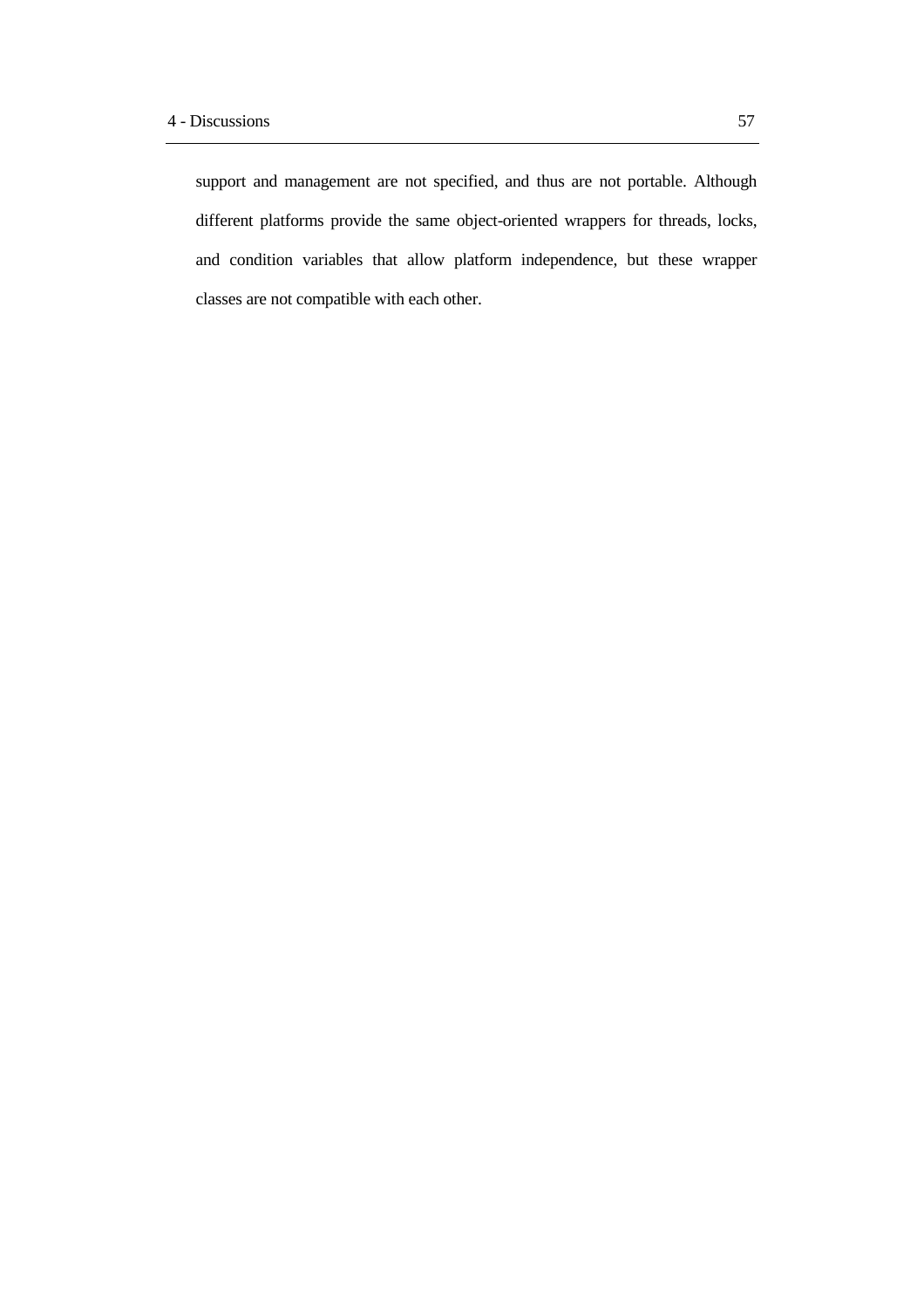support and management are not specified, and thus are not portable. Although different platforms provide the same object-oriented wrappers for threads, locks, and condition variables that allow platform independence, but these wrapper classes are not compatible with each other.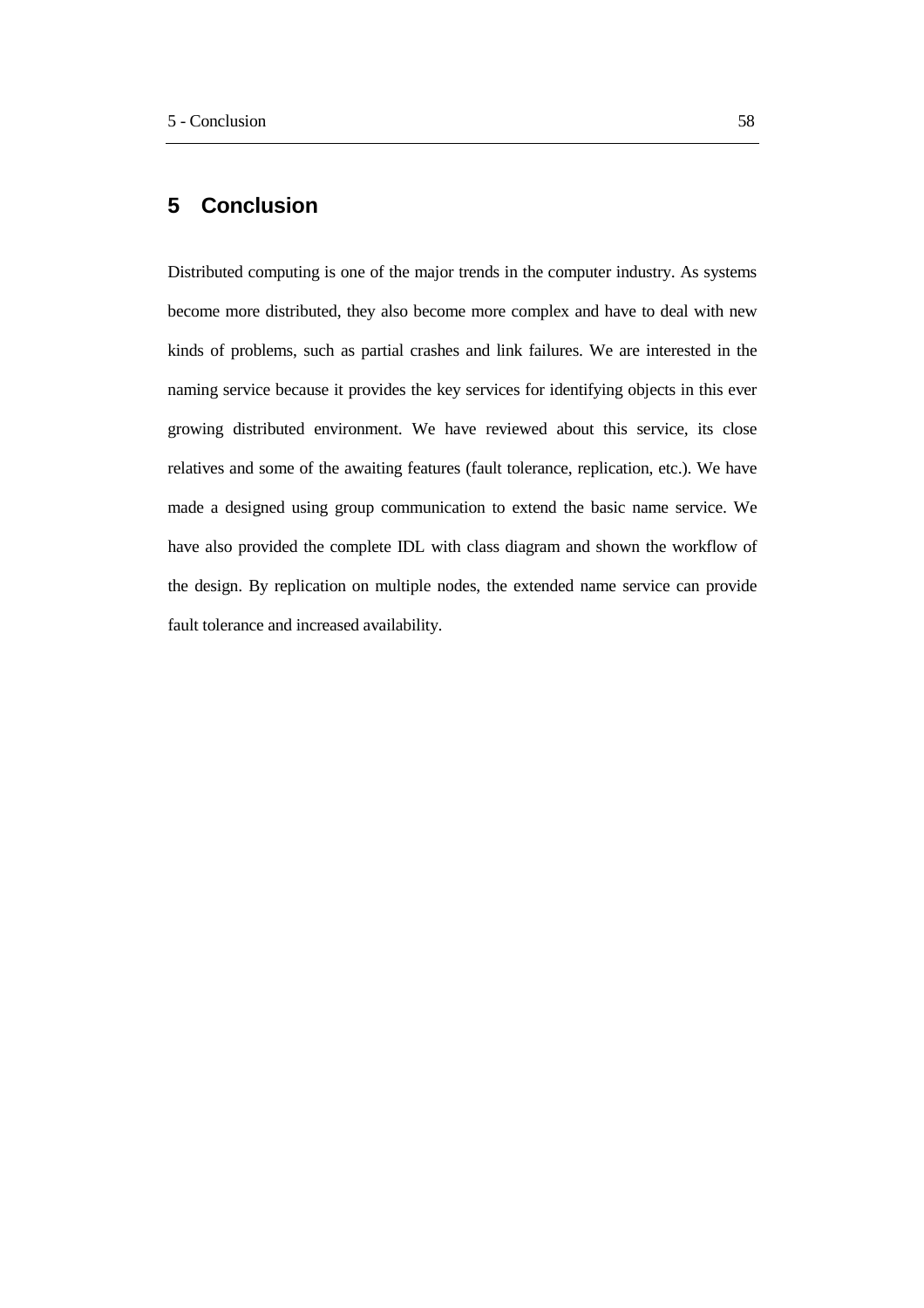# 5 Conclusion

Distributed computing is one of the major trends in the computer industry. As systems become more distributed, they also become more complex and have to deal with new kinds of problems, such as partial crashes and link failures. We are interested in the naming service because it provides the key services for identifying objects in this ever growing distributed environment. We have reviewed about this service, its close relatives and some of the awaiting features (fault tolerance, replication, etc.). We have made a designed using group communication to extend the basic name service. We have also provided the complete IDL with class diagram and shown the workflow of the design. By replication on multiple nodes, the extended name service can provide fault tolerance and increased availability.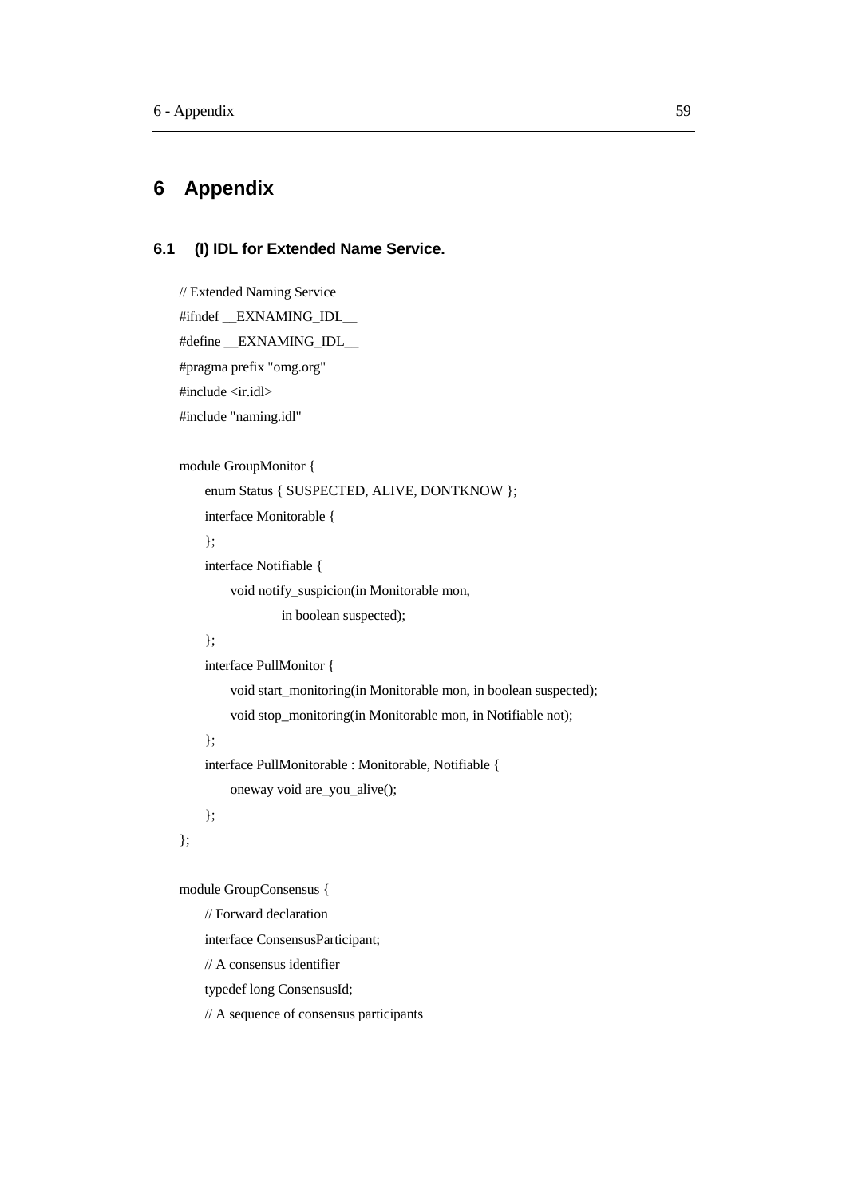# 6 Appendix

## 6.1 (I) IDL for Extended Name Service.

```
// Extended Naming Service
#ifndef __EXNAMING_IDL__
#define __EXNAMING_IDL__
#pragma prefix "omg.org"
#include <ir.idl>
#include "naming.idl"

module GroupMonitor {
    enum Status { SUSPECTED, ALIVE, DONTKNOW };
    interface Monitorable {
    };
    interface Notifiable {
        void notify_suspicion(in Monitorable mon,
                in boolean suspected);
    };
    interface PullMonitor {
        void start_monitoring(in Monitorable mon, in boolean suspected);
        void stop_monitoring(in Monitorable mon, in Notifiable not);
    };
    interface PullMonitorable : Monitorable, Notifiable {
        oneway void are_you_alive();
    };
};

module GroupConsensus {
    // Forward declaration
    interface ConsensusParticipant;
    // A consensus identifier
    typedef long ConsensusId;
    // A sequence of consensus participants
```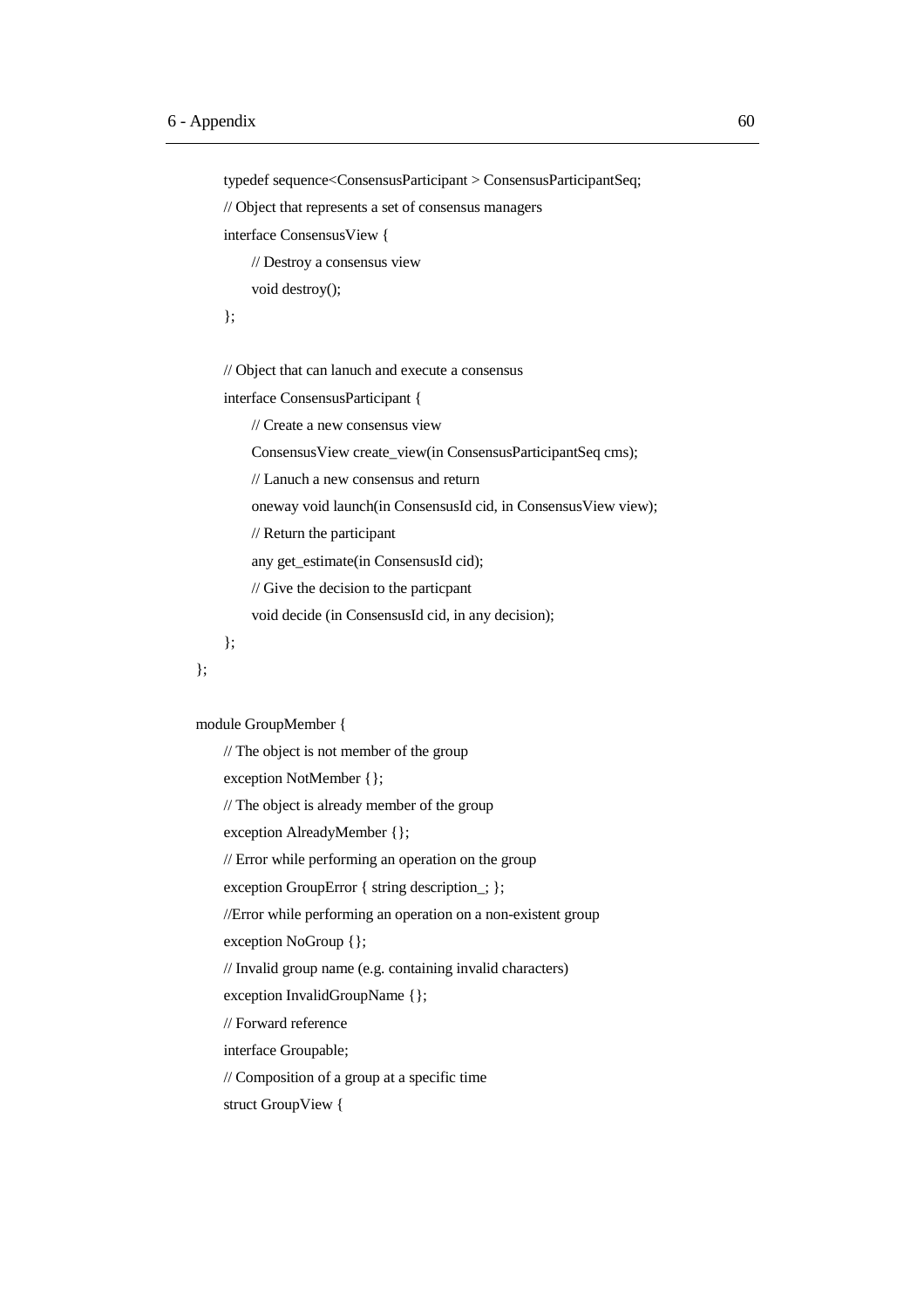```
    typedef sequence<ConsensusParticipant > ConsensusParticipantSeq;
    // Object that represents a set of consensus managers
    interface ConsensusView {
        // Destroy a consensus view
        void destroy();
    };

    // Object that can lanuch and execute a consensus
    interface ConsensusParticipant {
        // Create a new consensus view
        ConsensusView create_view(in ConsensusParticipantSeq cms);
        // Lanuch a new consensus and return
        oneway void launch(in ConsensusId cid, in ConsensusView view);
        // Return the participant
        any get_estimate(in ConsensusId cid);
        // Give the decision to the particpant
        void decide (in ConsensusId cid, in any decision);
    };
};

module GroupMember {
    // The object is not member of the group
    exception NotMember {};
    // The object is already member of the group
    exception AlreadyMember {};
    // Error while performing an operation on the group
    exception GroupError { string description_; };
    //Error while performing an operation on a non-existent group
    exception NoGroup {};
    // Invalid group name (e.g. containing invalid characters)
    exception InvalidGroupName {};
    // Forward reference
    interface Groupable;
    // Composition of a group at a specific time
    struct GroupView {
```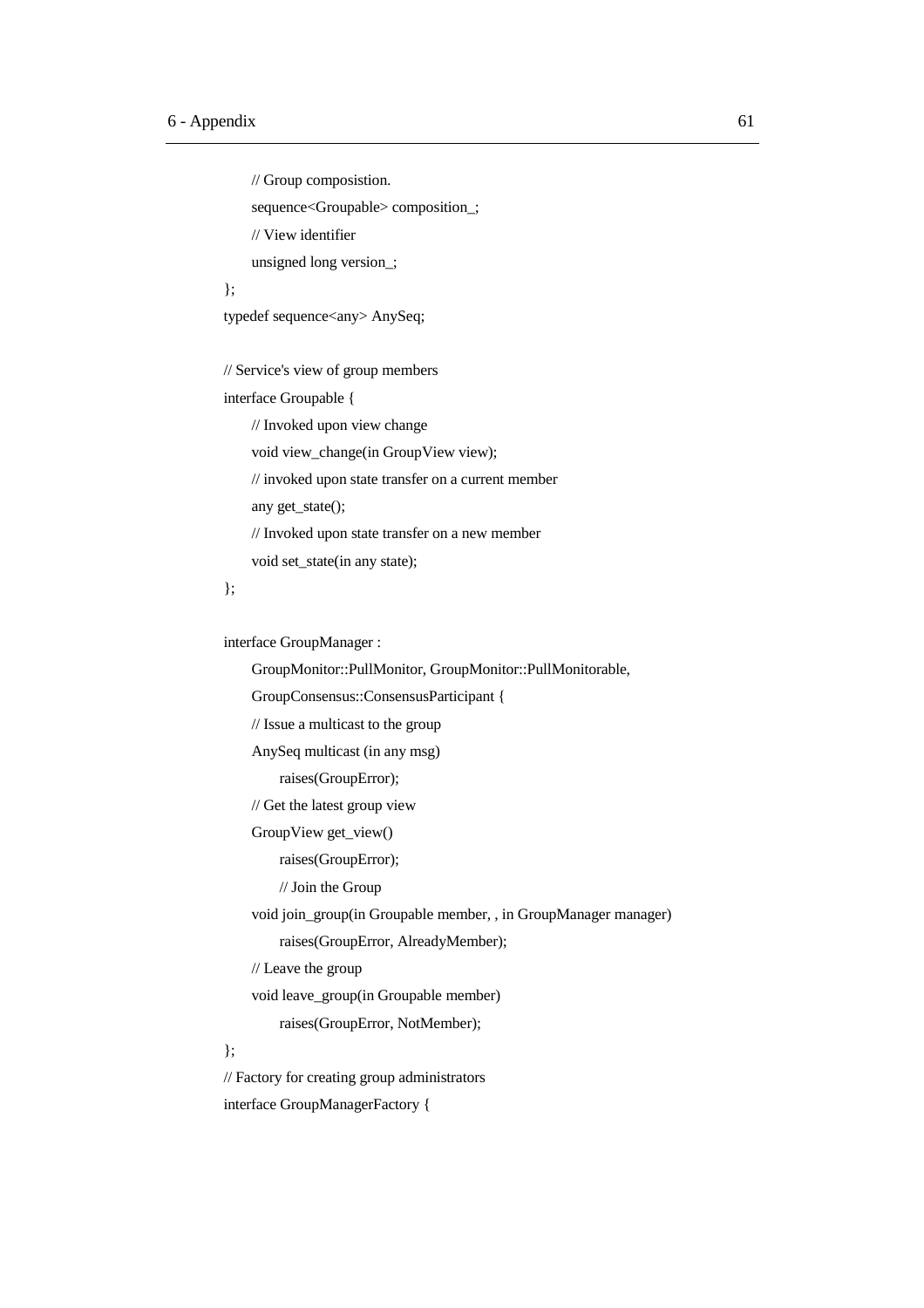```
        // Group composistion.
        sequence<Groupable> composition_;
        // View identifier
        unsigned long version_;
};
typedef sequence<any> AnySeq;

// Service's view of group members
interface Groupable {
        // Invoked upon view change
        void view_change(in GroupView view);
        // invoked upon state transfer on a current member
        any get_state();
        // Invoked upon state transfer on a new member
        void set_state(in any state);
};

interface GroupManager :
        GroupMonitor::PullMonitor, GroupMonitor::PullMonitorable,
        GroupConsensus::ConsensusParticipant {
        // Issue a multicast to the group
        AnySeq multicast (in any msg)
                raises(GroupError);
        // Get the latest group view
        GroupView get_view()
                raises(GroupError);
                // Join the Group
        void join_group(in Groupable member, , in GroupManager manager)
                raises(GroupError, AlreadyMember);
        // Leave the group
        void leave_group(in Groupable member)
                raises(GroupError, NotMember);
};
// Factory for creating group administrators
interface GroupManagerFactory {
```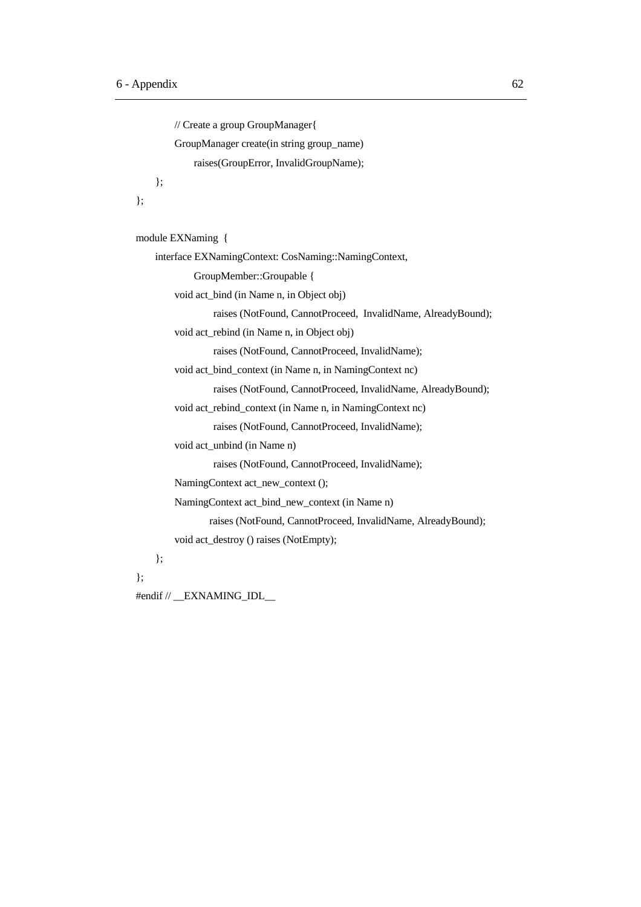```
        // Create a group GroupManager{
        GroupManager create(in string group_name)
            raises(GroupError, InvalidGroupName);
    };
};

module EXNaming {
    interface EXNamingContext: CosNaming::NamingContext,
            GroupMember::Groupable {
        void act_bind (in Name n, in Object obj)
                raises (NotFound, CannotProceed,  InvalidName, AlreadyBound);
        void act_rebind (in Name n, in Object obj)
                raises (NotFound, CannotProceed, InvalidName);
        void act_bind_context (in Name n, in NamingContext nc)
                raises (NotFound, CannotProceed, InvalidName, AlreadyBound);
        void act_rebind_context (in Name n, in NamingContext nc)
                raises (NotFound, CannotProceed, InvalidName);
        void act_unbind (in Name n)
                raises (NotFound, CannotProceed, InvalidName);
        NamingContext act_new_context ();
        NamingContext act_bind_new_context (in Name n)
                raises (NotFound, CannotProceed, InvalidName, AlreadyBound);
        void act_destroy () raises (NotEmpty);
    };
};
#endif // __EXNAMING_IDL__
```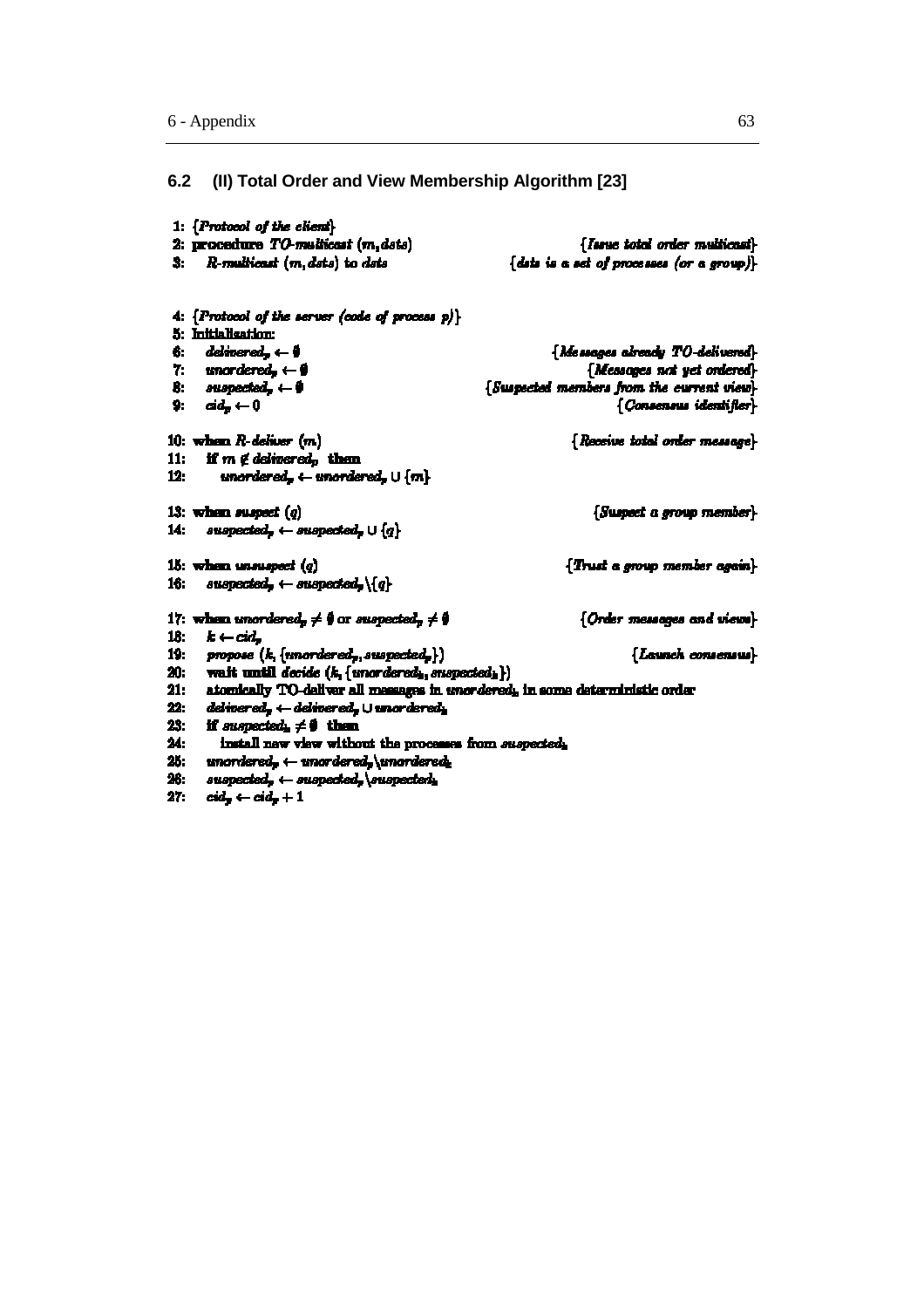## 6.2 (II) Total Order and View Membership Algorithm [23]

```
1:  {Protocol of the client}
2:  procedure TO-multicast (m, dsts)                                  {Issue total order multicast}
3:     R-multicast (m, dsts) to dsts                {dsts is a set of processes (or a group)}

4:  {Protocol of the server (code of process p)}
5:  Initialisation:
6:     delivered_p ← ∅                                              {Messages already TO-delivered}
7:     unordered_p ← ∅                                                {Messages not yet ordered}
8:     suspected_p ← ∅                                  {Suspected members from the current view}
9:     cid_p ← 0                                                        {Consensus identifier}

10: when R-deliver (m)                                                 {Receive total order message}
11:    if m ∉ delivered_p then
12:       unordered_p ← unordered_p ∪ {m}

13: when suspect (q)                                                      {Suspect a group member}
14:    suspected_p ← suspected_p ∪ {q}

15: when unsuspect (q)                                                {Trust a group member again}
16:    suspected_p ← suspected_p \ {q}

17: when unordered_p ≠ ∅ or suspected_p ≠ ∅                          {Order messages and views}
18:    k ← cid_p
19:    propose (k, {unordered_p, suspected_p})                                 {Launch consensus}
20:    wait until decide (k, {unordered_k, suspected_k})
21:    atomically TO-deliver all messages in unordered_k in some deterministic order
22:    delivered_p ← delivered_p ∪ unordered_k
23:    if suspected_k ≠ ∅ then
24:       install new view without the processes from suspected_k
25:    unordered_p ← unordered_p \ unordered_k
26:    suspected_p ← suspected_p \ suspected_k
27:    cid_p ← cid_p + 1
```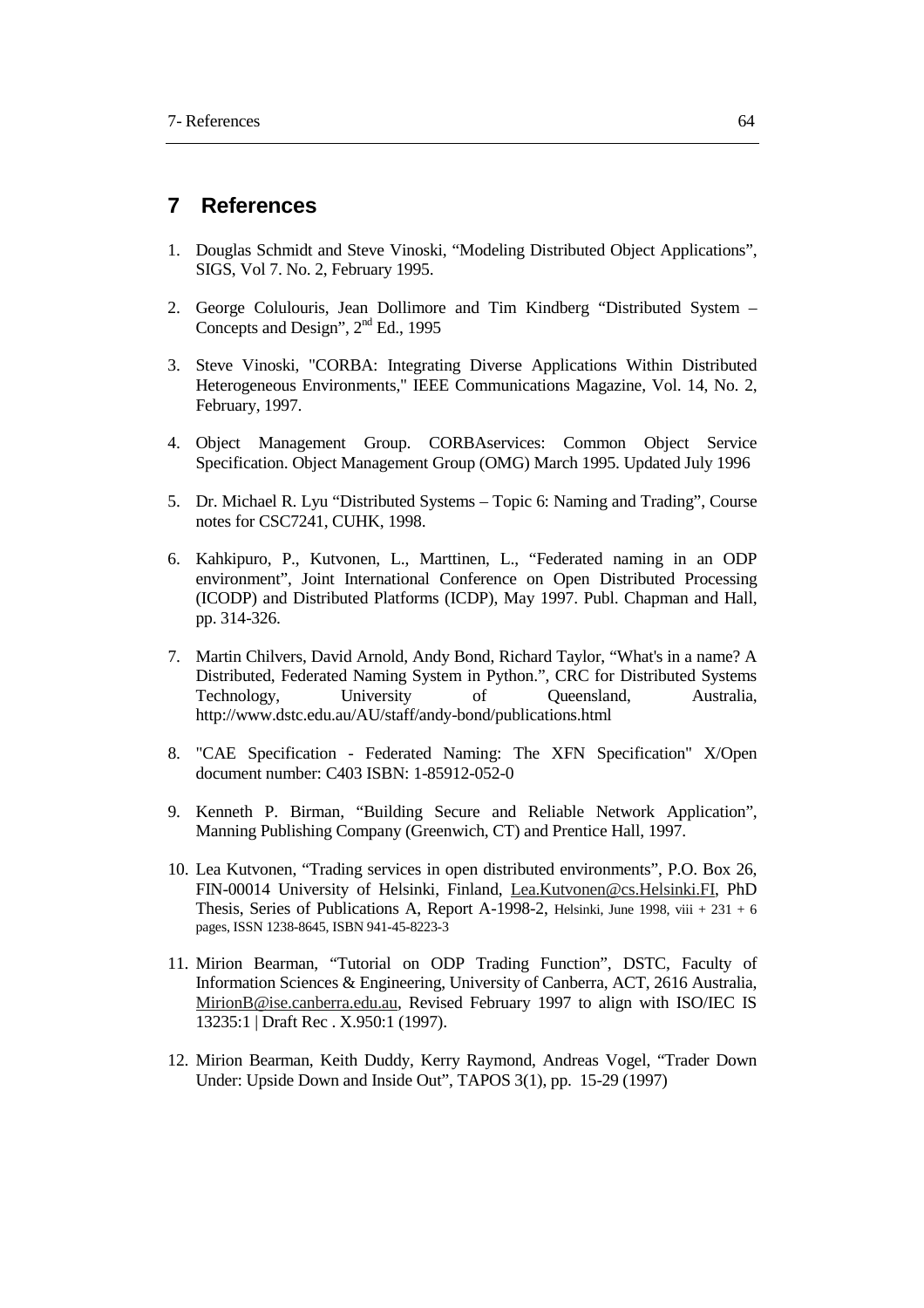# 7 References

1. Douglas Schmidt and Steve Vinoski, "Modeling Distributed Object Applications", SIGS, Vol 7. No. 2, February 1995.

2. George Colulouris, Jean Dollimore and Tim Kindberg "Distributed System – Concepts and Design", 2nd Ed., 1995

3. Steve Vinoski, "CORBA: Integrating Diverse Applications Within Distributed Heterogeneous Environments," IEEE Communications Magazine, Vol. 14, No. 2, February, 1997.

4. Object Management Group. CORBAservices: Common Object Service Specification. Object Management Group (OMG) March 1995. Updated July 1996

5. Dr. Michael R. Lyu "Distributed Systems – Topic 6: Naming and Trading", Course notes for CSC7241, CUHK, 1998.

6. Kahkipuro, P., Kutvonen, L., Marttinen, L., "Federated naming in an ODP environment", Joint International Conference on Open Distributed Processing (ICODP) and Distributed Platforms (ICDP), May 1997. Publ. Chapman and Hall, pp. 314-326.

7. Martin Chilvers, David Arnold, Andy Bond, Richard Taylor, "What's in a name? A Distributed, Federated Naming System in Python.", CRC for Distributed Systems Technology, University of Queensland, Australia, http://www.dstc.edu.au/AU/staff/andy-bond/publications.html

8. "CAE Specification - Federated Naming: The XFN Specification" X/Open document number: C403 ISBN: 1-85912-052-0

9. Kenneth P. Birman, "Building Secure and Reliable Network Application", Manning Publishing Company (Greenwich, CT) and Prentice Hall, 1997.

10. Lea Kutvonen, "Trading services in open distributed environments", P.O. Box 26, FIN-00014 University of Helsinki, Finland, Lea.Kutvonen@cs.Helsinki.FI, PhD Thesis, Series of Publications A, Report A-1998-2, Helsinki, June 1998, viii + 231 + 6 pages, ISSN 1238-8645, ISBN 941-45-8223-3

11. Mirion Bearman, "Tutorial on ODP Trading Function", DSTC, Faculty of Information Sciences & Engineering, University of Canberra, ACT, 2616 Australia, MirionB@ise.canberra.edu.au, Revised February 1997 to align with ISO/IEC IS 13235:1 | Draft Rec . X.950:1 (1997).

12. Mirion Bearman, Keith Duddy, Kerry Raymond, Andreas Vogel, "Trader Down Under: Upside Down and Inside Out", TAPOS 3(1), pp. 15-29 (1997)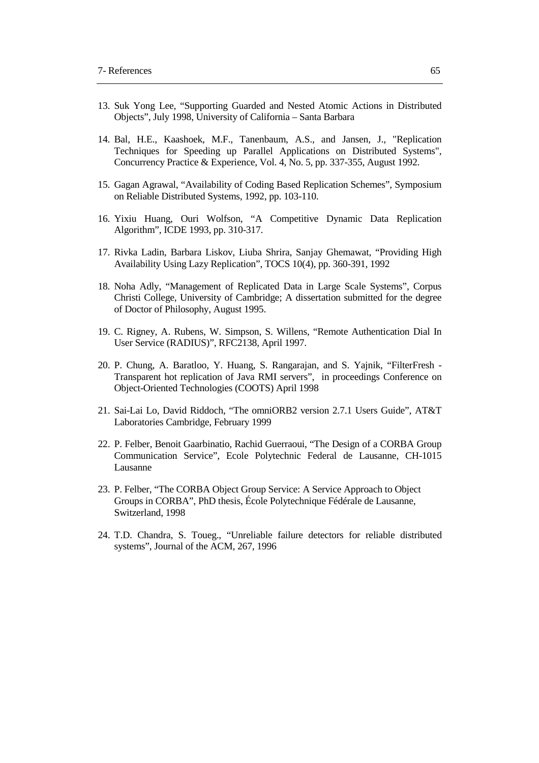13. Suk Yong Lee, “Supporting Guarded and Nested Atomic Actions in Distributed Objects”, July 1998, University of California – Santa Barbara

14. Bal, H.E., Kaashoek, M.F., Tanenbaum, A.S., and Jansen, J., "Replication Techniques for Speeding up Parallel Applications on Distributed Systems", Concurrency Practice & Experience, Vol. 4, No. 5, pp. 337-355, August 1992.

15. Gagan Agrawal, “Availability of Coding Based Replication Schemes”, Symposium on Reliable Distributed Systems, 1992, pp. 103-110.

16. Yixiu Huang, Ouri Wolfson, “A Competitive Dynamic Data Replication Algorithm”, ICDE 1993, pp. 310-317.

17. Rivka Ladin, Barbara Liskov, Liuba Shrira, Sanjay Ghemawat, “Providing High Availability Using Lazy Replication”, TOCS 10(4), pp. 360-391, 1992

18. Noha Adly, “Management of Replicated Data in Large Scale Systems”, Corpus Christi College, University of Cambridge; A dissertation submitted for the degree of Doctor of Philosophy, August 1995.

19. C. Rigney, A. Rubens, W. Simpson, S. Willens, “Remote Authentication Dial In User Service (RADIUS)”, RFC2138, April 1997.

20. P. Chung, A. Baratloo, Y. Huang, S. Rangarajan, and S. Yajnik, “FilterFresh - Transparent hot replication of Java RMI servers”, in proceedings Conference on Object-Oriented Technologies (COOTS) April 1998

21. Sai-Lai Lo, David Riddoch, “The omniORB2 version 2.7.1 Users Guide”, AT&T Laboratories Cambridge, February 1999

22. P. Felber, Benoit Gaarbinatio, Rachid Guerraoui, “The Design of a CORBA Group Communication Service”, Ecole Polytechnic Federal de Lausanne, CH-1015 Lausanne

23. P. Felber, “The CORBA Object Group Service: A Service Approach to Object Groups in CORBA”, PhD thesis, École Polytechnique Fédérale de Lausanne, Switzerland, 1998

24. T.D. Chandra, S. Toueg., “Unreliable failure detectors for reliable distributed systems”, Journal of the ACM, 267, 1996